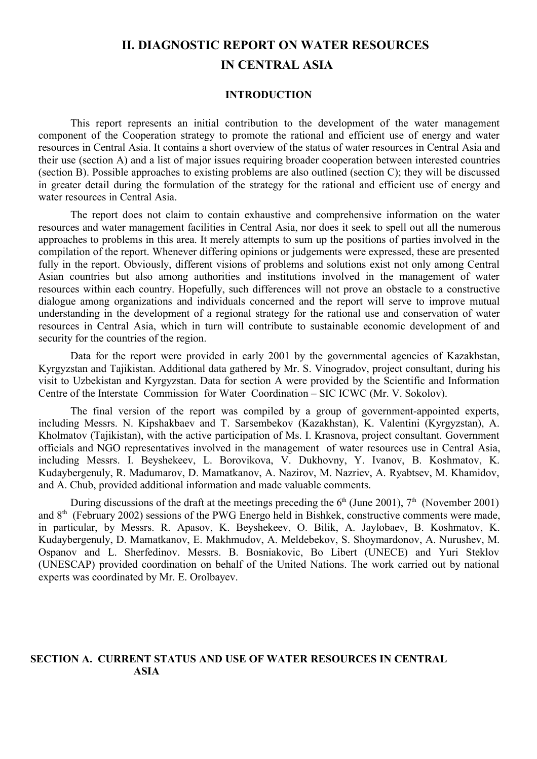# II. DIAGNOSTIC REPORT ON WATER RESOURCES IN CENTRAL ASIA

## INTRODUCTION

This report represents an initial contribution to the development of the water management component of the Cooperation strategy to promote the rational and efficient use of energy and water resources in Central Asia. It contains a short overview of the status of water resources in Central Asia and their use (section A) and a list of major issues requiring broader cooperation between interested countries (section B). Possible approaches to existing problems are also outlined (section C); they will be discussed in greater detail during the formulation of the strategy for the rational and efficient use of energy and water resources in Central Asia.

The report does not claim to contain exhaustive and comprehensive information on the water resources and water management facilities in Central Asia, nor does it seek to spell out all the numerous approaches to problems in this area. It merely attempts to sum up the positions of parties involved in the compilation of the report. Whenever differing opinions or judgements were expressed, these are presented fully in the report. Obviously, different visions of problems and solutions exist not only among Central Asian countries but also among authorities and institutions involved in the management of water resources within each country. Hopefully, such differences will not prove an obstacle to a constructive dialogue among organizations and individuals concerned and the report will serve to improve mutual understanding in the development of a regional strategy for the rational use and conservation of water resources in Central Asia, which in turn will contribute to sustainable economic development of and security for the countries of the region.

Data for the report were provided in early 2001 by the governmental agencies of Kazakhstan, Kyrgyzstan and Tajikistan. Additional data gathered by Mr. S. Vinogradov, project consultant, during his visit to Uzbekistan and Kyrgyzstan. Data for section A were provided by the Scientific and Information Centre of the Interstate Commission for Water Coordination – SIC ICWC (Mr. V. Sokolov).

The final version of the report was compiled by a group of government-appointed experts, including Messrs. N. Kipshakbaev and T. Sarsembekov (Kazakhstan), K. Valentini (Kyrgyzstan), A. Kholmatov (Tajikistan), with the active participation of Ms. I. Krasnova, project consultant. Government officials and NGO representatives involved in the management of water resources use in Central Asia, including Messrs. I. Beyshekeev, L. Borovikova, V. Dukhovny, Y. Ivanov, B. Koshmatov, K. Kudaybergenuly, R. Madumarov, D. Mamatkanov, A. Nazirov, M. Nazriev, A. Ryabtsev, M. Khamidov, and A. Chub, provided additional information and made valuable comments.

During discussions of the draft at the meetings preceding the 6th (June 2001), 7th (November 2001) and 8th (February 2002) sessions of the PWG Energo held in Bishkek, constructive comments were made, in particular, by Messrs. R. Apasov, K. Beyshekeev, O. Bilik, A. Jaylobaev, B. Koshmatov, K. Kudaybergenuly, D. Mamatkanov, E. Makhmudov, A. Meldebekov, S. Shoymardonov, A. Nurushev, M. Ospanov and L. Sherfedinov. Messrs. B. Bosniakovic, Bo Libert (UNECE) and Yuri Steklov (UNESCAP) provided coordination on behalf of the United Nations. The work carried out by national experts was coordinated by Mr. E. Orolbayev.

## SECTION A. CURRENT STATUS AND USE OF WATER RESOURCES IN CENTRAL ASIA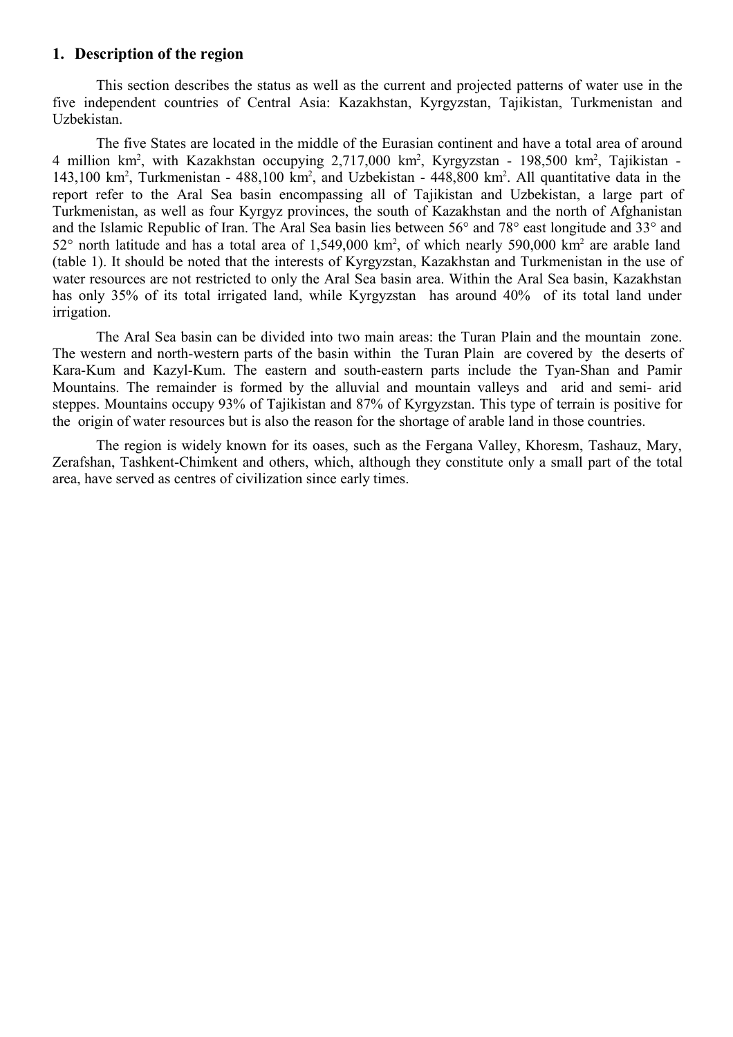## 1. Description of the region

This section describes the status as well as the current and projected patterns of water use in the five independent countries of Central Asia: Kazakhstan, Kyrgyzstan, Tajikistan, Turkmenistan and Uzbekistan.

The five States are located in the middle of the Eurasian continent and have a total area of around 4 million km$^2$, with Kazakhstan occupying 2,717,000 km$^2$, Kyrgyzstan - 198,500 km$^2$, Tajikistan - 143,100 km$^2$, Turkmenistan - 488,100 km$^2$, and Uzbekistan - 448,800 km$^2$. All quantitative data in the report refer to the Aral Sea basin encompassing all of Tajikistan and Uzbekistan, a large part of Turkmenistan, as well as four Kyrgyz provinces, the south of Kazakhstan and the north of Afghanistan and the Islamic Republic of Iran. The Aral Sea basin lies between 56° and 78° east longitude and 33° and 52° north latitude and has a total area of 1,549,000 km$^2$, of which nearly 590,000 km$^2$ are arable land (table 1). It should be noted that the interests of Kyrgyzstan, Kazakhstan and Turkmenistan in the use of water resources are not restricted to only the Aral Sea basin area. Within the Aral Sea basin, Kazakhstan has only 35% of its total irrigated land, while Kyrgyzstan has around 40% of its total land under irrigation.

The Aral Sea basin can be divided into two main areas: the Turan Plain and the mountain zone. The western and north-western parts of the basin within the Turan Plain are covered by the deserts of Kara-Kum and Kazyl-Kum. The eastern and south-eastern parts include the Tyan-Shan and Pamir Mountains. The remainder is formed by the alluvial and mountain valleys and arid and semi- arid steppes. Mountains occupy 93% of Tajikistan and 87% of Kyrgyzstan. This type of terrain is positive for the origin of water resources but is also the reason for the shortage of arable land in those countries.

The region is widely known for its oases, such as the Fergana Valley, Khoresm, Tashauz, Mary, Zerafshan, Tashkent-Chimkent and others, which, although they constitute only a small part of the total area, have served as centres of civilization since early times.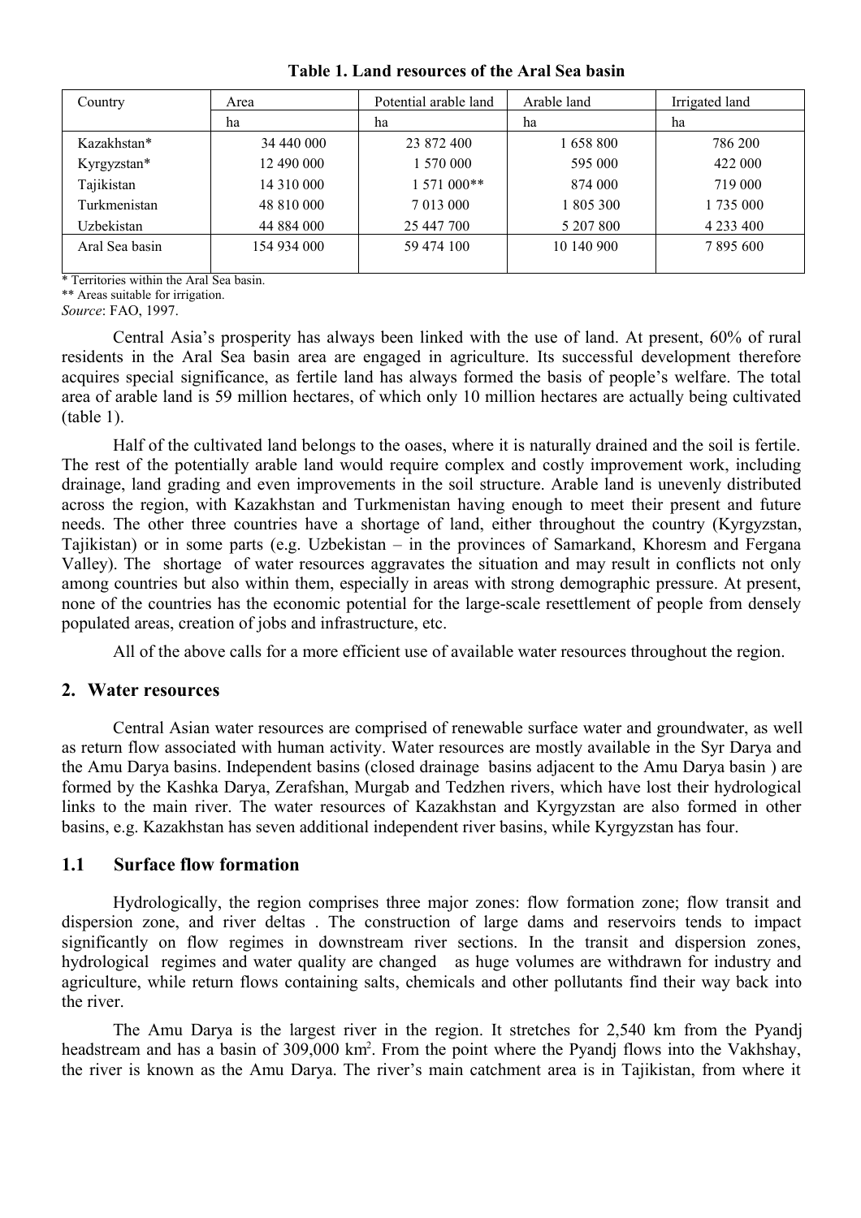**Table 1. Land resources of the Aral Sea basin**

| Country | Area | Potential arable land | Arable land | Irrigated land |
|---|---|---|---|---|
| | ha | ha | ha | ha |
| Kazakhstan* | 34 440 000 | 23 872 400 | 1 658 800 | 786 200 |
| Kyrgyzstan* | 12 490 000 | 1 570 000 | 595 000 | 422 000 |
| Tajikistan | 14 310 000 | 1 571 000** | 874 000 | 719 000 |
| Turkmenistan | 48 810 000 | 7 013 000 | 1 805 300 | 1 735 000 |
| Uzbekistan | 44 884 000 | 25 447 700 | 5 207 800 | 4 233 400 |
| Aral Sea basin | 154 934 000 | 59 474 100 | 10 140 900 | 7 895 600 |

\* Territories within the Aral Sea basin.
** Areas suitable for irrigation.
*Source*: FAO, 1997.

Central Asia's prosperity has always been linked with the use of land. At present, 60% of rural residents in the Aral Sea basin area are engaged in agriculture. Its successful development therefore acquires special significance, as fertile land has always formed the basis of people's welfare. The total area of arable land is 59 million hectares, of which only 10 million hectares are actually being cultivated (table 1).

Half of the cultivated land belongs to the oases, where it is naturally drained and the soil is fertile. The rest of the potentially arable land would require complex and costly improvement work, including drainage, land grading and even improvements in the soil structure. Arable land is unevenly distributed across the region, with Kazakhstan and Turkmenistan having enough to meet their present and future needs. The other three countries have a shortage of land, either throughout the country (Kyrgyzstan, Tajikistan) or in some parts (e.g. Uzbekistan – in the provinces of Samarkand, Khoresm and Fergana Valley). The shortage of water resources aggravates the situation and may result in conflicts not only among countries but also within them, especially in areas with strong demographic pressure. At present, none of the countries has the economic potential for the large-scale resettlement of people from densely populated areas, creation of jobs and infrastructure, etc.

All of the above calls for a more efficient use of available water resources throughout the region.

## 2. Water resources

Central Asian water resources are comprised of renewable surface water and groundwater, as well as return flow associated with human activity. Water resources are mostly available in the Syr Darya and the Amu Darya basins. Independent basins (closed drainage basins adjacent to the Amu Darya basin ) are formed by the Kashka Darya, Zerafshan, Murgab and Tedzhen rivers, which have lost their hydrological links to the main river. The water resources of Kazakhstan and Kyrgyzstan are also formed in other basins, e.g. Kazakhstan has seven additional independent river basins, while Kyrgyzstan has four.

### 1.1 Surface flow formation

Hydrologically, the region comprises three major zones: flow formation zone; flow transit and dispersion zone, and river deltas . The construction of large dams and reservoirs tends to impact significantly on flow regimes in downstream river sections. In the transit and dispersion zones, hydrological regimes and water quality are changed as huge volumes are withdrawn for industry and agriculture, while return flows containing salts, chemicals and other pollutants find their way back into the river.

The Amu Darya is the largest river in the region. It stretches for 2,540 km from the Pyandj headstream and has a basin of 309,000 km$^2$. From the point where the Pyandj flows into the Vakhshay, the river is known as the Amu Darya. The river's main catchment area is in Tajikistan, from where it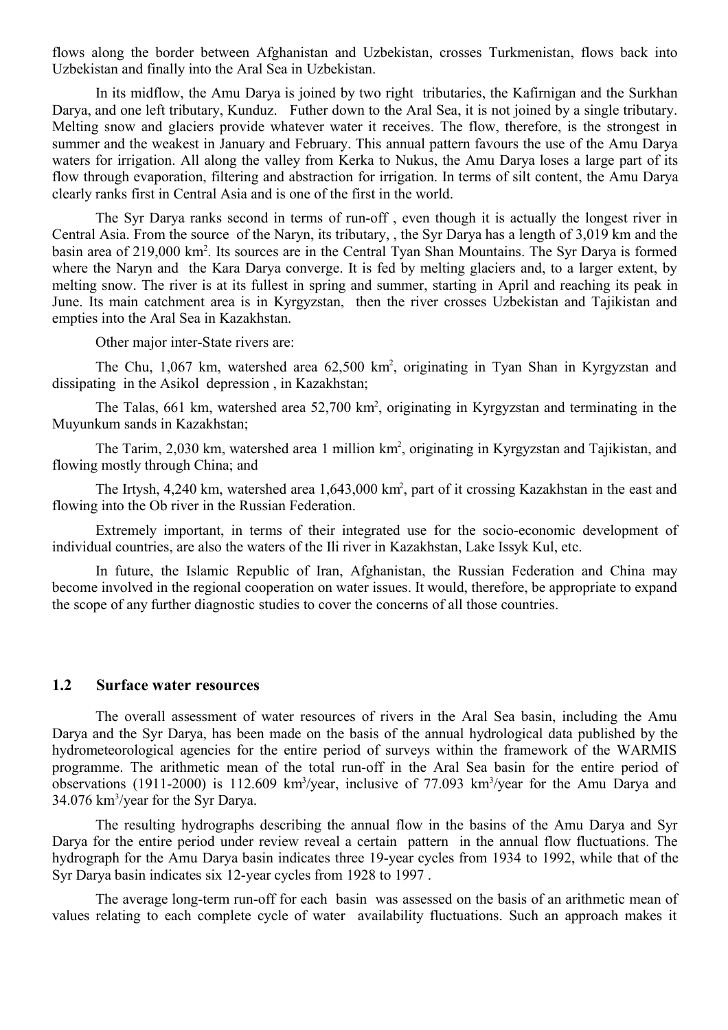flows along the border between Afghanistan and Uzbekistan, crosses Turkmenistan, flows back into Uzbekistan and finally into the Aral Sea in Uzbekistan.

In its midflow, the Amu Darya is joined by two right tributaries, the Kafirnigan and the Surkhan Darya, and one left tributary, Kunduz. Futher down to the Aral Sea, it is not joined by a single tributary. Melting snow and glaciers provide whatever water it receives. The flow, therefore, is the strongest in summer and the weakest in January and February. This annual pattern favours the use of the Amu Darya waters for irrigation. All along the valley from Kerka to Nukus, the Amu Darya loses a large part of its flow through evaporation, filtering and abstraction for irrigation. In terms of silt content, the Amu Darya clearly ranks first in Central Asia and is one of the first in the world.

The Syr Darya ranks second in terms of run-off , even though it is actually the longest river in Central Asia. From the source of the Naryn, its tributary, , the Syr Darya has a length of 3,019 km and the basin area of 219,000 km$^2$. Its sources are in the Central Tyan Shan Mountains. The Syr Darya is formed where the Naryn and the Kara Darya converge. It is fed by melting glaciers and, to a larger extent, by melting snow. The river is at its fullest in spring and summer, starting in April and reaching its peak in June. Its main catchment area is in Kyrgyzstan, then the river crosses Uzbekistan and Tajikistan and empties into the Aral Sea in Kazakhstan.

Other major inter-State rivers are:

The Chu, 1,067 km, watershed area 62,500 km$^2$, originating in Tyan Shan in Kyrgyzstan and dissipating in the Asikol depression , in Kazakhstan;

The Talas, 661 km, watershed area 52,700 km$^2$, originating in Kyrgyzstan and terminating in the Muyunkum sands in Kazakhstan;

The Tarim, 2,030 km, watershed area 1 million km$^2$, originating in Kyrgyzstan and Tajikistan, and flowing mostly through China; and

The Irtysh, 4,240 km, watershed area 1,643,000 km$^2$, part of it crossing Kazakhstan in the east and flowing into the Ob river in the Russian Federation.

Extremely important, in terms of their integrated use for the socio-economic development of individual countries, are also the waters of the Ili river in Kazakhstan, Lake Issyk Kul, etc.

In future, the Islamic Republic of Iran, Afghanistan, the Russian Federation and China may become involved in the regional cooperation on water issues. It would, therefore, be appropriate to expand the scope of any further diagnostic studies to cover the concerns of all those countries.

## 1.2 Surface water resources

The overall assessment of water resources of rivers in the Aral Sea basin, including the Amu Darya and the Syr Darya, has been made on the basis of the annual hydrological data published by the hydrometeorological agencies for the entire period of surveys within the framework of the WARMIS programme. The arithmetic mean of the total run-off in the Aral Sea basin for the entire period of observations (1911-2000) is 112.609 km$^3$/year, inclusive of 77.093 km$^3$/year for the Amu Darya and 34.076 km$^3$/year for the Syr Darya.

The resulting hydrographs describing the annual flow in the basins of the Amu Darya and Syr Darya for the entire period under review reveal a certain pattern in the annual flow fluctuations. The hydrograph for the Amu Darya basin indicates three 19-year cycles from 1934 to 1992, while that of the Syr Darya basin indicates six 12-year cycles from 1928 to 1997 .

The average long-term run-off for each basin was assessed on the basis of an arithmetic mean of values relating to each complete cycle of water availability fluctuations. Such an approach makes it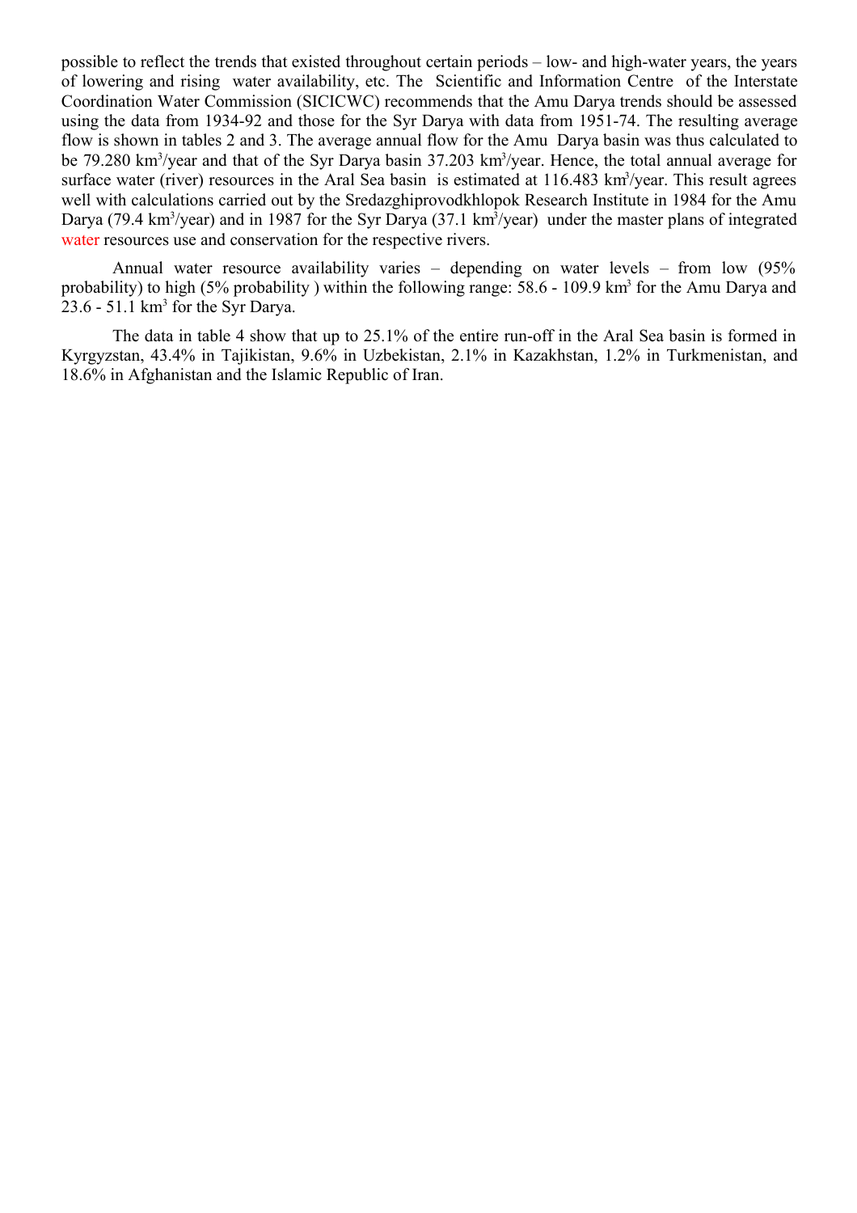possible to reflect the trends that existed throughout certain periods – low- and high-water years, the years of lowering and rising water availability, etc. The Scientific and Information Centre of the Interstate Coordination Water Commission (SICICWC) recommends that the Amu Darya trends should be assessed using the data from 1934-92 and those for the Syr Darya with data from 1951-74. The resulting average flow is shown in tables 2 and 3. The average annual flow for the Amu Darya basin was thus calculated to be 79.280 km$^3$/year and that of the Syr Darya basin 37.203 km$^3$/year. Hence, the total annual average for surface water (river) resources in the Aral Sea basin is estimated at 116.483 km$^3$/year. This result agrees well with calculations carried out by the Sredazghiprovodkhlopok Research Institute in 1984 for the Amu Darya (79.4 km$^3$/year) and in 1987 for the Syr Darya (37.1 km$^3$/year) under the master plans of integrated water resources use and conservation for the respective rivers.

Annual water resource availability varies – depending on water levels – from low (95% probability) to high (5% probability ) within the following range: 58.6 - 109.9 km$^3$ for the Amu Darya and 23.6 - 51.1 km$^3$ for the Syr Darya.

The data in table 4 show that up to 25.1% of the entire run-off in the Aral Sea basin is formed in Kyrgyzstan, 43.4% in Tajikistan, 9.6% in Uzbekistan, 2.1% in Kazakhstan, 1.2% in Turkmenistan, and 18.6% in Afghanistan and the Islamic Republic of Iran.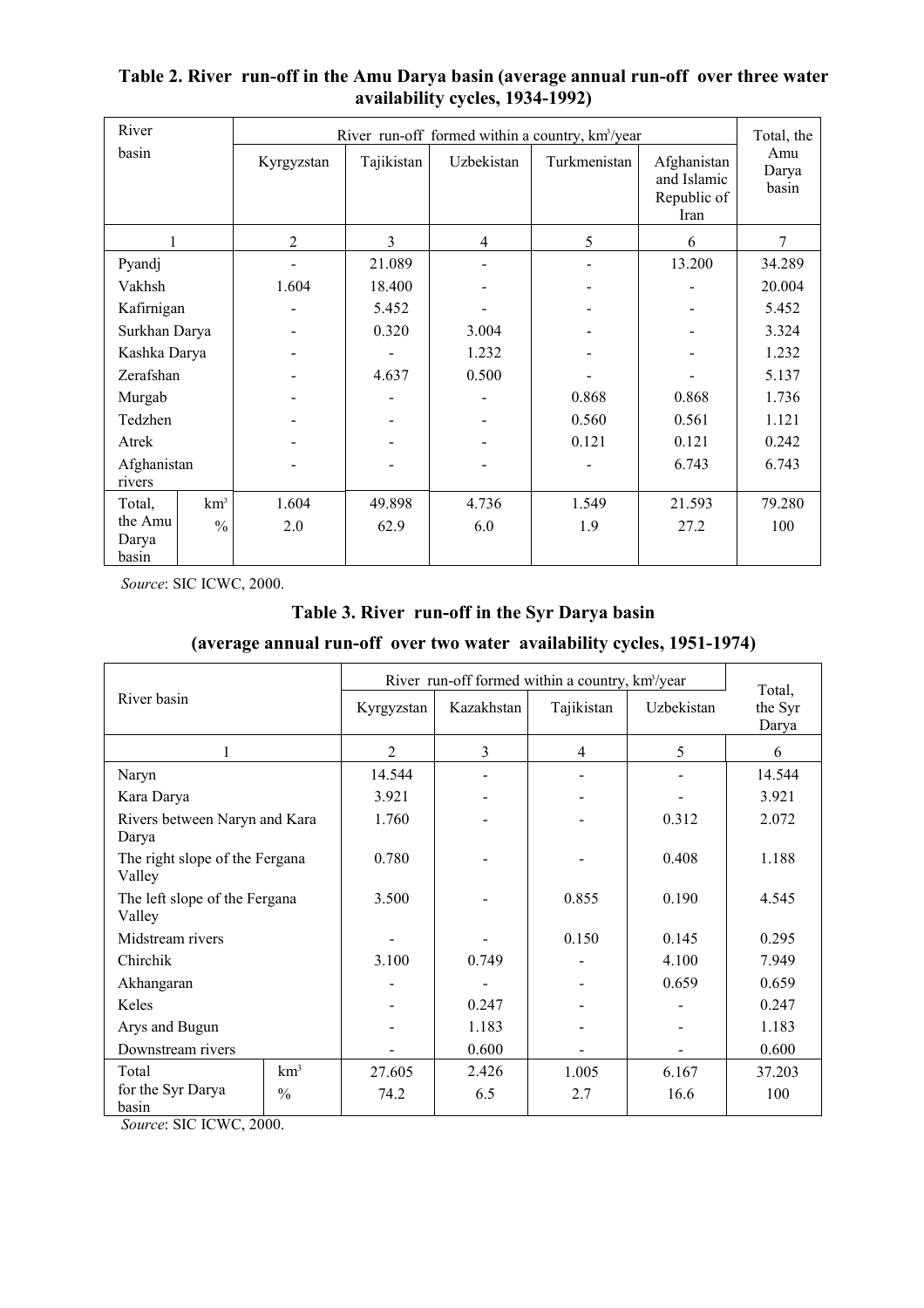**Table 2. River run-off in the Amu Darya basin (average annual run-off over three water availability cycles, 1934-1992)**

| River basin | | River run-off formed within a country, km³/year | | | | | Total, the Amu Darya basin |
|---|---|---|---|---|---|---|---|
| | | Kyrgyzstan | Tajikistan | Uzbekistan | Turkmenistan | Afghanistan and Islamic Republic of Iran | |
| 1 | | 2 | 3 | 4 | 5 | 6 | 7 |
| Pyandj | | - | 21.089 | - | - | 13.200 | 34.289 |
| Vakhsh | | 1.604 | 18.400 | - | - | - | 20.004 |
| Kafirnigan | | - | 5.452 | - | - | - | 5.452 |
| Surkhan Darya | | - | 0.320 | 3.004 | - | - | 3.324 |
| Kashka Darya | | - | - | 1.232 | - | - | 1.232 |
| Zerafshan | | - | 4.637 | 0.500 | - | - | 5.137 |
| Murgab | | - | - | - | 0.868 | 0.868 | 1.736 |
| Tedzhen | | - | - | - | 0.560 | 0.561 | 1.121 |
| Atrek | | - | - | - | 0.121 | 0.121 | 0.242 |
| Afghanistan rivers | | - | - | - | - | 6.743 | 6.743 |
| Total, the Amu Darya basin | km³ | 1.604 | 49.898 | 4.736 | 1.549 | 21.593 | 79.280 |
| | % | 2.0 | 62.9 | 6.0 | 1.9 | 27.2 | 100 |

*Source*: SIC ICWC, 2000.

**Table 3. River run-off in the Syr Darya basin**

**(average annual run-off over two water availability cycles, 1951-1974)**

| River basin | | River run-off formed within a country, km³/year | | | | Total, the Syr Darya |
|---|---|---|---|---|---|---|
| | | Kyrgyzstan | Kazakhstan | Tajikistan | Uzbekistan | |
| 1 | | 2 | 3 | 4 | 5 | 6 |
| Naryn | | 14.544 | - | - | - | 14.544 |
| Kara Darya | | 3.921 | - | - | - | 3.921 |
| Rivers between Naryn and Kara Darya | | 1.760 | - | - | 0.312 | 2.072 |
| The right slope of the Fergana Valley | | 0.780 | - | - | 0.408 | 1.188 |
| The left slope of the Fergana Valley | | 3.500 | - | 0.855 | 0.190 | 4.545 |
| Midstream rivers | | - | - | 0.150 | 0.145 | 0.295 |
| Chirchik | | 3.100 | 0.749 | - | 4.100 | 7.949 |
| Akhangaran | | - | - | - | 0.659 | 0.659 |
| Keles | | - | 0.247 | - | - | 0.247 |
| Arys and Bugun | | - | 1.183 | - | - | 1.183 |
| Downstream rivers | | - | 0.600 | - | - | 0.600 |
| Total for the Syr Darya basin | km³ | 27.605 | 2.426 | 1.005 | 6.167 | 37.203 |
| | % | 74.2 | 6.5 | 2.7 | 16.6 | 100 |

*Source*: SIC ICWC, 2000.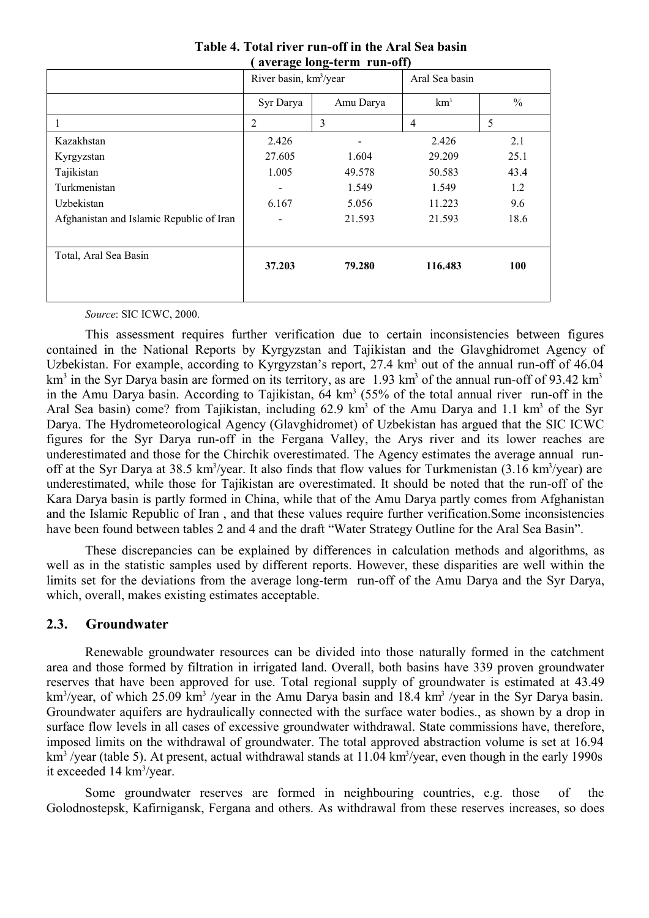**Table 4. Total river run-off in the Aral Sea basin ( average long-term run-off)**

| | River basin, km$^3$/year | | Aral Sea basin | |
|---|---|---|---|---|
| | Syr Darya | Amu Darya | km$^3$ | % |
| 1 | 2 | 3 | 4 | 5 |
| Kazakhstan | 2.426 | - | 2.426 | 2.1 |
| Kyrgyzstan | 27.605 | 1.604 | 29.209 | 25.1 |
| Tajikistan | 1.005 | 49.578 | 50.583 | 43.4 |
| Turkmenistan | - | 1.549 | 1.549 | 1.2 |
| Uzbekistan | 6.167 | 5.056 | 11.223 | 9.6 |
| Afghanistan and Islamic Republic of Iran | - | 21.593 | 21.593 | 18.6 |
| Total, Aral Sea Basin | **37.203** | **79.280** | **116.483** | **100** |

*Source*: SIC ICWC, 2000.

This assessment requires further verification due to certain inconsistencies between figures contained in the National Reports by Kyrgyzstan and Tajikistan and the Glavghidromet Agency of Uzbekistan. For example, according to Kyrgyzstan's report, 27.4 km$^3$ out of the annual run-off of 46.04 km$^3$ in the Syr Darya basin are formed on its territory, as are 1.93 km$^3$ of the annual run-off of 93.42 km$^3$ in the Amu Darya basin. According to Tajikistan, 64 km$^3$ (55% of the total annual river run-off in the Aral Sea basin) come? from Tajikistan, including 62.9 km$^3$ of the Amu Darya and 1.1 km$^3$ of the Syr Darya. The Hydrometeorological Agency (Glavghidromet) of Uzbekistan has argued that the SIC ICWC figures for the Syr Darya run-off in the Fergana Valley, the Arys river and its lower reaches are underestimated and those for the Chirchik overestimated. The Agency estimates the average annual run-off at the Syr Darya at 38.5 km$^3$/year. It also finds that flow values for Turkmenistan (3.16 km$^3$/year) are underestimated, while those for Tajikistan are overestimated. It should be noted that the run-off of the Kara Darya basin is partly formed in China, while that of the Amu Darya partly comes from Afghanistan and the Islamic Republic of Iran , and that these values require further verification.Some inconsistencies have been found between tables 2 and 4 and the draft "Water Strategy Outline for the Aral Sea Basin".

These discrepancies can be explained by differences in calculation methods and algorithms, as well as in the statistic samples used by different reports. However, these disparities are well within the limits set for the deviations from the average long-term run-off of the Amu Darya and the Syr Darya, which, overall, makes existing estimates acceptable.

## 2.3. Groundwater

Renewable groundwater resources can be divided into those naturally formed in the catchment area and those formed by filtration in irrigated land. Overall, both basins have 339 proven groundwater reserves that have been approved for use. Total regional supply of groundwater is estimated at 43.49 km$^3$/year, of which 25.09 km$^3$ /year in the Amu Darya basin and 18.4 km$^3$ /year in the Syr Darya basin. Groundwater aquifers are hydraulically connected with the surface water bodies., as shown by a drop in surface flow levels in all cases of excessive groundwater withdrawal. State commissions have, therefore, imposed limits on the withdrawal of groundwater. The total approved abstraction volume is set at 16.94 km$^3$ /year (table 5). At present, actual withdrawal stands at 11.04 km$^3$/year, even though in the early 1990s it exceeded 14 km$^3$/year.

Some groundwater reserves are formed in neighbouring countries, e.g. those of the Golodnostepsk, Kafirnigansk, Fergana and others. As withdrawal from these reserves increases, so does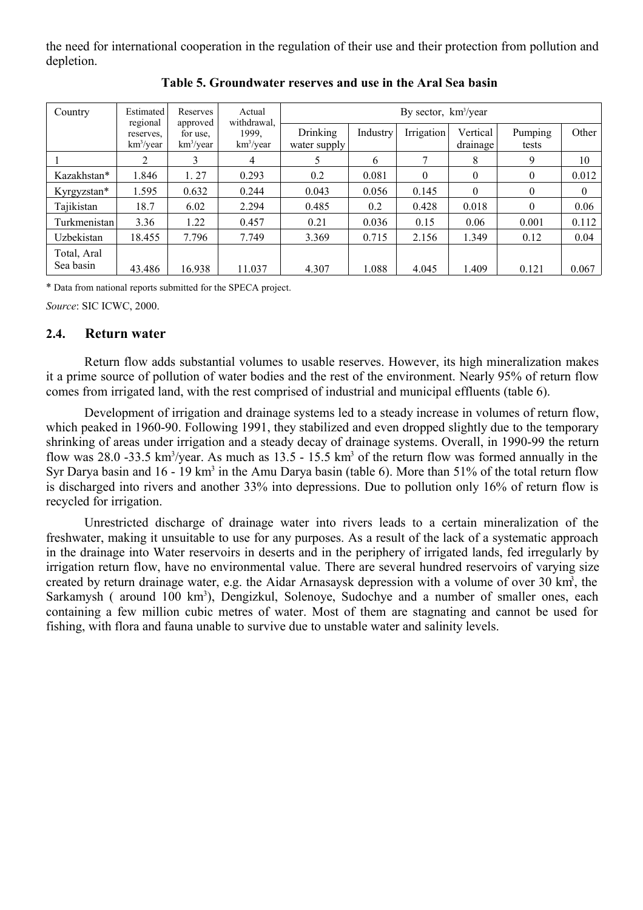the need for international cooperation in the regulation of their use and their protection from pollution and depletion.

**Table 5. Groundwater reserves and use in the Aral Sea basin**

| Country | Estimated regional reserves, km$^3$/year | Reserves approved for use, km$^3$/year | Actual withdrawal, 1999, km$^3$/year | By sector, km$^3$/year | | | | | |
|---|---|---|---|---|---|---|---|---|---|
| | | | | Drinking water supply | Industry | Irrigation | Vertical drainage | Pumping tests | Other |
| 1 | 2 | 3 | 4 | 5 | 6 | 7 | 8 | 9 | 10 |
| Kazakhstan* | 1.846 | 1. 27 | 0.293 | 0.2 | 0.081 | 0 | 0 | 0 | 0.012 |
| Kyrgyzstan* | 1.595 | 0.632 | 0.244 | 0.043 | 0.056 | 0.145 | 0 | 0 | 0 |
| Tajikistan | 18.7 | 6.02 | 2.294 | 0.485 | 0.2 | 0.428 | 0.018 | 0 | 0.06 |
| Turkmenistan | 3.36 | 1.22 | 0.457 | 0.21 | 0.036 | 0.15 | 0.06 | 0.001 | 0.112 |
| Uzbekistan | 18.455 | 7.796 | 7.749 | 3.369 | 0.715 | 2.156 | 1.349 | 0.12 | 0.04 |
| Total, Aral Sea basin | 43.486 | 16.938 | 11.037 | 4.307 | 1.088 | 4.045 | 1.409 | 0.121 | 0.067 |

\* Data from national reports submitted for the SPECA project.

*Source*: SIC ICWC, 2000.

### 2.4. Return water

Return flow adds substantial volumes to usable reserves. However, its high mineralization makes it a prime source of pollution of water bodies and the rest of the environment. Nearly 95% of return flow comes from irrigated land, with the rest comprised of industrial and municipal effluents (table 6).

Development of irrigation and drainage systems led to a steady increase in volumes of return flow, which peaked in 1960-90. Following 1991, they stabilized and even dropped slightly due to the temporary shrinking of areas under irrigation and a steady decay of drainage systems. Overall, in 1990-99 the return flow was 28.0 -33.5 km$^3$/year. As much as 13.5 - 15.5 km$^3$ of the return flow was formed annually in the Syr Darya basin and 16 - 19 km$^3$ in the Amu Darya basin (table 6). More than 51% of the total return flow is discharged into rivers and another 33% into depressions. Due to pollution only 16% of return flow is recycled for irrigation.

Unrestricted discharge of drainage water into rivers leads to a certain mineralization of the freshwater, making it unsuitable to use for any purposes. As a result of the lack of a systematic approach in the drainage into Water reservoirs in deserts and in the periphery of irrigated lands, fed irregularly by irrigation return flow, have no environmental value. There are several hundred reservoirs of varying size created by return drainage water, e.g. the Aidar Arnasaysk depression with a volume of over 30 km$^3$, the Sarkamysh ( around 100 km$^3$), Dengizkul, Solenoye, Sudochye and a number of smaller ones, each containing a few million cubic metres of water. Most of them are stagnating and cannot be used for fishing, with flora and fauna unable to survive due to unstable water and salinity levels.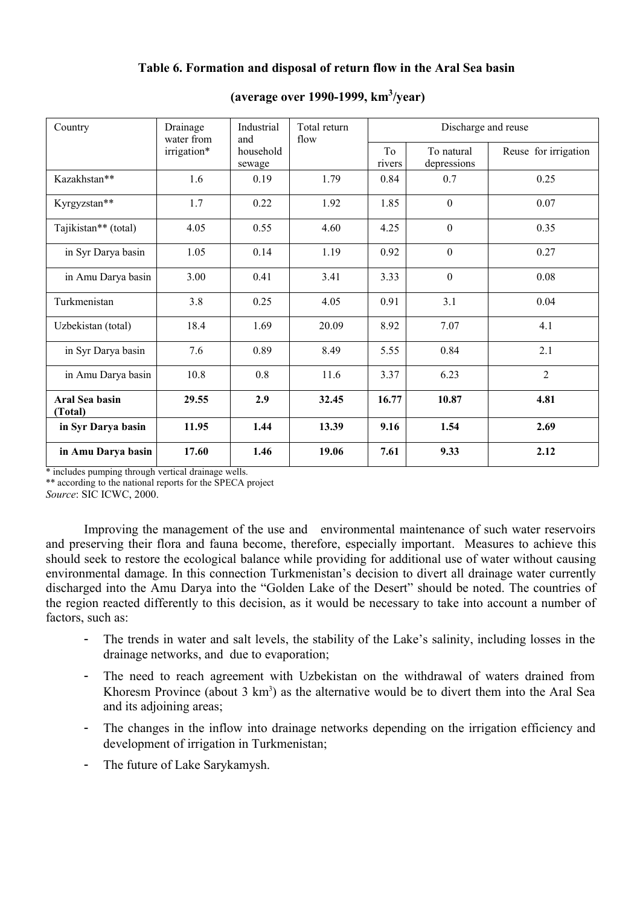**Table 6. Formation and disposal of return flow in the Aral Sea basin**

**(average over 1990-1999, $km^3$/year)**

| Country | Drainage water from irrigation* | Industrial and household sewage | Total return flow | Discharge and reuse | | |
|---|---|---|---|---|---|---|
| | | | | To rivers | To natural depressions | Reuse for irrigation |
| Kazakhstan** | 1.6 | 0.19 | 1.79 | 0.84 | 0.7 | 0.25 |
| Kyrgyzstan** | 1.7 | 0.22 | 1.92 | 1.85 | 0 | 0.07 |
| Tajikistan** (total) | 4.05 | 0.55 | 4.60 | 4.25 | 0 | 0.35 |
| in Syr Darya basin | 1.05 | 0.14 | 1.19 | 0.92 | 0 | 0.27 |
| in Amu Darya basin | 3.00 | 0.41 | 3.41 | 3.33 | 0 | 0.08 |
| Turkmenistan | 3.8 | 0.25 | 4.05 | 0.91 | 3.1 | 0.04 |
| Uzbekistan (total) | 18.4 | 1.69 | 20.09 | 8.92 | 7.07 | 4.1 |
| in Syr Darya basin | 7.6 | 0.89 | 8.49 | 5.55 | 0.84 | 2.1 |
| in Amu Darya basin | 10.8 | 0.8 | 11.6 | 3.37 | 6.23 | 2 |
| **Aral Sea basin (Total)** | **29.55** | **2.9** | **32.45** | **16.77** | **10.87** | **4.81** |
| **in Syr Darya basin** | **11.95** | **1.44** | **13.39** | **9.16** | **1.54** | **2.69** |
| **in Amu Darya basin** | **17.60** | **1.46** | **19.06** | **7.61** | **9.33** | **2.12** |

\* includes pumping through vertical drainage wells.

** according to the national reports for the SPECA project

*Source*: SIC ICWC, 2000.

Improving the management of the use and environmental maintenance of such water reservoirs and preserving their flora and fauna become, therefore, especially important. Measures to achieve this should seek to restore the ecological balance while providing for additional use of water without causing environmental damage. In this connection Turkmenistan's decision to divert all drainage water currently discharged into the Amu Darya into the "Golden Lake of the Desert" should be noted. The countries of the region reacted differently to this decision, as it would be necessary to take into account a number of factors, such as:

- The trends in water and salt levels, the stability of the Lake's salinity, including losses in the drainage networks, and due to evaporation;
- The need to reach agreement with Uzbekistan on the withdrawal of waters drained from Khoresm Province (about 3 $km^3$) as the alternative would be to divert them into the Aral Sea and its adjoining areas;
- The changes in the inflow into drainage networks depending on the irrigation efficiency and development of irrigation in Turkmenistan;
- The future of Lake Sarykamysh.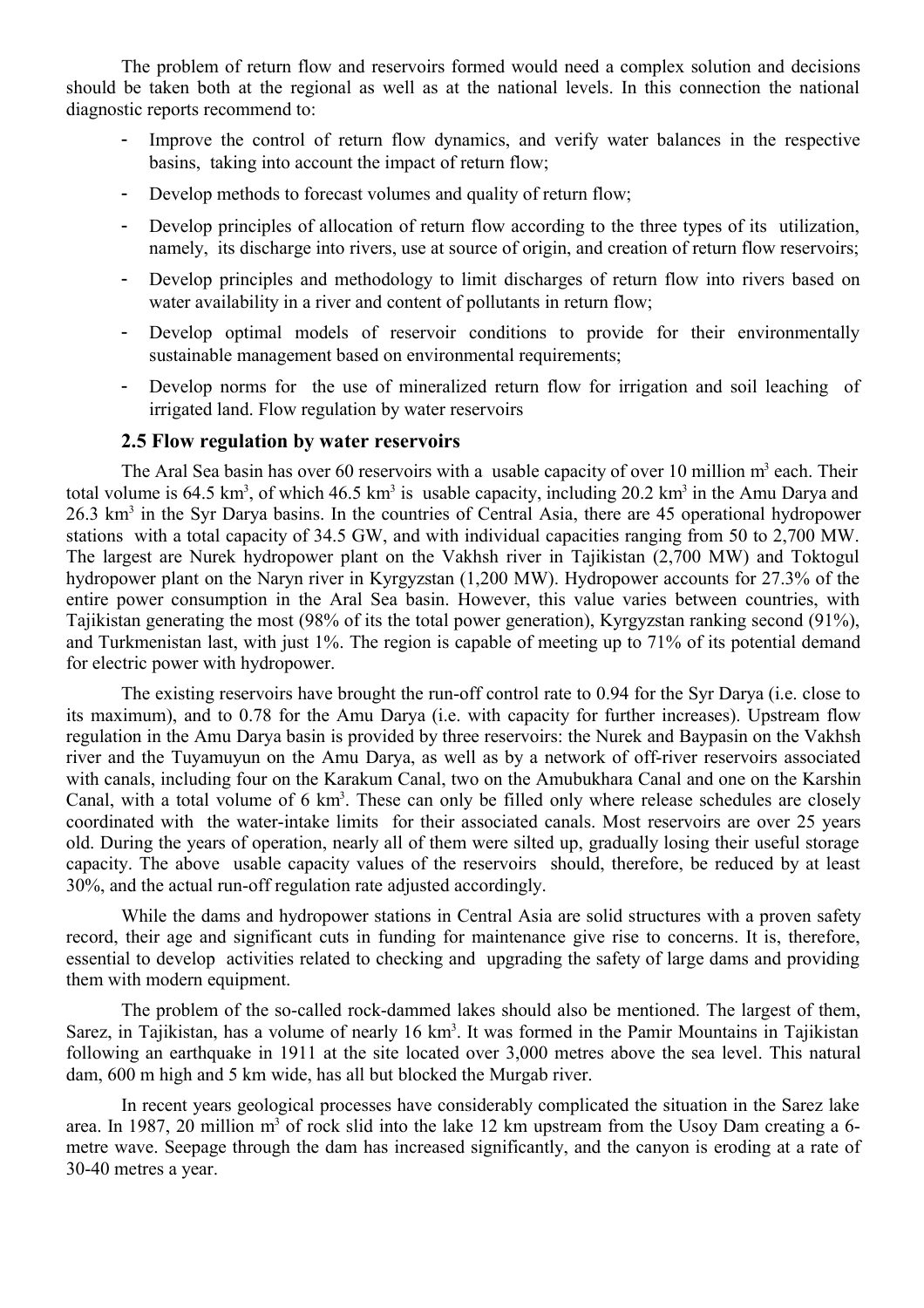The problem of return flow and reservoirs formed would need a complex solution and decisions should be taken both at the regional as well as at the national levels. In this connection the national diagnostic reports recommend to:

- Improve the control of return flow dynamics, and verify water balances in the respective basins, taking into account the impact of return flow;
- Develop methods to forecast volumes and quality of return flow;
- Develop principles of allocation of return flow according to the three types of its utilization, namely, its discharge into rivers, use at source of origin, and creation of return flow reservoirs;
- Develop principles and methodology to limit discharges of return flow into rivers based on water availability in a river and content of pollutants in return flow;
- Develop optimal models of reservoir conditions to provide for their environmentally sustainable management based on environmental requirements;
- Develop norms for the use of mineralized return flow for irrigation and soil leaching of irrigated land. Flow regulation by water reservoirs

### 2.5 Flow regulation by water reservoirs

The Aral Sea basin has over 60 reservoirs with a usable capacity of over 10 million m$^3$ each. Their total volume is 64.5 km$^3$, of which 46.5 km$^3$ is usable capacity, including 20.2 km$^3$ in the Amu Darya and 26.3 km$^3$ in the Syr Darya basins. In the countries of Central Asia, there are 45 operational hydropower stations with a total capacity of 34.5 GW, and with individual capacities ranging from 50 to 2,700 MW. The largest are Nurek hydropower plant on the Vakhsh river in Tajikistan (2,700 MW) and Toktogul hydropower plant on the Naryn river in Kyrgyzstan (1,200 MW). Hydropower accounts for 27.3% of the entire power consumption in the Aral Sea basin. However, this value varies between countries, with Tajikistan generating the most (98% of its the total power generation), Kyrgyzstan ranking second (91%), and Turkmenistan last, with just 1%. The region is capable of meeting up to 71% of its potential demand for electric power with hydropower.

The existing reservoirs have brought the run-off control rate to 0.94 for the Syr Darya (i.e. close to its maximum), and to 0.78 for the Amu Darya (i.e. with capacity for further increases). Upstream flow regulation in the Amu Darya basin is provided by three reservoirs: the Nurek and Baypasin on the Vakhsh river and the Tuyamuyun on the Amu Darya, as well as by a network of off-river reservoirs associated with canals, including four on the Karakum Canal, two on the Amubukhara Canal and one on the Karshin Canal, with a total volume of 6 km$^3$. These can only be filled only where release schedules are closely coordinated with the water-intake limits for their associated canals. Most reservoirs are over 25 years old. During the years of operation, nearly all of them were silted up, gradually losing their useful storage capacity. The above usable capacity values of the reservoirs should, therefore, be reduced by at least 30%, and the actual run-off regulation rate adjusted accordingly.

While the dams and hydropower stations in Central Asia are solid structures with a proven safety record, their age and significant cuts in funding for maintenance give rise to concerns. It is, therefore, essential to develop activities related to checking and upgrading the safety of large dams and providing them with modern equipment.

The problem of the so-called rock-dammed lakes should also be mentioned. The largest of them, Sarez, in Tajikistan, has a volume of nearly 16 km$^3$. It was formed in the Pamir Mountains in Tajikistan following an earthquake in 1911 at the site located over 3,000 metres above the sea level. This natural dam, 600 m high and 5 km wide, has all but blocked the Murgab river.

In recent years geological processes have considerably complicated the situation in the Sarez lake area. In 1987, 20 million m$^3$ of rock slid into the lake 12 km upstream from the Usoy Dam creating a 6-metre wave. Seepage through the dam has increased significantly, and the canyon is eroding at a rate of 30-40 metres a year.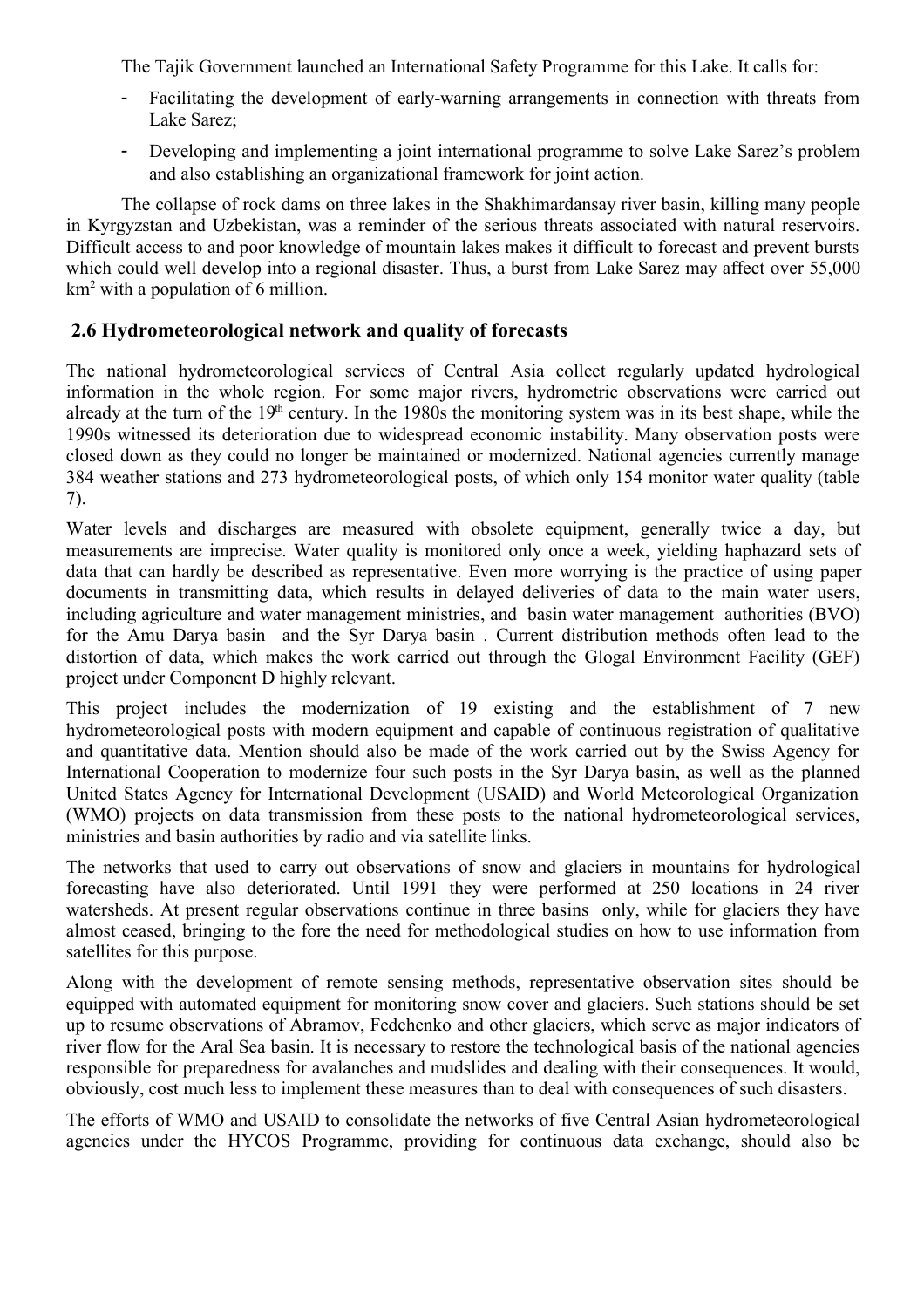The Tajik Government launched an International Safety Programme for this Lake. It calls for:

- Facilitating the development of early-warning arrangements in connection with threats from Lake Sarez;
- Developing and implementing a joint international programme to solve Lake Sarez's problem and also establishing an organizational framework for joint action.

The collapse of rock dams on three lakes in the Shakhimardansay river basin, killing many people in Kyrgyzstan and Uzbekistan, was a reminder of the serious threats associated with natural reservoirs. Difficult access to and poor knowledge of mountain lakes makes it difficult to forecast and prevent bursts which could well develop into a regional disaster. Thus, a burst from Lake Sarez may affect over 55,000 km$^2$ with a population of 6 million.

## 2.6 Hydrometeorological network and quality of forecasts

The national hydrometeorological services of Central Asia collect regularly updated hydrological information in the whole region. For some major rivers, hydrometric observations were carried out already at the turn of the 19th century. In the 1980s the monitoring system was in its best shape, while the 1990s witnessed its deterioration due to widespread economic instability. Many observation posts were closed down as they could no longer be maintained or modernized. National agencies currently manage 384 weather stations and 273 hydrometeorological posts, of which only 154 monitor water quality (table 7).

Water levels and discharges are measured with obsolete equipment, generally twice a day, but measurements are imprecise. Water quality is monitored only once a week, yielding haphazard sets of data that can hardly be described as representative. Even more worrying is the practice of using paper documents in transmitting data, which results in delayed deliveries of data to the main water users, including agriculture and water management ministries, and basin water management authorities (BVO) for the Amu Darya basin and the Syr Darya basin . Current distribution methods often lead to the distortion of data, which makes the work carried out through the Glogal Environment Facility (GEF) project under Component D highly relevant.

This project includes the modernization of 19 existing and the establishment of 7 new hydrometeorological posts with modern equipment and capable of continuous registration of qualitative and quantitative data. Mention should also be made of the work carried out by the Swiss Agency for International Cooperation to modernize four such posts in the Syr Darya basin, as well as the planned United States Agency for International Development (USAID) and World Meteorological Organization (WMO) projects on data transmission from these posts to the national hydrometeorological services, ministries and basin authorities by radio and via satellite links.

The networks that used to carry out observations of snow and glaciers in mountains for hydrological forecasting have also deteriorated. Until 1991 they were performed at 250 locations in 24 river watersheds. At present regular observations continue in three basins only, while for glaciers they have almost ceased, bringing to the fore the need for methodological studies on how to use information from satellites for this purpose.

Along with the development of remote sensing methods, representative observation sites should be equipped with automated equipment for monitoring snow cover and glaciers. Such stations should be set up to resume observations of Abramov, Fedchenko and other glaciers, which serve as major indicators of river flow for the Aral Sea basin. It is necessary to restore the technological basis of the national agencies responsible for preparedness for avalanches and mudslides and dealing with their consequences. It would, obviously, cost much less to implement these measures than to deal with consequences of such disasters.

The efforts of WMO and USAID to consolidate the networks of five Central Asian hydrometeorological agencies under the HYCOS Programme, providing for continuous data exchange, should also be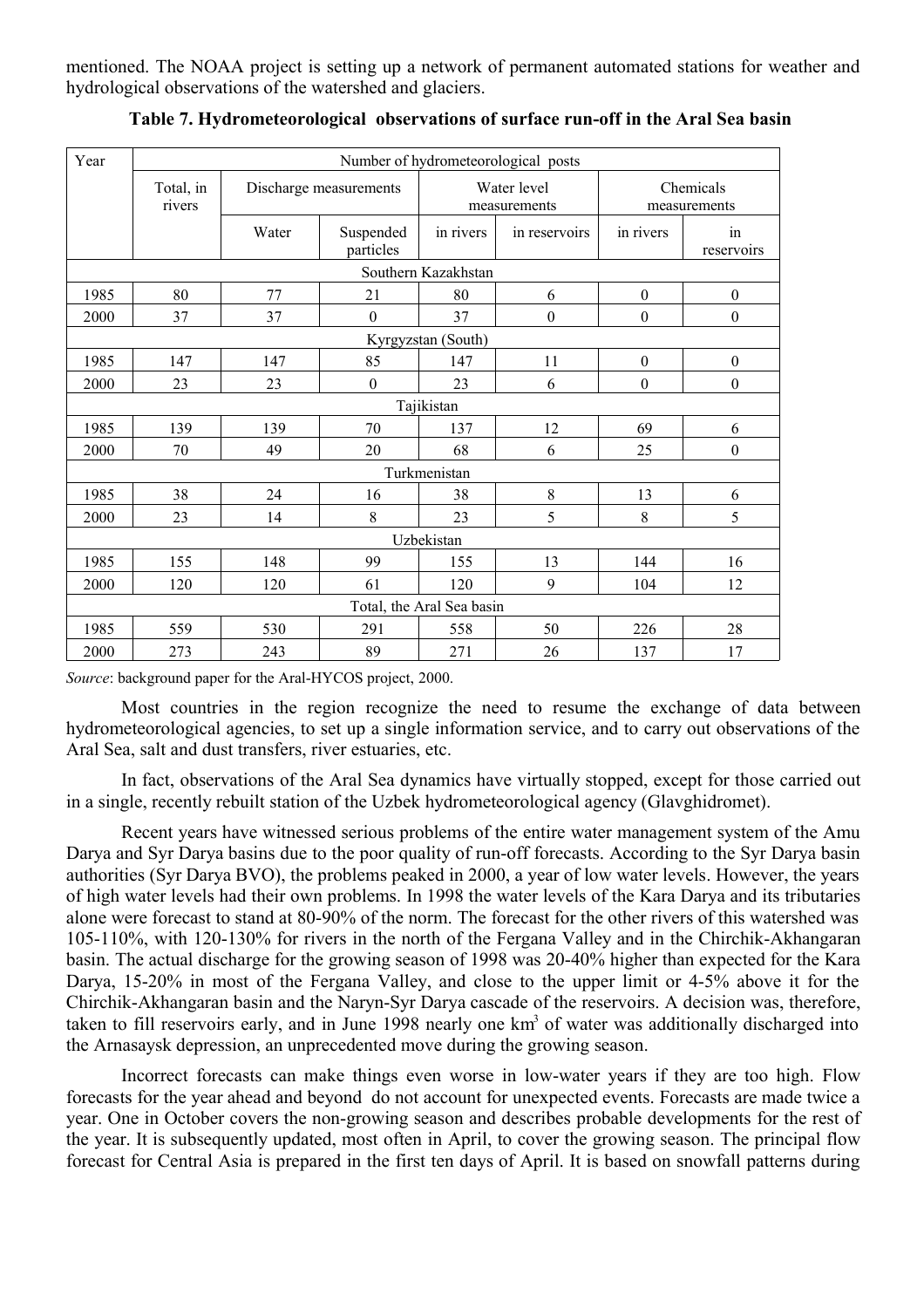mentioned. The NOAA project is setting up a network of permanent automated stations for weather and hydrological observations of the watershed and glaciers.

**Table 7. Hydrometeorological observations of surface run-off in the Aral Sea basin**

| Year | Number of hydrometeorological posts | | | | | | |
|---|---|---|---|---|---|---|---|
| | Total, in rivers | Discharge measurements | | Water level measurements | | Chemicals measurements | |
| | | Water | Suspended particles | in rivers | in reservoirs | in rivers | in reservoirs |
| Southern Kazakhstan | | | | | | | |
| 1985 | 80 | 77 | 21 | 80 | 6 | 0 | 0 |
| 2000 | 37 | 37 | 0 | 37 | 0 | 0 | 0 |
| Kyrgyzstan (South) | | | | | | | |
| 1985 | 147 | 147 | 85 | 147 | 11 | 0 | 0 |
| 2000 | 23 | 23 | 0 | 23 | 6 | 0 | 0 |
| Tajikistan | | | | | | | |
| 1985 | 139 | 139 | 70 | 137 | 12 | 69 | 6 |
| 2000 | 70 | 49 | 20 | 68 | 6 | 25 | 0 |
| Turkmenistan | | | | | | | |
| 1985 | 38 | 24 | 16 | 38 | 8 | 13 | 6 |
| 2000 | 23 | 14 | 8 | 23 | 5 | 8 | 5 |
| Uzbekistan | | | | | | | |
| 1985 | 155 | 148 | 99 | 155 | 13 | 144 | 16 |
| 2000 | 120 | 120 | 61 | 120 | 9 | 104 | 12 |
| Total, the Aral Sea basin | | | | | | | |
| 1985 | 559 | 530 | 291 | 558 | 50 | 226 | 28 |
| 2000 | 273 | 243 | 89 | 271 | 26 | 137 | 17 |

*Source*: background paper for the Aral-HYCOS project, 2000.

Most countries in the region recognize the need to resume the exchange of data between hydrometeorological agencies, to set up a single information service, and to carry out observations of the Aral Sea, salt and dust transfers, river estuaries, etc.

In fact, observations of the Aral Sea dynamics have virtually stopped, except for those carried out in a single, recently rebuilt station of the Uzbek hydrometeorological agency (Glavghidromet).

Recent years have witnessed serious problems of the entire water management system of the Amu Darya and Syr Darya basins due to the poor quality of run-off forecasts. According to the Syr Darya basin authorities (Syr Darya BVO), the problems peaked in 2000, a year of low water levels. However, the years of high water levels had their own problems. In 1998 the water levels of the Kara Darya and its tributaries alone were forecast to stand at 80-90% of the norm. The forecast for the other rivers of this watershed was 105-110%, with 120-130% for rivers in the north of the Fergana Valley and in the Chirchik-Akhangaran basin. The actual discharge for the growing season of 1998 was 20-40% higher than expected for the Kara Darya, 15-20% in most of the Fergana Valley, and close to the upper limit or 4-5% above it for the Chirchik-Akhangaran basin and the Naryn-Syr Darya cascade of the reservoirs. A decision was, therefore, taken to fill reservoirs early, and in June 1998 nearly one km$^3$ of water was additionally discharged into the Arnasaysk depression, an unprecedented move during the growing season.

Incorrect forecasts can make things even worse in low-water years if they are too high. Flow forecasts for the year ahead and beyond do not account for unexpected events. Forecasts are made twice a year. One in October covers the non-growing season and describes probable developments for the rest of the year. It is subsequently updated, most often in April, to cover the growing season. The principal flow forecast for Central Asia is prepared in the first ten days of April. It is based on snowfall patterns during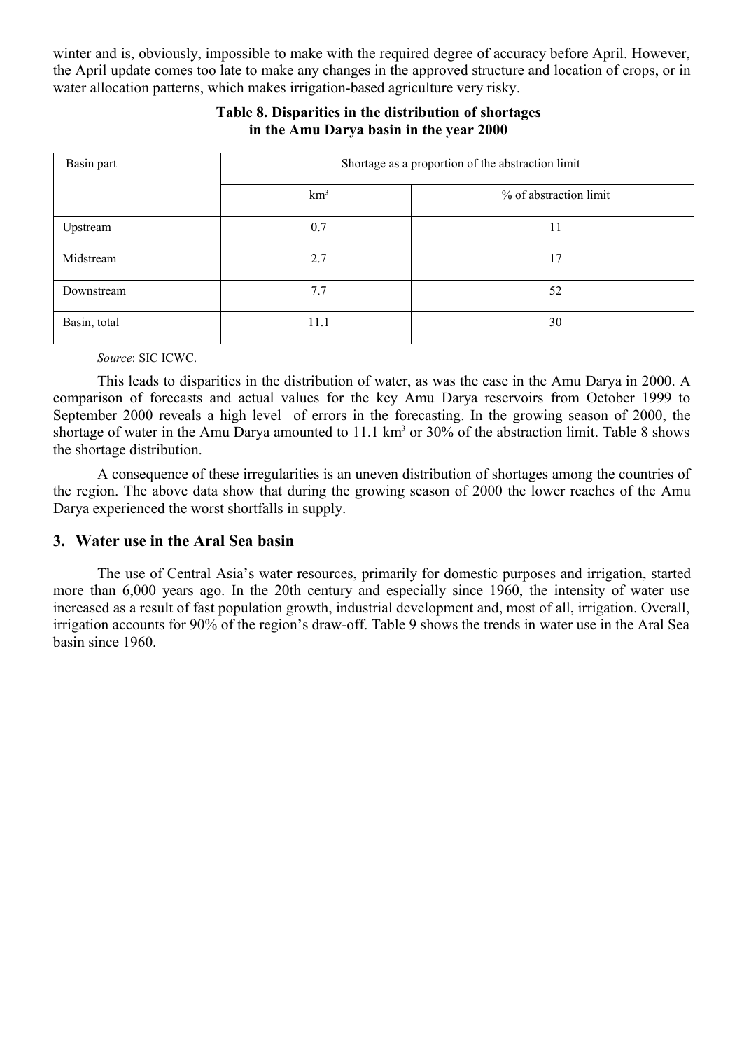winter and is, obviously, impossible to make with the required degree of accuracy before April. However, the April update comes too late to make any changes in the approved structure and location of crops, or in water allocation patterns, which makes irrigation-based agriculture very risky.

**Table 8. Disparities in the distribution of shortages in the Amu Darya basin in the year 2000**

| Basin part | Shortage as a proportion of the abstraction limit | |
|---|---|---|
| | km$^3$ | % of abstraction limit |
| Upstream | 0.7 | 11 |
| Midstream | 2.7 | 17 |
| Downstream | 7.7 | 52 |
| Basin, total | 11.1 | 30 |

*Source*: SIC ICWC.

This leads to disparities in the distribution of water, as was the case in the Amu Darya in 2000. A comparison of forecasts and actual values for the key Amu Darya reservoirs from October 1999 to September 2000 reveals a high level of errors in the forecasting. In the growing season of 2000, the shortage of water in the Amu Darya amounted to 11.1 km$^3$ or 30% of the abstraction limit. Table 8 shows the shortage distribution.

A consequence of these irregularities is an uneven distribution of shortages among the countries of the region. The above data show that during the growing season of 2000 the lower reaches of the Amu Darya experienced the worst shortfalls in supply.

## 3. Water use in the Aral Sea basin

The use of Central Asia's water resources, primarily for domestic purposes and irrigation, started more than 6,000 years ago. In the 20th century and especially since 1960, the intensity of water use increased as a result of fast population growth, industrial development and, most of all, irrigation. Overall, irrigation accounts for 90% of the region's draw-off. Table 9 shows the trends in water use in the Aral Sea basin since 1960.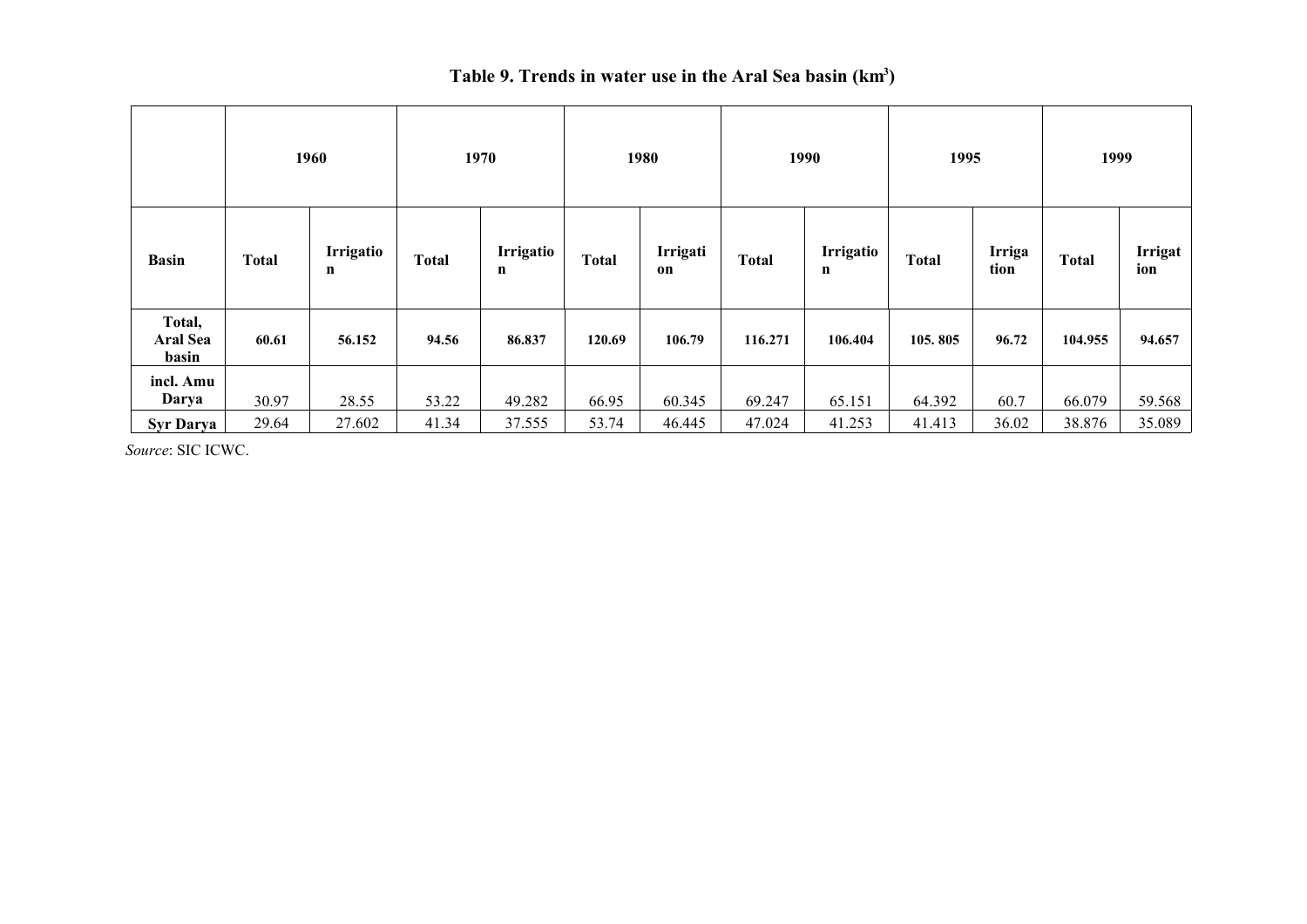**Table 9. Trends in water use in the Aral Sea basin (km$^3$)**

| | 1960 | | 1970 | | 1980 | | 1990 | | 1995 | | 1999 | |
|---|---|---|---|---|---|---|---|---|---|---|---|---|
| **Basin** | **Total** | **Irrigation** | **Total** | **Irrigation** | **Total** | **Irrigation** | **Total** | **Irrigation** | **Total** | **Irrigation** | **Total** | **Irrigation** |
| **Total, Aral Sea basin** | **60.61** | **56.152** | **94.56** | **86.837** | **120.69** | **106.79** | **116.271** | **106.404** | **105. 805** | **96.72** | **104.955** | **94.657** |
| **incl. Amu Darya** | 30.97 | 28.55 | 53.22 | 49.282 | 66.95 | 60.345 | 69.247 | 65.151 | 64.392 | 60.7 | 66.079 | 59.568 |
| **Syr Darya** | 29.64 | 27.602 | 41.34 | 37.555 | 53.74 | 46.445 | 47.024 | 41.253 | 41.413 | 36.02 | 38.876 | 35.089 |

*Source*: SIC ICWC.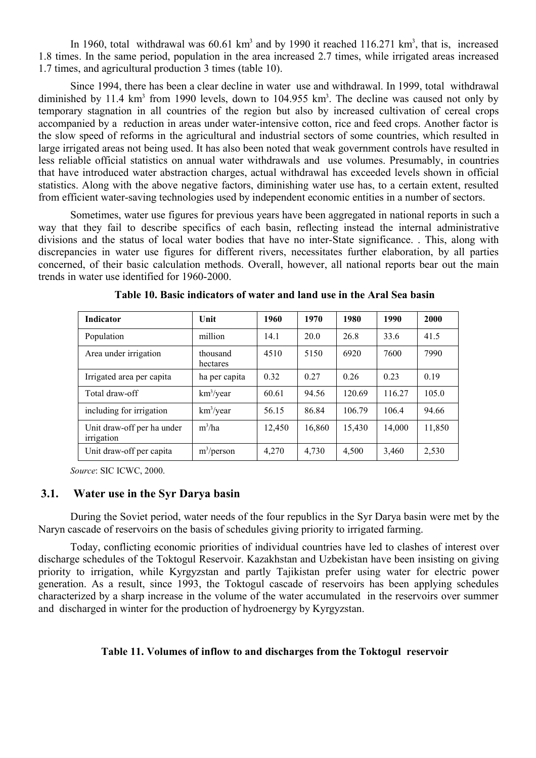In 1960, total withdrawal was 60.61 km$^3$ and by 1990 it reached 116.271 km$^3$, that is, increased 1.8 times. In the same period, population in the area increased 2.7 times, while irrigated areas increased 1.7 times, and agricultural production 3 times (table 10).

Since 1994, there has been a clear decline in water use and withdrawal. In 1999, total withdrawal diminished by 11.4 km$^3$ from 1990 levels, down to 104.955 km$^3$. The decline was caused not only by temporary stagnation in all countries of the region but also by increased cultivation of cereal crops accompanied by a reduction in areas under water-intensive cotton, rice and feed crops. Another factor is the slow speed of reforms in the agricultural and industrial sectors of some countries, which resulted in large irrigated areas not being used. It has also been noted that weak government controls have resulted in less reliable official statistics on annual water withdrawals and use volumes. Presumably, in countries that have introduced water abstraction charges, actual withdrawal has exceeded levels shown in official statistics. Along with the above negative factors, diminishing water use has, to a certain extent, resulted from efficient water-saving technologies used by independent economic entities in a number of sectors.

Sometimes, water use figures for previous years have been aggregated in national reports in such a way that they fail to describe specifics of each basin, reflecting instead the internal administrative divisions and the status of local water bodies that have no inter-State significance. . This, along with discrepancies in water use figures for different rivers, necessitates further elaboration, by all parties concerned, of their basic calculation methods. Overall, however, all national reports bear out the main trends in water use identified for 1960-2000.

**Table 10. Basic indicators of water and land use in the Aral Sea basin**

| Indicator | Unit | 1960 | 1970 | 1980 | 1990 | 2000 |
|---|---|---|---|---|---|---|
| Population | million | 14.1 | 20.0 | 26.8 | 33.6 | 41.5 |
| Area under irrigation | thousand hectares | 4510 | 5150 | 6920 | 7600 | 7990 |
| Irrigated area per capita | ha per capita | 0.32 | 0.27 | 0.26 | 0.23 | 0.19 |
| Total draw-off | km$^3$/year | 60.61 | 94.56 | 120.69 | 116.27 | 105.0 |
| including for irrigation | km$^3$/year | 56.15 | 86.84 | 106.79 | 106.4 | 94.66 |
| Unit draw-off per ha under irrigation | m$^3$/ha | 12,450 | 16,860 | 15,430 | 14,000 | 11,850 |
| Unit draw-off per capita | m$^3$/person | 4,270 | 4,730 | 4,500 | 3,460 | 2,530 |

*Source*: SIC ICWC, 2000.

## 3.1. Water use in the Syr Darya basin

During the Soviet period, water needs of the four republics in the Syr Darya basin were met by the Naryn cascade of reservoirs on the basis of schedules giving priority to irrigated farming.

Today, conflicting economic priorities of individual countries have led to clashes of interest over discharge schedules of the Toktogul Reservoir. Kazakhstan and Uzbekistan have been insisting on giving priority to irrigation, while Kyrgyzstan and partly Tajikistan prefer using water for electric power generation. As a result, since 1993, the Toktogul cascade of reservoirs has been applying schedules characterized by a sharp increase in the volume of the water accumulated in the reservoirs over summer and discharged in winter for the production of hydroenergy by Kyrgyzstan.

**Table 11. Volumes of inflow to and discharges from the Toktogul reservoir**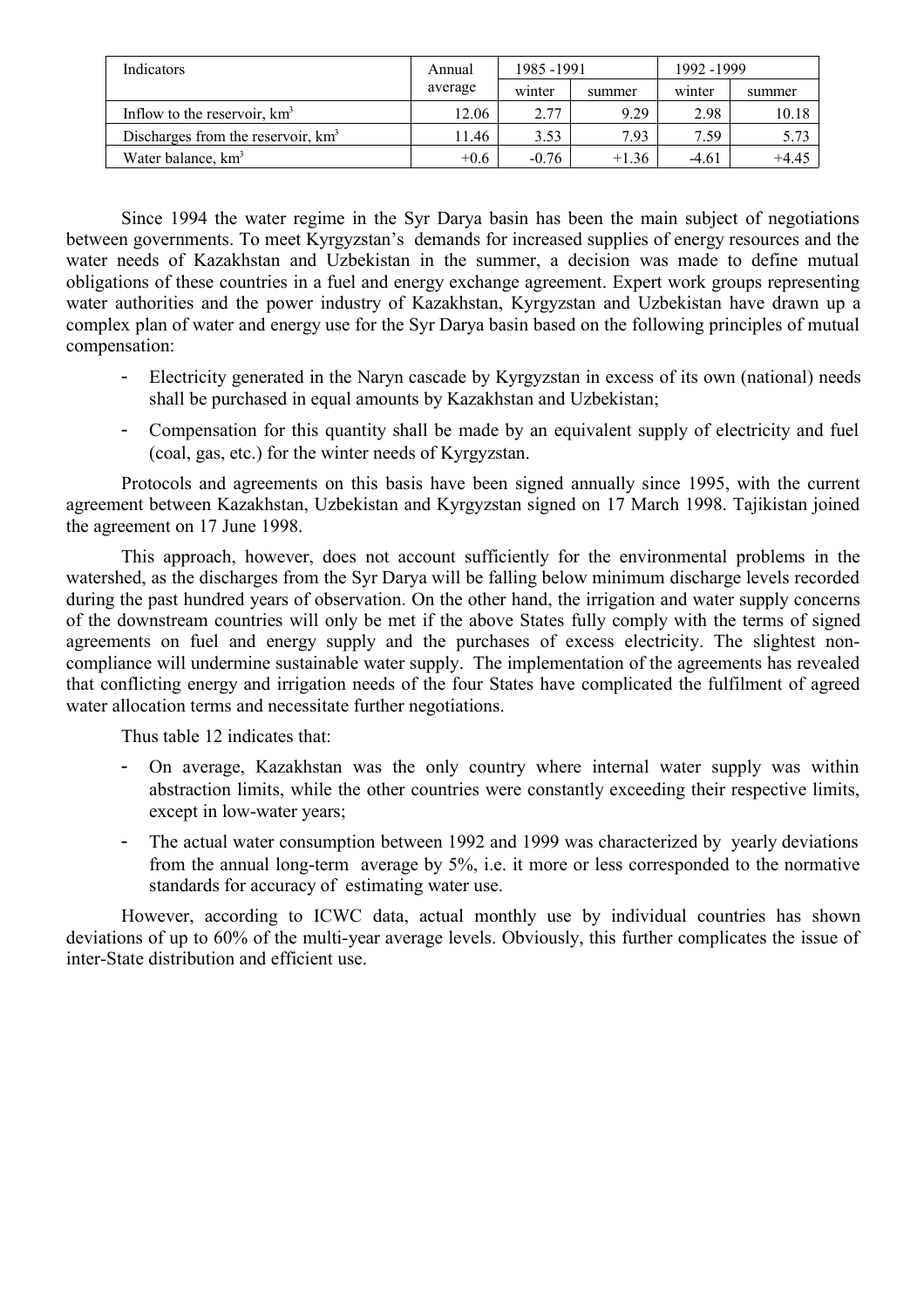| Indicators | Annual average | 1985 -1991 | | 1992 -1999 | |
|---|---|---|---|---|---|
| | | winter | summer | winter | summer |
| Inflow to the reservoir, km$^3$ | 12.06 | 2.77 | 9.29 | 2.98 | 10.18 |
| Discharges from the reservoir, km$^3$ | 11.46 | 3.53 | 7.93 | 7.59 | 5.73 |
| Water balance, km$^3$ | +0.6 | -0.76 | +1.36 | -4.61 | +4.45 |

Since 1994 the water regime in the Syr Darya basin has been the main subject of negotiations between governments. To meet Kyrgyzstan's demands for increased supplies of energy resources and the water needs of Kazakhstan and Uzbekistan in the summer, a decision was made to define mutual obligations of these countries in a fuel and energy exchange agreement. Expert work groups representing water authorities and the power industry of Kazakhstan, Kyrgyzstan and Uzbekistan have drawn up a complex plan of water and energy use for the Syr Darya basin based on the following principles of mutual compensation:

- Electricity generated in the Naryn cascade by Kyrgyzstan in excess of its own (national) needs shall be purchased in equal amounts by Kazakhstan and Uzbekistan;
- Compensation for this quantity shall be made by an equivalent supply of electricity and fuel (coal, gas, etc.) for the winter needs of Kyrgyzstan.

Protocols and agreements on this basis have been signed annually since 1995, with the current agreement between Kazakhstan, Uzbekistan and Kyrgyzstan signed on 17 March 1998. Tajikistan joined the agreement on 17 June 1998.

This approach, however, does not account sufficiently for the environmental problems in the watershed, as the discharges from the Syr Darya will be falling below minimum discharge levels recorded during the past hundred years of observation. On the other hand, the irrigation and water supply concerns of the downstream countries will only be met if the above States fully comply with the terms of signed agreements on fuel and energy supply and the purchases of excess electricity. The slightest non-compliance will undermine sustainable water supply. The implementation of the agreements has revealed that conflicting energy and irrigation needs of the four States have complicated the fulfilment of agreed water allocation terms and necessitate further negotiations.

Thus table 12 indicates that:

- On average, Kazakhstan was the only country where internal water supply was within abstraction limits, while the other countries were constantly exceeding their respective limits, except in low-water years;
- The actual water consumption between 1992 and 1999 was characterized by yearly deviations from the annual long-term average by 5%, i.e. it more or less corresponded to the normative standards for accuracy of estimating water use.

However, according to ICWC data, actual monthly use by individual countries has shown deviations of up to 60% of the multi-year average levels. Obviously, this further complicates the issue of inter-State distribution and efficient use.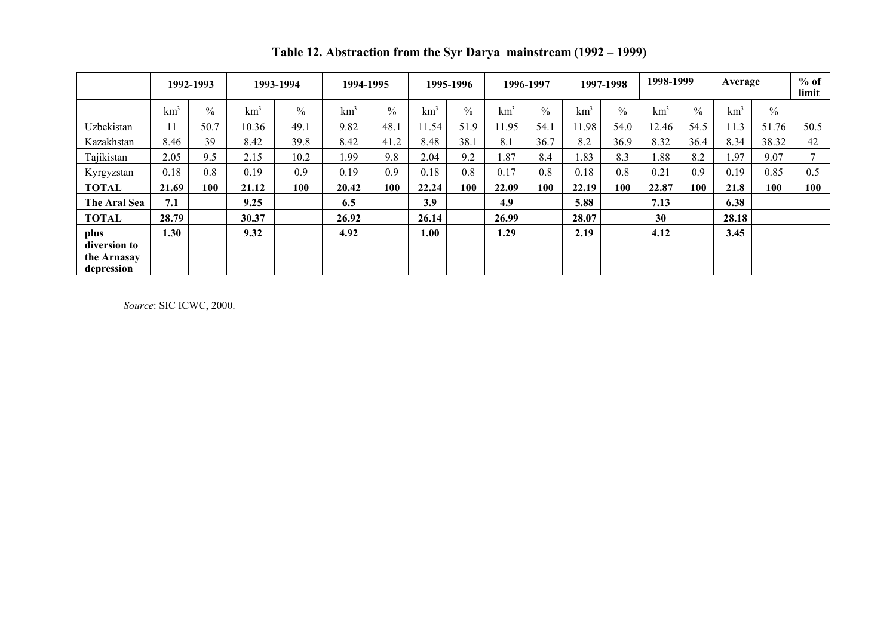**Table 12. Abstraction from the Syr Darya mainstream (1992 – 1999)**

| | 1992-1993 | | 1993-1994 | | 1994-1995 | | 1995-1996 | | 1996-1997 | | 1997-1998 | | 1998-1999 | | Average | | % of limit |
|---|---|---|---|---|---|---|---|---|---|---|---|---|---|---|---|---|---|
| | $km^3$ | % | $km^3$ | % | $km^3$ | % | $km^3$ | % | $km^3$ | % | $km^3$ | % | $km^3$ | % | $km^3$ | % | |
| Uzbekistan | 11 | 50.7 | 10.36 | 49.1 | 9.82 | 48.1 | 11.54 | 51.9 | 11.95 | 54.1 | 11.98 | 54.0 | 12.46 | 54.5 | 11.3 | 51.76 | 50.5 |
| Kazakhstan | 8.46 | 39 | 8.42 | 39.8 | 8.42 | 41.2 | 8.48 | 38.1 | 8.1 | 36.7 | 8.2 | 36.9 | 8.32 | 36.4 | 8.34 | 38.32 | 42 |
| Tajikistan | 2.05 | 9.5 | 2.15 | 10.2 | 1.99 | 9.8 | 2.04 | 9.2 | 1.87 | 8.4 | 1.83 | 8.3 | 1.88 | 8.2 | 1.97 | 9.07 | 7 |
| Kyrgyzstan | 0.18 | 0.8 | 0.19 | 0.9 | 0.19 | 0.9 | 0.18 | 0.8 | 0.17 | 0.8 | 0.18 | 0.8 | 0.21 | 0.9 | 0.19 | 0.85 | 0.5 |
| **TOTAL** | **21.69** | **100** | **21.12** | **100** | **20.42** | **100** | **22.24** | **100** | **22.09** | **100** | **22.19** | **100** | **22.87** | **100** | **21.8** | **100** | **100** |
| **The Aral Sea** | **7.1** | | **9.25** | | **6.5** | | **3.9** | | **4.9** | | **5.88** | | **7.13** | | **6.38** | | |
| **TOTAL** | **28.79** | | **30.37** | | **26.92** | | **26.14** | | **26.99** | | **28.07** | | **30** | | **28.18** | | |
| **plus diversion to the Arnasay depression** | **1.30** | | **9.32** | | **4.92** | | **1.00** | | **1.29** | | **2.19** | | **4.12** | | **3.45** | | |

*Source*: SIC ICWC, 2000.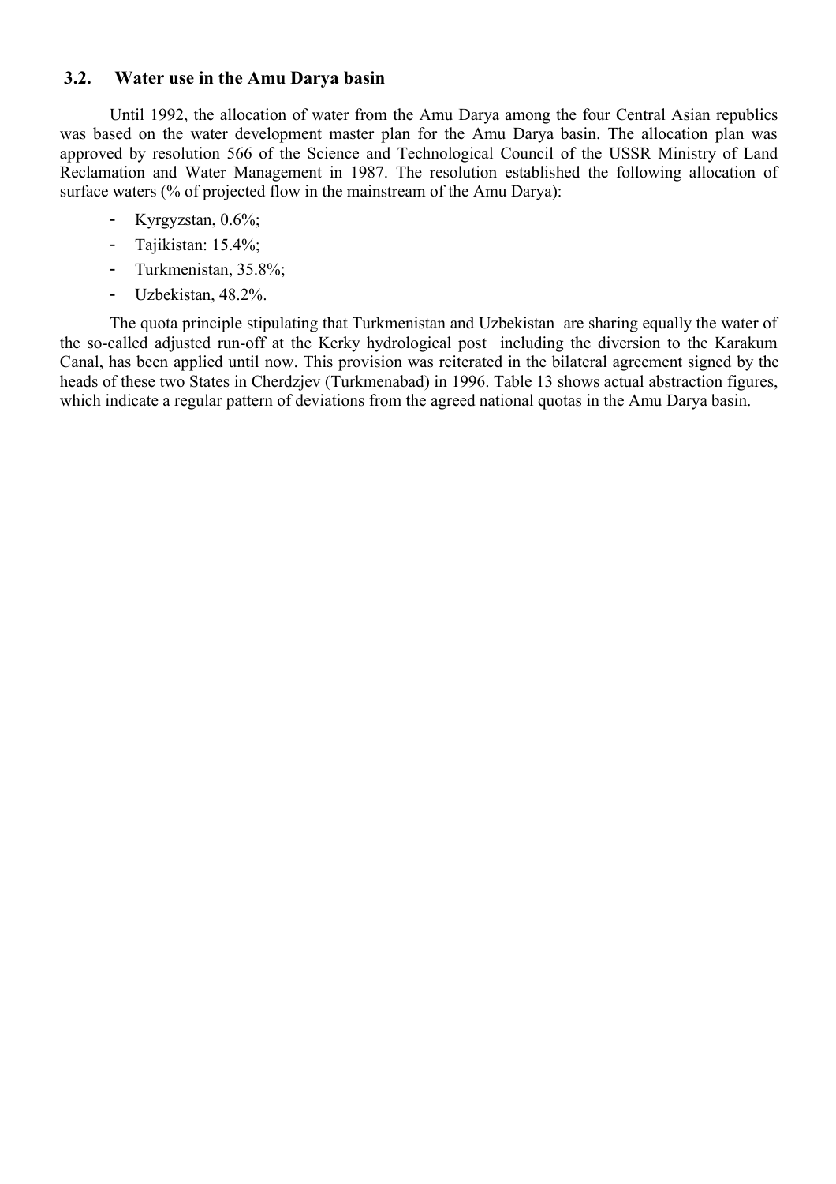### 3.2. Water use in the Amu Darya basin

Until 1992, the allocation of water from the Amu Darya among the four Central Asian republics was based on the water development master plan for the Amu Darya basin. The allocation plan was approved by resolution 566 of the Science and Technological Council of the USSR Ministry of Land Reclamation and Water Management in 1987. The resolution established the following allocation of surface waters (% of projected flow in the mainstream of the Amu Darya):

- Kyrgyzstan, 0.6%;
- Tajikistan: 15.4%;
- Turkmenistan, 35.8%;
- Uzbekistan, 48.2%.

The quota principle stipulating that Turkmenistan and Uzbekistan are sharing equally the water of the so-called adjusted run-off at the Kerky hydrological post including the diversion to the Karakum Canal, has been applied until now. This provision was reiterated in the bilateral agreement signed by the heads of these two States in Cherdzjev (Turkmenabad) in 1996. Table 13 shows actual abstraction figures, which indicate a regular pattern of deviations from the agreed national quotas in the Amu Darya basin.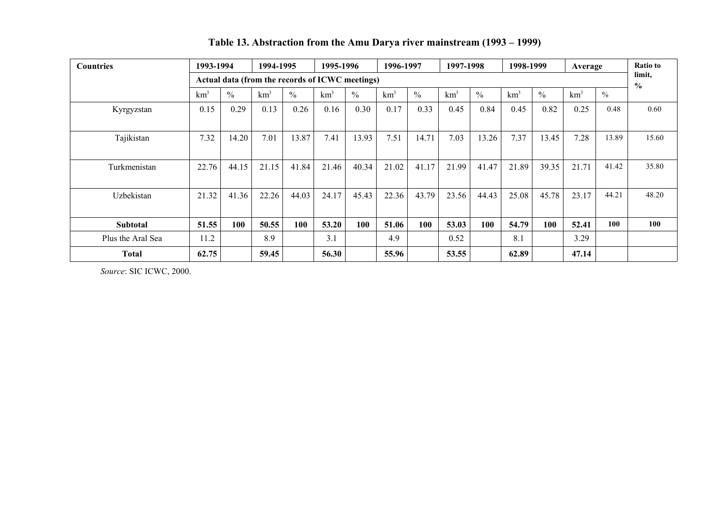**Table 13. Abstraction from the Amu Darya river mainstream (1993 – 1999)**

| Countries | 1993-1994 | | 1994-1995 | | 1995-1996 | | 1996-1997 | | 1997-1998 | | 1998-1999 | | Average | | Ratio to limit, % |
|---|---|---|---|---|---|---|---|---|---|---|---|---|---|---|---|
| | Actual data (from the records of ICWC meetings) | | | | | | | | | | | | | | |
| | km$^3$ | % | km$^3$ | % | km$^3$ | % | km$^3$ | % | km$^3$ | % | km$^3$ | % | km$^3$ | % | |
| Kyrgyzstan | 0.15 | 0.29 | 0.13 | 0.26 | 0.16 | 0.30 | 0.17 | 0.33 | 0.45 | 0.84 | 0.45 | 0.82 | 0.25 | 0.48 | 0.60 |
| Tajikistan | 7.32 | 14.20 | 7.01 | 13.87 | 7.41 | 13.93 | 7.51 | 14.71 | 7.03 | 13.26 | 7.37 | 13.45 | 7.28 | 13.89 | 15.60 |
| Turkmenistan | 22.76 | 44.15 | 21.15 | 41.84 | 21.46 | 40.34 | 21.02 | 41.17 | 21.99 | 41.47 | 21.89 | 39.35 | 21.71 | 41.42 | 35.80 |
| Uzbekistan | 21.32 | 41.36 | 22.26 | 44.03 | 24.17 | 45.43 | 22.36 | 43.79 | 23.56 | 44.43 | 25.08 | 45.78 | 23.17 | 44.21 | 48.20 |
| **Subtotal** | **51.55** | **100** | **50.55** | **100** | **53.20** | **100** | **51.06** | **100** | **53.03** | **100** | **54.79** | **100** | **52.41** | **100** | **100** |
| Plus the Aral Sea | 11.2 | | 8.9 | | 3.1 | | 4.9 | | 0.52 | | 8.1 | | 3.29 | | |
| **Total** | **62.75** | | **59.45** | | **56.30** | | **55.96** | | **53.55** | | **62.89** | | **47.14** | | |

*Source*: SIC ICWC, 2000.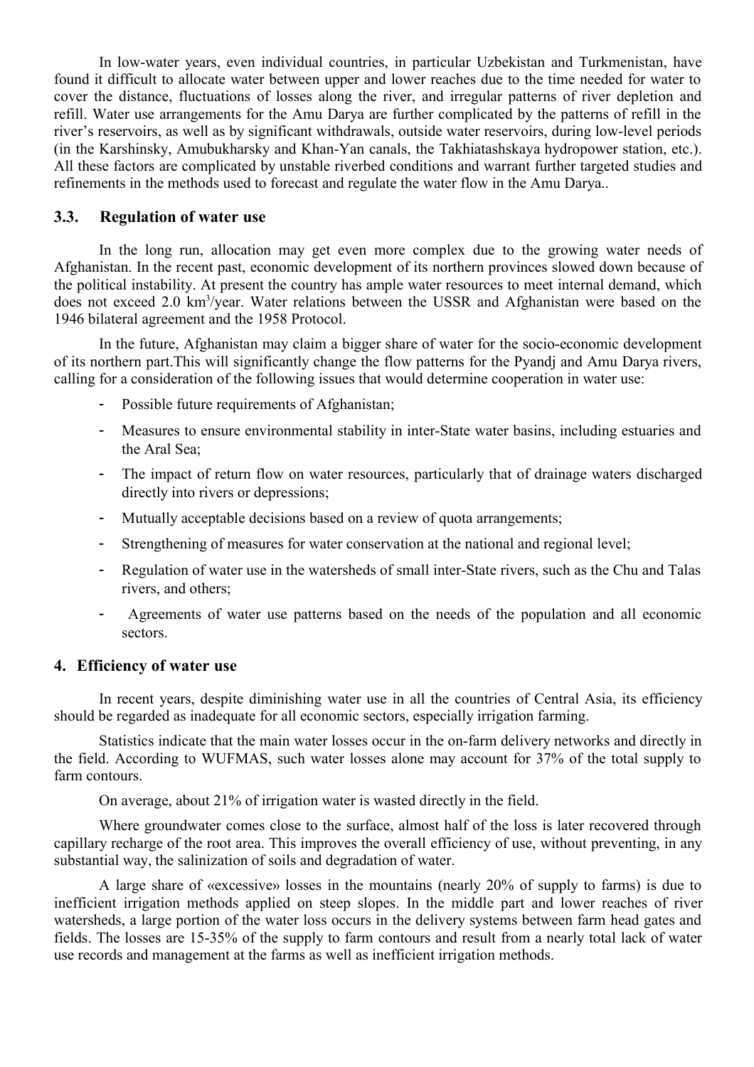In low-water years, even individual countries, in particular Uzbekistan and Turkmenistan, have found it difficult to allocate water between upper and lower reaches due to the time needed for water to cover the distance, fluctuations of losses along the river, and irregular patterns of river depletion and refill. Water use arrangements for the Amu Darya are further complicated by the patterns of refill in the river's reservoirs, as well as by significant withdrawals, outside water reservoirs, during low-level periods (in the Karshinsky, Amubukharsky and Khan-Yan canals, the Takhiatashskaya hydropower station, etc.). All these factors are complicated by unstable riverbed conditions and warrant further targeted studies and refinements in the methods used to forecast and regulate the water flow in the Amu Darya..

### 3.3. Regulation of water use

In the long run, allocation may get even more complex due to the growing water needs of Afghanistan. In the recent past, economic development of its northern provinces slowed down because of the political instability. At present the country has ample water resources to meet internal demand, which does not exceed 2.0 km$^3$/year. Water relations between the USSR and Afghanistan were based on the 1946 bilateral agreement and the 1958 Protocol.

In the future, Afghanistan may claim a bigger share of water for the socio-economic development of its northern part.This will significantly change the flow patterns for the Pyandj and Amu Darya rivers, calling for a consideration of the following issues that would determine cooperation in water use:

- Possible future requirements of Afghanistan;
- Measures to ensure environmental stability in inter-State water basins, including estuaries and the Aral Sea;
- The impact of return flow on water resources, particularly that of drainage waters discharged directly into rivers or depressions;
- Mutually acceptable decisions based on a review of quota arrangements;
- Strengthening of measures for water conservation at the national and regional level;
- Regulation of water use in the watersheds of small inter-State rivers, such as the Chu and Talas rivers, and others;
- Agreements of water use patterns based on the needs of the population and all economic sectors.

## 4. Efficiency of water use

In recent years, despite diminishing water use in all the countries of Central Asia, its efficiency should be regarded as inadequate for all economic sectors, especially irrigation farming.

Statistics indicate that the main water losses occur in the on-farm delivery networks and directly in the field. According to WUFMAS, such water losses alone may account for 37% of the total supply to farm contours.

On average, about 21% of irrigation water is wasted directly in the field.

Where groundwater comes close to the surface, almost half of the loss is later recovered through capillary recharge of the root area. This improves the overall efficiency of use, without preventing, in any substantial way, the salinization of soils and degradation of water.

A large share of «excessive» losses in the mountains (nearly 20% of supply to farms) is due to inefficient irrigation methods applied on steep slopes. In the middle part and lower reaches of river watersheds, a large portion of the water loss occurs in the delivery systems between farm head gates and fields. The losses are 15-35% of the supply to farm contours and result from a nearly total lack of water use records and management at the farms as well as inefficient irrigation methods.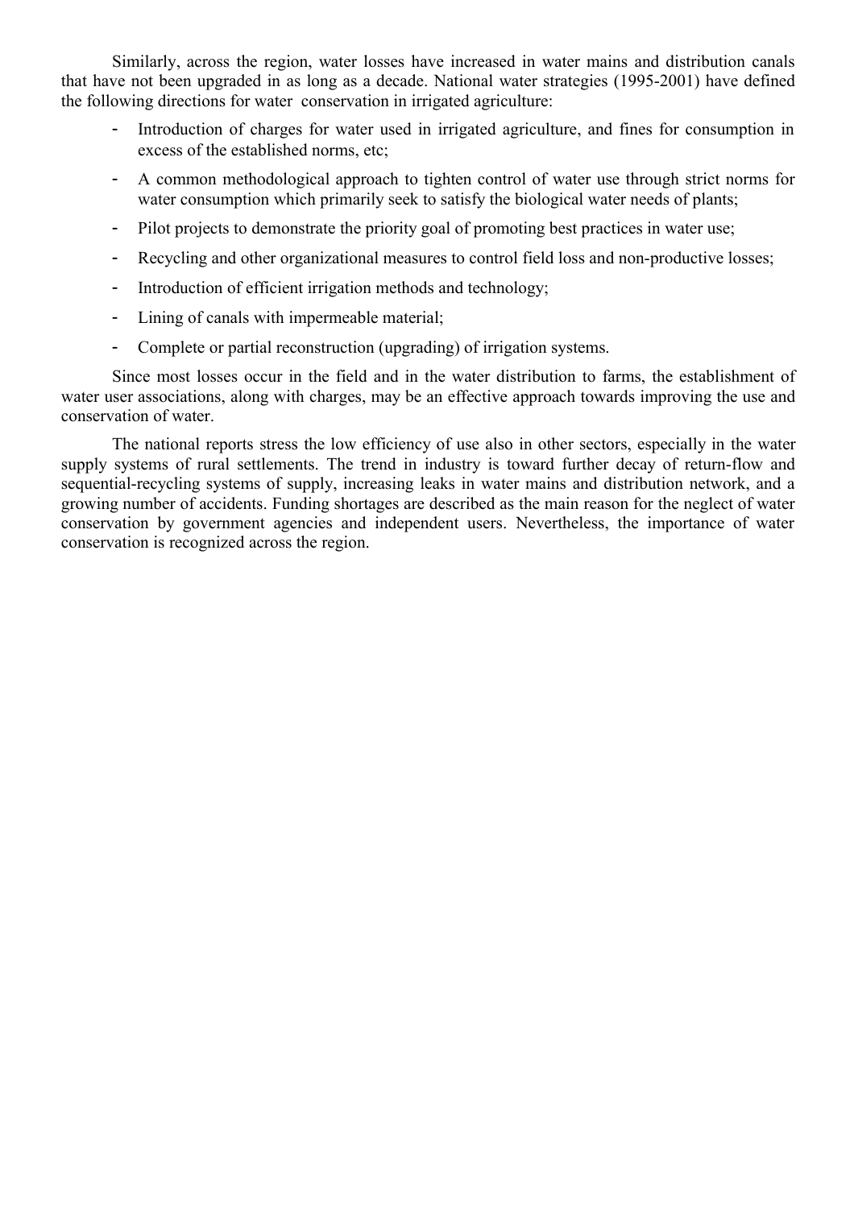Similarly, across the region, water losses have increased in water mains and distribution canals that have not been upgraded in as long as a decade. National water strategies (1995-2001) have defined the following directions for water conservation in irrigated agriculture:

- Introduction of charges for water used in irrigated agriculture, and fines for consumption in excess of the established norms, etc;
- A common methodological approach to tighten control of water use through strict norms for water consumption which primarily seek to satisfy the biological water needs of plants;
- Pilot projects to demonstrate the priority goal of promoting best practices in water use;
- Recycling and other organizational measures to control field loss and non-productive losses;
- Introduction of efficient irrigation methods and technology;
- Lining of canals with impermeable material;
- Complete or partial reconstruction (upgrading) of irrigation systems.

Since most losses occur in the field and in the water distribution to farms, the establishment of water user associations, along with charges, may be an effective approach towards improving the use and conservation of water.

The national reports stress the low efficiency of use also in other sectors, especially in the water supply systems of rural settlements. The trend in industry is toward further decay of return-flow and sequential-recycling systems of supply, increasing leaks in water mains and distribution network, and a growing number of accidents. Funding shortages are described as the main reason for the neglect of water conservation by government agencies and independent users. Nevertheless, the importance of water conservation is recognized across the region.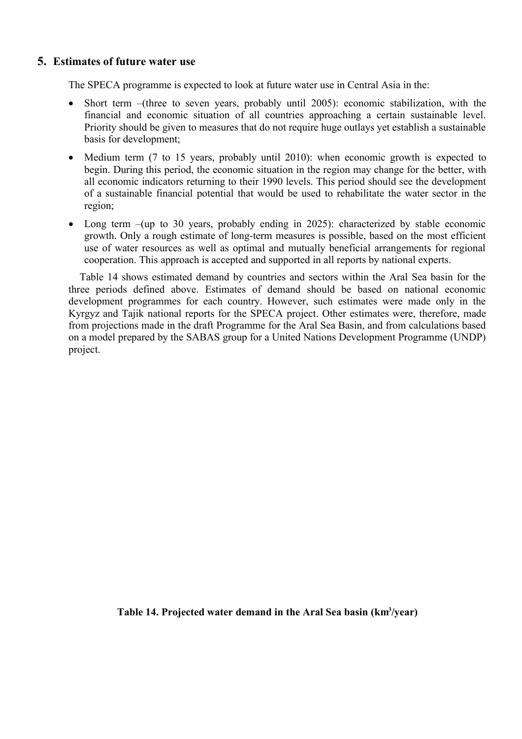## 5. Estimates of future water use

The SPECA programme is expected to look at future water use in Central Asia in the:

- Short term –(three to seven years, probably until 2005): economic stabilization, with the financial and economic situation of all countries approaching a certain sustainable level. Priority should be given to measures that do not require huge outlays yet establish a sustainable basis for development;
- Medium term (7 to 15 years, probably until 2010): when economic growth is expected to begin. During this period, the economic situation in the region may change for the better, with all economic indicators returning to their 1990 levels. This period should see the development of a sustainable financial potential that would be used to rehabilitate the water sector in the region;
- Long term –(up to 30 years, probably ending in 2025): characterized by stable economic growth. Only a rough estimate of long-term measures is possible, based on the most efficient use of water resources as well as optimal and mutually beneficial arrangements for regional cooperation. This approach is accepted and supported in all reports by national experts.

Table 14 shows estimated demand by countries and sectors within the Aral Sea basin for the three periods defined above. Estimates of demand should be based on national economic development programmes for each country. However, such estimates were made only in the Kyrgyz and Tajik national reports for the SPECA project. Other estimates were, therefore, made from projections made in the draft Programme for the Aral Sea Basin, and from calculations based on a model prepared by the SABAS group for a United Nations Development Programme (UNDP) project.

**Table 14. Projected water demand in the Aral Sea basin (km$^3$/year)**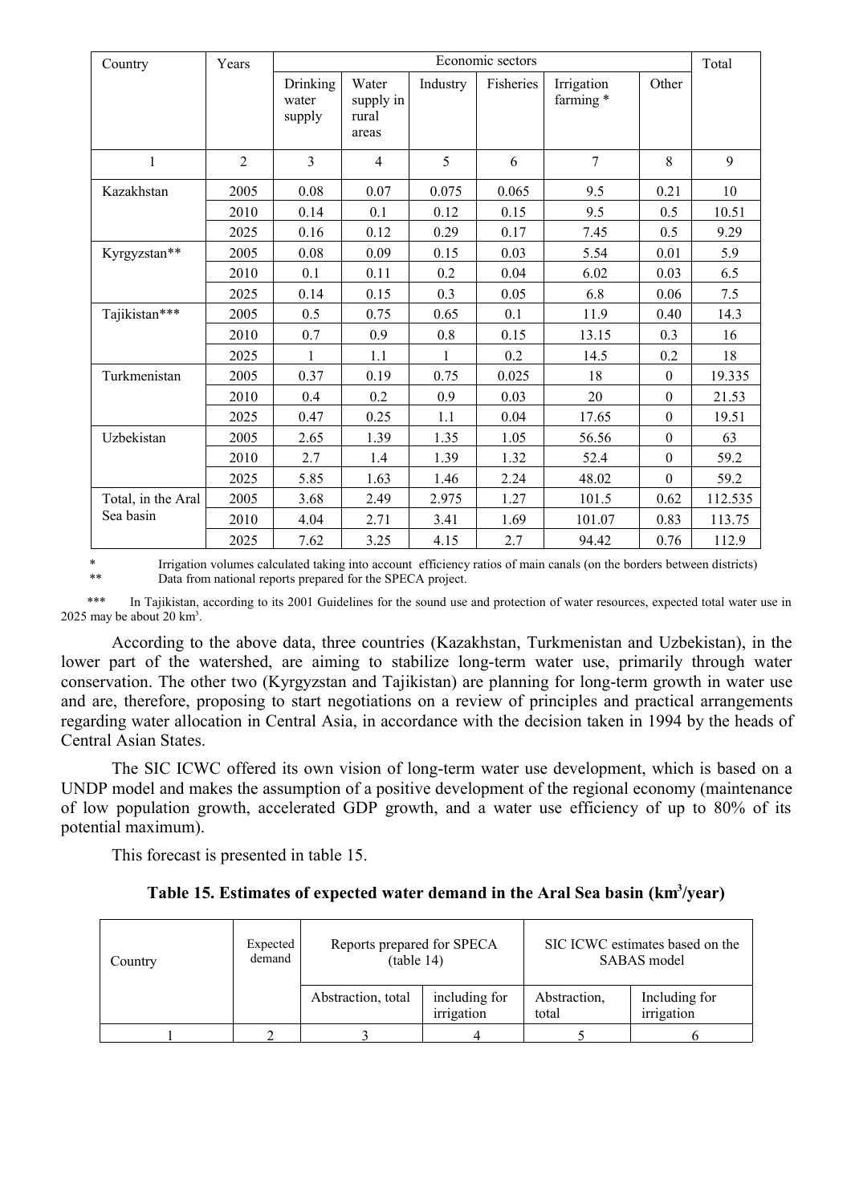| Country | Years | Economic sectors | | | | | | Total |
|---|---|---|---|---|---|---|---|---|
| | | Drinking water supply | Water supply in rural areas | Industry | Fisheries | Irrigation farming * | Other | |
| 1 | 2 | 3 | 4 | 5 | 6 | 7 | 8 | 9 |
| Kazakhstan | 2005 | 0.08 | 0.07 | 0.075 | 0.065 | 9.5 | 0.21 | 10 |
| | 2010 | 0.14 | 0.1 | 0.12 | 0.15 | 9.5 | 0.5 | 10.51 |
| | 2025 | 0.16 | 0.12 | 0.29 | 0.17 | 7.45 | 0.5 | 9.29 |
| Kyrgyzstan** | 2005 | 0.08 | 0.09 | 0.15 | 0.03 | 5.54 | 0.01 | 5.9 |
| | 2010 | 0.1 | 0.11 | 0.2 | 0.04 | 6.02 | 0.03 | 6.5 |
| | 2025 | 0.14 | 0.15 | 0.3 | 0.05 | 6.8 | 0.06 | 7.5 |
| Tajikistan*** | 2005 | 0.5 | 0.75 | 0.65 | 0.1 | 11.9 | 0.40 | 14.3 |
| | 2010 | 0.7 | 0.9 | 0.8 | 0.15 | 13.15 | 0.3 | 16 |
| | 2025 | 1 | 1.1 | 1 | 0.2 | 14.5 | 0.2 | 18 |
| Turkmenistan | 2005 | 0.37 | 0.19 | 0.75 | 0.025 | 18 | 0 | 19.335 |
| | 2010 | 0.4 | 0.2 | 0.9 | 0.03 | 20 | 0 | 21.53 |
| | 2025 | 0.47 | 0.25 | 1.1 | 0.04 | 17.65 | 0 | 19.51 |
| Uzbekistan | 2005 | 2.65 | 1.39 | 1.35 | 1.05 | 56.56 | 0 | 63 |
| | 2010 | 2.7 | 1.4 | 1.39 | 1.32 | 52.4 | 0 | 59.2 |
| | 2025 | 5.85 | 1.63 | 1.46 | 2.24 | 48.02 | 0 | 59.2 |
| Total, in the Aral Sea basin | 2005 | 3.68 | 2.49 | 2.975 | 1.27 | 101.5 | 0.62 | 112.535 |
| | 2010 | 4.04 | 2.71 | 3.41 | 1.69 | 101.07 | 0.83 | 113.75 |
| | 2025 | 7.62 | 3.25 | 4.15 | 2.7 | 94.42 | 0.76 | 112.9 |

\* Irrigation volumes calculated taking into account efficiency ratios of main canals (on the borders between districts)

** Data from national reports prepared for the SPECA project.

*** In Tajikistan, according to its 2001 Guidelines for the sound use and protection of water resources, expected total water use in 2025 may be about 20 km³.

According to the above data, three countries (Kazakhstan, Turkmenistan and Uzbekistan), in the lower part of the watershed, are aiming to stabilize long-term water use, primarily through water conservation. The other two (Kyrgyzstan and Tajikistan) are planning for long-term growth in water use and are, therefore, proposing to start negotiations on a review of principles and practical arrangements regarding water allocation in Central Asia, in accordance with the decision taken in 1994 by the heads of Central Asian States.

The SIC ICWC offered its own vision of long-term water use development, which is based on a UNDP model and makes the assumption of a positive development of the regional economy (maintenance of low population growth, accelerated GDP growth, and a water use efficiency of up to 80% of its potential maximum).

This forecast is presented in table 15.

**Table 15. Estimates of expected water demand in the Aral Sea basin (km³/year)**

| Country | Expected demand | Reports prepared for SPECA (table 14) | | SIC ICWC estimates based on the SABAS model | |
|---|---|---|---|---|---|
| | | Abstraction, total | including for irrigation | Abstraction, total | Including for irrigation |
| 1 | 2 | 3 | 4 | 5 | 6 |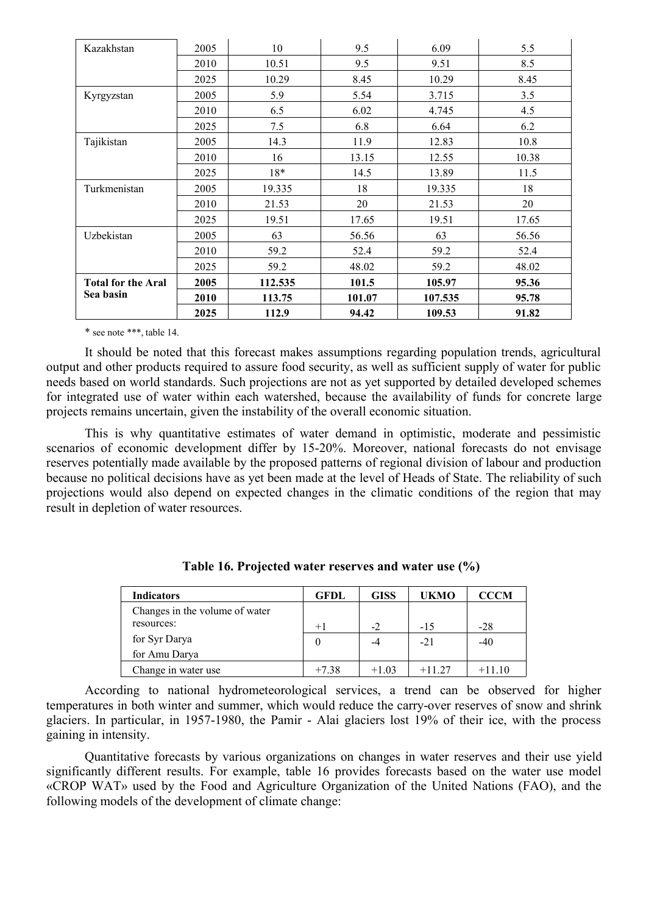| Kazakhstan | 2005 | 10 | 9.5 | 6.09 | 5.5 |
|---|---|---|---|---|---|
| | 2010 | 10.51 | 9.5 | 9.51 | 8.5 |
| | 2025 | 10.29 | 8.45 | 10.29 | 8.45 |
| Kyrgyzstan | 2005 | 5.9 | 5.54 | 3.715 | 3.5 |
| | 2010 | 6.5 | 6.02 | 4.745 | 4.5 |
| | 2025 | 7.5 | 6.8 | 6.64 | 6.2 |
| Tajikistan | 2005 | 14.3 | 11.9 | 12.83 | 10.8 |
| | 2010 | 16 | 13.15 | 12.55 | 10.38 |
| | 2025 | 18* | 14.5 | 13.89 | 11.5 |
| Turkmenistan | 2005 | 19.335 | 18 | 19.335 | 18 |
| | 2010 | 21.53 | 20 | 21.53 | 20 |
| | 2025 | 19.51 | 17.65 | 19.51 | 17.65 |
| Uzbekistan | 2005 | 63 | 56.56 | 63 | 56.56 |
| | 2010 | 59.2 | 52.4 | 59.2 | 52.4 |
| | 2025 | 59.2 | 48.02 | 59.2 | 48.02 |
| **Total for the Aral Sea basin** | **2005** | **112.535** | **101.5** | **105.97** | **95.36** |
| | **2010** | **113.75** | **101.07** | **107.535** | **95.78** |
| | **2025** | **112.9** | **94.42** | **109.53** | **91.82** |

* see note ***, table 14.

It should be noted that this forecast makes assumptions regarding population trends, agricultural output and other products required to assure food security, as well as sufficient supply of water for public needs based on world standards. Such projections are not as yet supported by detailed developed schemes for integrated use of water within each watershed, because the availability of funds for concrete large projects remains uncertain, given the instability of the overall economic situation.

This is why quantitative estimates of water demand in optimistic, moderate and pessimistic scenarios of economic development differ by 15-20%. Moreover, national forecasts do not envisage reserves potentially made available by the proposed patterns of regional division of labour and production because no political decisions have as yet been made at the level of Heads of State. The reliability of such projections would also depend on expected changes in the climatic conditions of the region that may result in depletion of water resources.

**Table 16. Projected water reserves and water use (%)**

| Indicators | GFDL | GISS | UKMO | CCCM |
|---|---|---|---|---|
| Changes in the volume of water resources: for Syr Darya | +1 | -2 | -15 | -28 |
| for Amu Darya | 0 | -4 | -21 | -40 |
| Change in water use | +7.38 | +1.03 | +11.27 | +11.10 |

According to national hydrometeorological services, a trend can be observed for higher temperatures in both winter and summer, which would reduce the carry-over reserves of snow and shrink glaciers. In particular, in 1957-1980, the Pamir - Alai glaciers lost 19% of their ice, with the process gaining in intensity.

Quantitative forecasts by various organizations on changes in water reserves and their use yield significantly different results. For example, table 16 provides forecasts based on the water use model «CROP WAT» used by the Food and Agriculture Organization of the United Nations (FAO), and the following models of the development of climate change: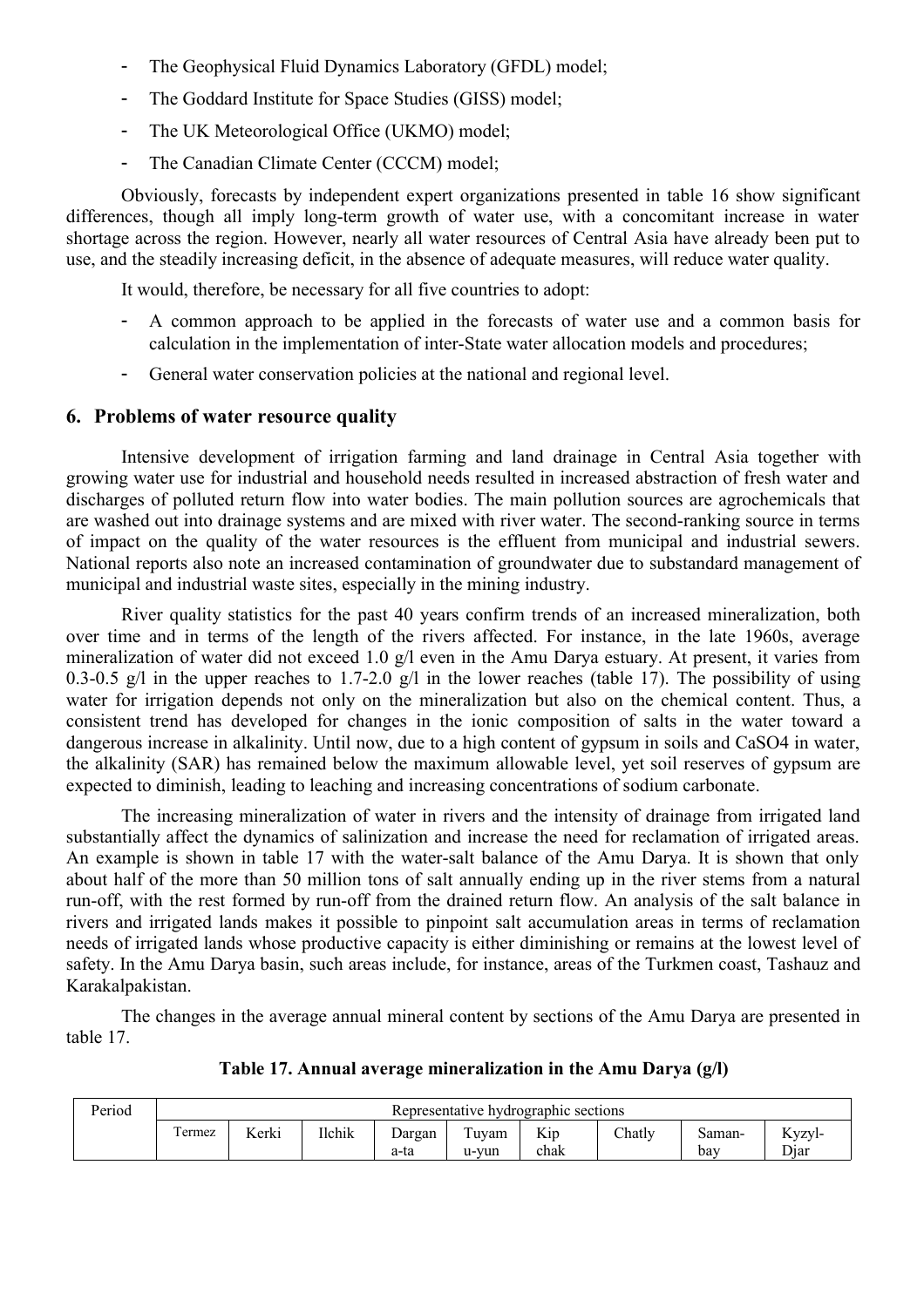- The Geophysical Fluid Dynamics Laboratory (GFDL) model;
- The Goddard Institute for Space Studies (GISS) model;
- The UK Meteorological Office (UKMO) model;
- The Canadian Climate Center (CCCM) model;

Obviously, forecasts by independent expert organizations presented in table 16 show significant differences, though all imply long-term growth of water use, with a concomitant increase in water shortage across the region. However, nearly all water resources of Central Asia have already been put to use, and the steadily increasing deficit, in the absence of adequate measures, will reduce water quality.

It would, therefore, be necessary for all five countries to adopt:

- A common approach to be applied in the forecasts of water use and a common basis for calculation in the implementation of inter-State water allocation models and procedures;
- General water conservation policies at the national and regional level.

## 6. Problems of water resource quality

Intensive development of irrigation farming and land drainage in Central Asia together with growing water use for industrial and household needs resulted in increased abstraction of fresh water and discharges of polluted return flow into water bodies. The main pollution sources are agrochemicals that are washed out into drainage systems and are mixed with river water. The second-ranking source in terms of impact on the quality of the water resources is the effluent from municipal and industrial sewers. National reports also note an increased contamination of groundwater due to substandard management of municipal and industrial waste sites, especially in the mining industry.

River quality statistics for the past 40 years confirm trends of an increased mineralization, both over time and in terms of the length of the rivers affected. For instance, in the late 1960s, average mineralization of water did not exceed 1.0 g/l even in the Amu Darya estuary. At present, it varies from 0.3-0.5 g/l in the upper reaches to 1.7-2.0 g/l in the lower reaches (table 17). The possibility of using water for irrigation depends not only on the mineralization but also on the chemical content. Thus, a consistent trend has developed for changes in the ionic composition of salts in the water toward a dangerous increase in alkalinity. Until now, due to a high content of gypsum in soils and $CaSO_4$ in water, the alkalinity (SAR) has remained below the maximum allowable level, yet soil reserves of gypsum are expected to diminish, leading to leaching and increasing concentrations of sodium carbonate.

The increasing mineralization of water in rivers and the intensity of drainage from irrigated land substantially affect the dynamics of salinization and increase the need for reclamation of irrigated areas. An example is shown in table 17 with the water-salt balance of the Amu Darya. It is shown that only about half of the more than 50 million tons of salt annually ending up in the river stems from a natural run-off, with the rest formed by run-off from the drained return flow. An analysis of the salt balance in rivers and irrigated lands makes it possible to pinpoint salt accumulation areas in terms of reclamation needs of irrigated lands whose productive capacity is either diminishing or remains at the lowest level of safety. In the Amu Darya basin, such areas include, for instance, areas of the Turkmen coast, Tashauz and Karakalpakistan.

The changes in the average annual mineral content by sections of the Amu Darya are presented in table 17.

**Table 17. Annual average mineralization in the Amu Darya (g/l)**

| Period | Representative hydrographic sections | | | | | | | | |
|---|---|---|---|---|---|---|---|---|---|
| | Termez | Kerki | Ilchik | Dargan a-ta | Tuyam u-yun | Kip chak | Chatly | Saman-bay | Kyzyl-Djar |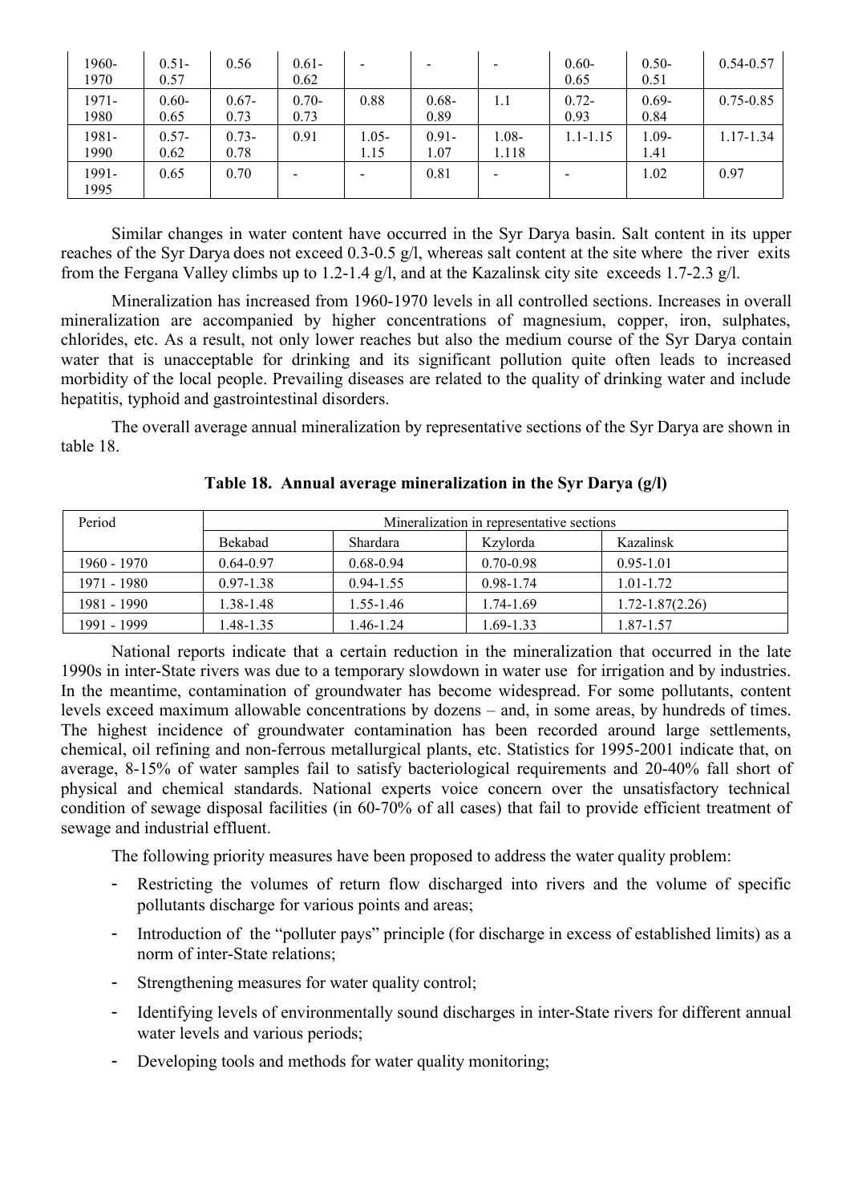| 1960-1970 | 0.51-0.57 | 0.56 | 0.61-0.62 | - | - | - | 0.60-0.65 | 0.50-0.51 | 0.54-0.57 |
|---|---|---|---|---|---|---|---|---|---|
| 1971-1980 | 0.60-0.65 | 0.67-0.73 | 0.70-0.73 | 0.88 | 0.68-0.89 | 1.1 | 0.72-0.93 | 0.69-0.84 | 0.75-0.85 |
| 1981-1990 | 0.57-0.62 | 0.73-0.78 | 0.91 | 1.05-1.15 | 0.91-1.07 | 1.08-1.118 | 1.1-1.15 | 1.09-1.41 | 1.17-1.34 |
| 1991-1995 | 0.65 | 0.70 | - | - | 0.81 | - | - | 1.02 | 0.97 |

Similar changes in water content have occurred in the Syr Darya basin. Salt content in its upper reaches of the Syr Darya does not exceed 0.3-0.5 g/l, whereas salt content at the site where the river exits from the Fergana Valley climbs up to 1.2-1.4 g/l, and at the Kazalinsk city site exceeds 1.7-2.3 g/l.

Mineralization has increased from 1960-1970 levels in all controlled sections. Increases in overall mineralization are accompanied by higher concentrations of magnesium, copper, iron, sulphates, chlorides, etc. As a result, not only lower reaches but also the medium course of the Syr Darya contain water that is unacceptable for drinking and its significant pollution quite often leads to increased morbidity of the local people. Prevailing diseases are related to the quality of drinking water and include hepatitis, typhoid and gastrointestinal disorders.

The overall average annual mineralization by representative sections of the Syr Darya are shown in table 18.

**Table 18. Annual average mineralization in the Syr Darya (g/l)**

| Period | Mineralization in representative sections | | | |
|---|---|---|---|---|
| | Bekabad | Shardara | Kzylorda | Kazalinsk |
| 1960 - 1970 | 0.64-0.97 | 0.68-0.94 | 0.70-0.98 | 0.95-1.01 |
| 1971 - 1980 | 0.97-1.38 | 0.94-1.55 | 0.98-1.74 | 1.01-1.72 |
| 1981 - 1990 | 1.38-1.48 | 1.55-1.46 | 1.74-1.69 | 1.72-1.87(2.26) |
| 1991 - 1999 | 1.48-1.35 | 1.46-1.24 | 1.69-1.33 | 1.87-1.57 |

National reports indicate that a certain reduction in the mineralization that occurred in the late 1990s in inter-State rivers was due to a temporary slowdown in water use for irrigation and by industries. In the meantime, contamination of groundwater has become widespread. For some pollutants, content levels exceed maximum allowable concentrations by dozens – and, in some areas, by hundreds of times. The highest incidence of groundwater contamination has been recorded around large settlements, chemical, oil refining and non-ferrous metallurgical plants, etc. Statistics for 1995-2001 indicate that, on average, 8-15% of water samples fail to satisfy bacteriological requirements and 20-40% fall short of physical and chemical standards. National experts voice concern over the unsatisfactory technical condition of sewage disposal facilities (in 60-70% of all cases) that fail to provide efficient treatment of sewage and industrial effluent.

The following priority measures have been proposed to address the water quality problem:

- Restricting the volumes of return flow discharged into rivers and the volume of specific pollutants discharge for various points and areas;
- Introduction of the "polluter pays" principle (for discharge in excess of established limits) as a norm of inter-State relations;
- Strengthening measures for water quality control;
- Identifying levels of environmentally sound discharges in inter-State rivers for different annual water levels and various periods;
- Developing tools and methods for water quality monitoring;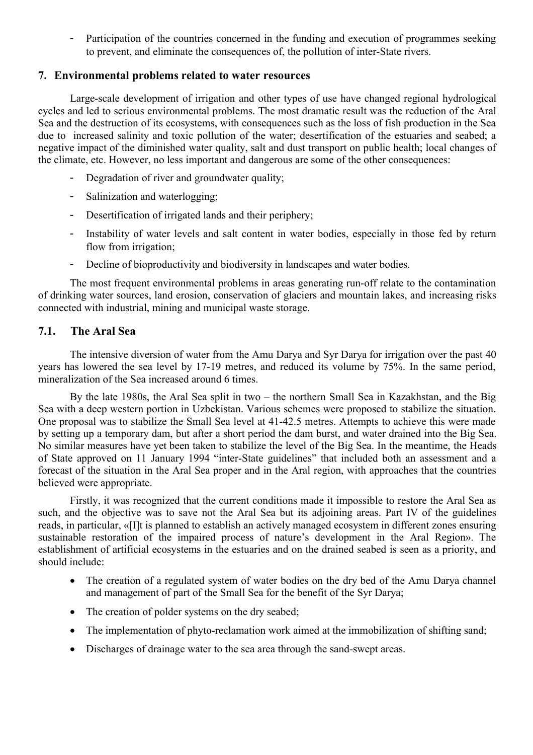- Participation of the countries concerned in the funding and execution of programmes seeking to prevent, and eliminate the consequences of, the pollution of inter-State rivers.

## 7. Environmental problems related to water resources

Large-scale development of irrigation and other types of use have changed regional hydrological cycles and led to serious environmental problems. The most dramatic result was the reduction of the Aral Sea and the destruction of its ecosystems, with consequences such as the loss of fish production in the Sea due to increased salinity and toxic pollution of the water; desertification of the estuaries and seabed; a negative impact of the diminished water quality, salt and dust transport on public health; local changes of the climate, etc. However, no less important and dangerous are some of the other consequences:

- Degradation of river and groundwater quality;
- Salinization and waterlogging;
- Desertification of irrigated lands and their periphery;
- Instability of water levels and salt content in water bodies, especially in those fed by return flow from irrigation;
- Decline of bioproductivity and biodiversity in landscapes and water bodies.

The most frequent environmental problems in areas generating run-off relate to the contamination of drinking water sources, land erosion, conservation of glaciers and mountain lakes, and increasing risks connected with industrial, mining and municipal waste storage.

### 7.1. The Aral Sea

The intensive diversion of water from the Amu Darya and Syr Darya for irrigation over the past 40 years has lowered the sea level by 17-19 metres, and reduced its volume by 75%. In the same period, mineralization of the Sea increased around 6 times.

By the late 1980s, the Aral Sea split in two – the northern Small Sea in Kazakhstan, and the Big Sea with a deep western portion in Uzbekistan. Various schemes were proposed to stabilize the situation. One proposal was to stabilize the Small Sea level at 41-42.5 metres. Attempts to achieve this were made by setting up a temporary dam, but after a short period the dam burst, and water drained into the Big Sea. No similar measures have yet been taken to stabilize the level of the Big Sea. In the meantime, the Heads of State approved on 11 January 1994 "inter-State guidelines" that included both an assessment and a forecast of the situation in the Aral Sea proper and in the Aral region, with approaches that the countries believed were appropriate.

Firstly, it was recognized that the current conditions made it impossible to restore the Aral Sea as such, and the objective was to save not the Aral Sea but its adjoining areas. Part IV of the guidelines reads, in particular, «[I]t is planned to establish an actively managed ecosystem in different zones ensuring sustainable restoration of the impaired process of nature's development in the Aral Region». The establishment of artificial ecosystems in the estuaries and on the drained seabed is seen as a priority, and should include:

- The creation of a regulated system of water bodies on the dry bed of the Amu Darya channel and management of part of the Small Sea for the benefit of the Syr Darya;
- The creation of polder systems on the dry seabed;
- The implementation of phyto-reclamation work aimed at the immobilization of shifting sand;
- Discharges of drainage water to the sea area through the sand-swept areas.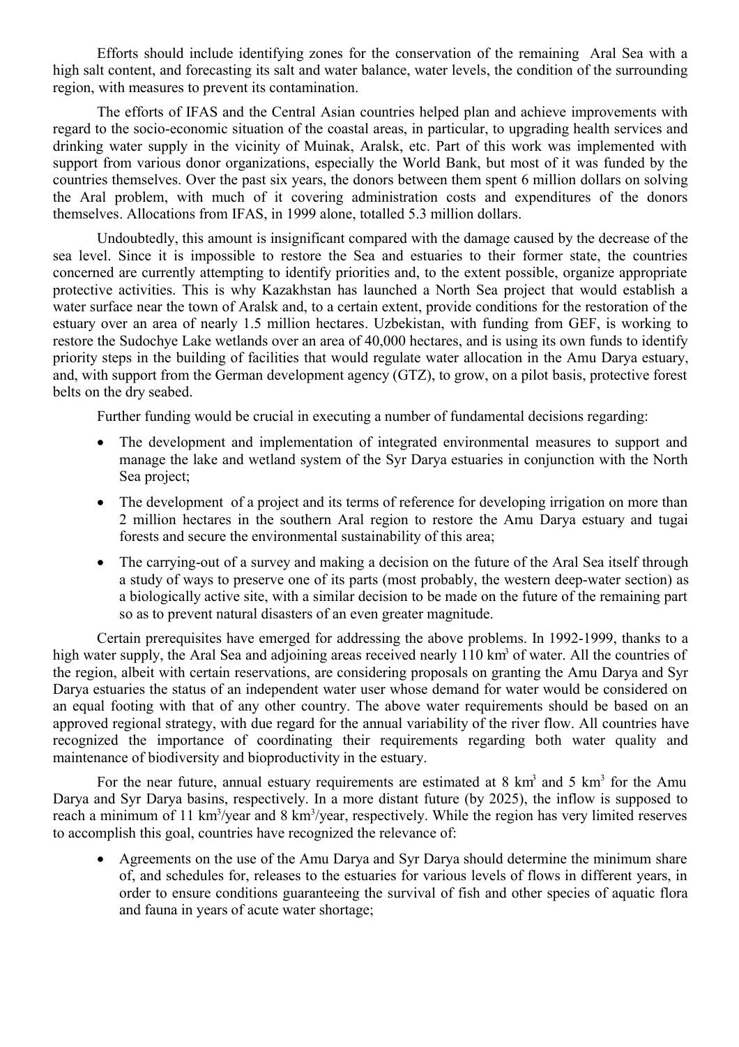Efforts should include identifying zones for the conservation of the remaining Aral Sea with a high salt content, and forecasting its salt and water balance, water levels, the condition of the surrounding region, with measures to prevent its contamination.

The efforts of IFAS and the Central Asian countries helped plan and achieve improvements with regard to the socio-economic situation of the coastal areas, in particular, to upgrading health services and drinking water supply in the vicinity of Muinak, Aralsk, etc. Part of this work was implemented with support from various donor organizations, especially the World Bank, but most of it was funded by the countries themselves. Over the past six years, the donors between them spent 6 million dollars on solving the Aral problem, with much of it covering administration costs and expenditures of the donors themselves. Allocations from IFAS, in 1999 alone, totalled 5.3 million dollars.

Undoubtedly, this amount is insignificant compared with the damage caused by the decrease of the sea level. Since it is impossible to restore the Sea and estuaries to their former state, the countries concerned are currently attempting to identify priorities and, to the extent possible, organize appropriate protective activities. This is why Kazakhstan has launched a North Sea project that would establish a water surface near the town of Aralsk and, to a certain extent, provide conditions for the restoration of the estuary over an area of nearly 1.5 million hectares. Uzbekistan, with funding from GEF, is working to restore the Sudochye Lake wetlands over an area of 40,000 hectares, and is using its own funds to identify priority steps in the building of facilities that would regulate water allocation in the Amu Darya estuary, and, with support from the German development agency (GTZ), to grow, on a pilot basis, protective forest belts on the dry seabed.

Further funding would be crucial in executing a number of fundamental decisions regarding:

- The development and implementation of integrated environmental measures to support and manage the lake and wetland system of the Syr Darya estuaries in conjunction with the North Sea project;
- The development of a project and its terms of reference for developing irrigation on more than 2 million hectares in the southern Aral region to restore the Amu Darya estuary and tugai forests and secure the environmental sustainability of this area;
- The carrying-out of a survey and making a decision on the future of the Aral Sea itself through a study of ways to preserve one of its parts (most probably, the western deep-water section) as a biologically active site, with a similar decision to be made on the future of the remaining part so as to prevent natural disasters of an even greater magnitude.

Certain prerequisites have emerged for addressing the above problems. In 1992-1999, thanks to a high water supply, the Aral Sea and adjoining areas received nearly 110 km$^3$ of water. All the countries of the region, albeit with certain reservations, are considering proposals on granting the Amu Darya and Syr Darya estuaries the status of an independent water user whose demand for water would be considered on an equal footing with that of any other country. The above water requirements should be based on an approved regional strategy, with due regard for the annual variability of the river flow. All countries have recognized the importance of coordinating their requirements regarding both water quality and maintenance of biodiversity and bioproductivity in the estuary.

For the near future, annual estuary requirements are estimated at 8 km$^3$ and 5 km$^3$ for the Amu Darya and Syr Darya basins, respectively. In a more distant future (by 2025), the inflow is supposed to reach a minimum of 11 km$^3$/year and 8 km$^3$/year, respectively. While the region has very limited reserves to accomplish this goal, countries have recognized the relevance of:

- Agreements on the use of the Amu Darya and Syr Darya should determine the minimum share of, and schedules for, releases to the estuaries for various levels of flows in different years, in order to ensure conditions guaranteeing the survival of fish and other species of aquatic flora and fauna in years of acute water shortage;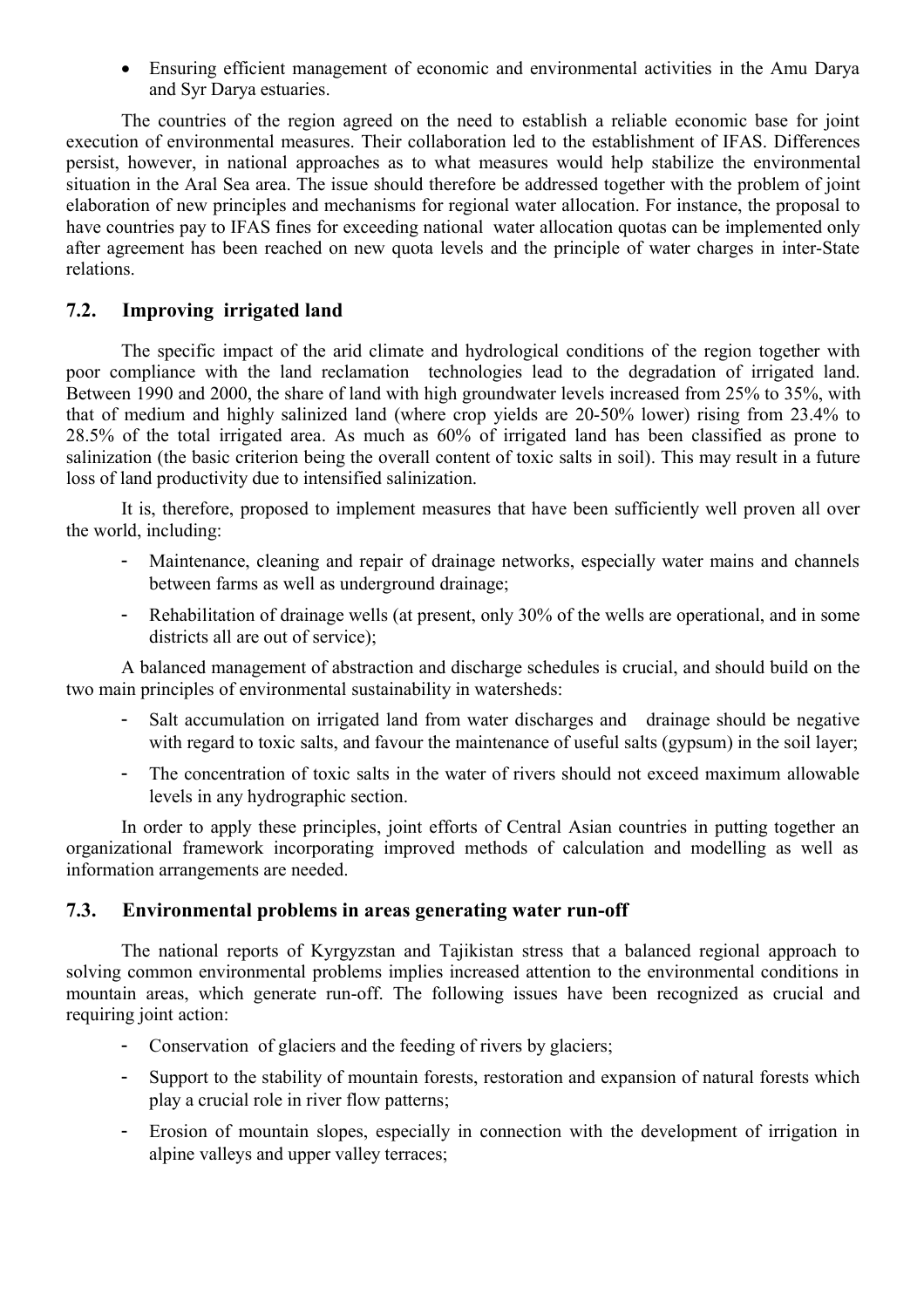- Ensuring efficient management of economic and environmental activities in the Amu Darya and Syr Darya estuaries.

The countries of the region agreed on the need to establish a reliable economic base for joint execution of environmental measures. Their collaboration led to the establishment of IFAS. Differences persist, however, in national approaches as to what measures would help stabilize the environmental situation in the Aral Sea area. The issue should therefore be addressed together with the problem of joint elaboration of new principles and mechanisms for regional water allocation. For instance, the proposal to have countries pay to IFAS fines for exceeding national water allocation quotas can be implemented only after agreement has been reached on new quota levels and the principle of water charges in inter-State relations.

## 7.2. Improving irrigated land

The specific impact of the arid climate and hydrological conditions of the region together with poor compliance with the land reclamation technologies lead to the degradation of irrigated land. Between 1990 and 2000, the share of land with high groundwater levels increased from 25% to 35%, with that of medium and highly salinized land (where crop yields are 20-50% lower) rising from 23.4% to 28.5% of the total irrigated area. As much as 60% of irrigated land has been classified as prone to salinization (the basic criterion being the overall content of toxic salts in soil). This may result in a future loss of land productivity due to intensified salinization.

It is, therefore, proposed to implement measures that have been sufficiently well proven all over the world, including:

- Maintenance, cleaning and repair of drainage networks, especially water mains and channels between farms as well as underground drainage;
- Rehabilitation of drainage wells (at present, only 30% of the wells are operational, and in some districts all are out of service);

A balanced management of abstraction and discharge schedules is crucial, and should build on the two main principles of environmental sustainability in watersheds:

- Salt accumulation on irrigated land from water discharges and drainage should be negative with regard to toxic salts, and favour the maintenance of useful salts (gypsum) in the soil layer;
- The concentration of toxic salts in the water of rivers should not exceed maximum allowable levels in any hydrographic section.

In order to apply these principles, joint efforts of Central Asian countries in putting together an organizational framework incorporating improved methods of calculation and modelling as well as information arrangements are needed.

## 7.3. Environmental problems in areas generating water run-off

The national reports of Kyrgyzstan and Tajikistan stress that a balanced regional approach to solving common environmental problems implies increased attention to the environmental conditions in mountain areas, which generate run-off. The following issues have been recognized as crucial and requiring joint action:

- Conservation of glaciers and the feeding of rivers by glaciers;
- Support to the stability of mountain forests, restoration and expansion of natural forests which play a crucial role in river flow patterns;
- Erosion of mountain slopes, especially in connection with the development of irrigation in alpine valleys and upper valley terraces;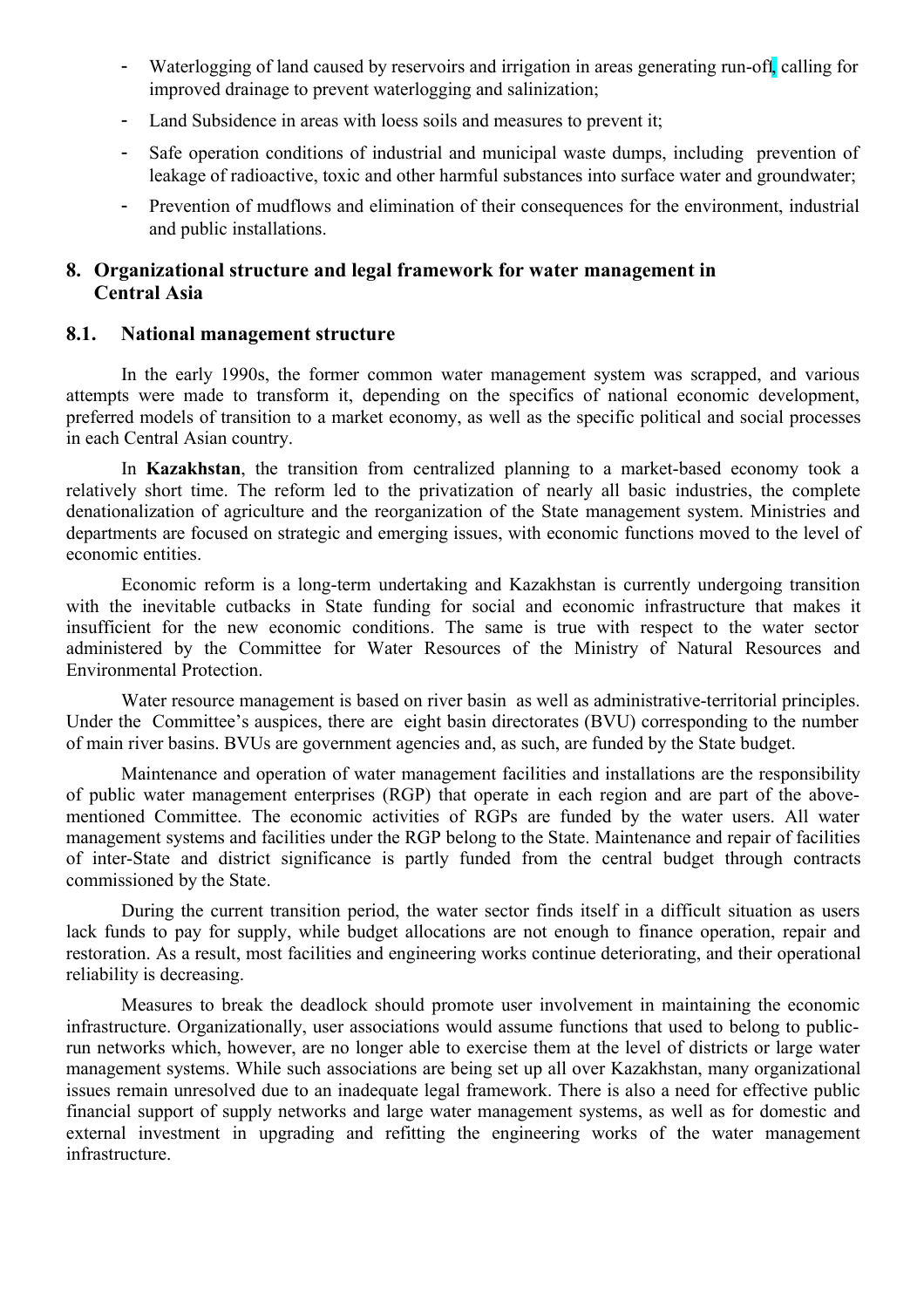- Waterlogging of land caused by reservoirs and irrigation in areas generating run-off, calling for improved drainage to prevent waterlogging and salinization;
- Land Subsidence in areas with loess soils and measures to prevent it;
- Safe operation conditions of industrial and municipal waste dumps, including prevention of leakage of radioactive, toxic and other harmful substances into surface water and groundwater;
- Prevention of mudflows and elimination of their consequences for the environment, industrial and public installations.

## 8. Organizational structure and legal framework for water management in Central Asia

### 8.1. National management structure

In the early 1990s, the former common water management system was scrapped, and various attempts were made to transform it, depending on the specifics of national economic development, preferred models of transition to a market economy, as well as the specific political and social processes in each Central Asian country.

In **Kazakhstan**, the transition from centralized planning to a market-based economy took a relatively short time. The reform led to the privatization of nearly all basic industries, the complete denationalization of agriculture and the reorganization of the State management system. Ministries and departments are focused on strategic and emerging issues, with economic functions moved to the level of economic entities.

Economic reform is a long-term undertaking and Kazakhstan is currently undergoing transition with the inevitable cutbacks in State funding for social and economic infrastructure that makes it insufficient for the new economic conditions. The same is true with respect to the water sector administered by the Committee for Water Resources of the Ministry of Natural Resources and Environmental Protection.

Water resource management is based on river basin as well as administrative-territorial principles. Under the Committee's auspices, there are eight basin directorates (BVU) corresponding to the number of main river basins. BVUs are government agencies and, as such, are funded by the State budget.

Maintenance and operation of water management facilities and installations are the responsibility of public water management enterprises (RGP) that operate in each region and are part of the above-mentioned Committee. The economic activities of RGPs are funded by the water users. All water management systems and facilities under the RGP belong to the State. Maintenance and repair of facilities of inter-State and district significance is partly funded from the central budget through contracts commissioned by the State.

During the current transition period, the water sector finds itself in a difficult situation as users lack funds to pay for supply, while budget allocations are not enough to finance operation, repair and restoration. As a result, most facilities and engineering works continue deteriorating, and their operational reliability is decreasing.

Measures to break the deadlock should promote user involvement in maintaining the economic infrastructure. Organizationally, user associations would assume functions that used to belong to public-run networks which, however, are no longer able to exercise them at the level of districts or large water management systems. While such associations are being set up all over Kazakhstan, many organizational issues remain unresolved due to an inadequate legal framework. There is also a need for effective public financial support of supply networks and large water management systems, as well as for domestic and external investment in upgrading and refitting the engineering works of the water management infrastructure.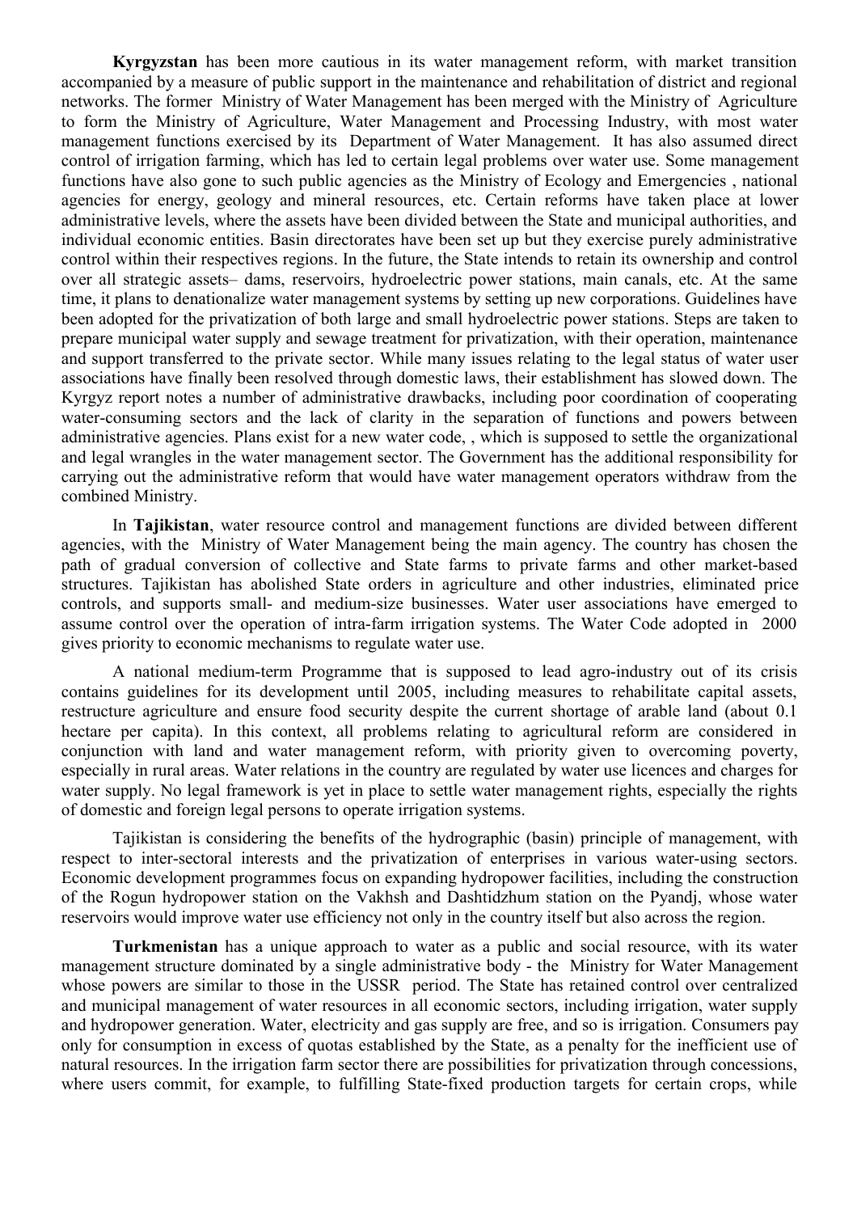**Kyrgyzstan** has been more cautious in its water management reform, with market transition accompanied by a measure of public support in the maintenance and rehabilitation of district and regional networks. The former Ministry of Water Management has been merged with the Ministry of Agriculture to form the Ministry of Agriculture, Water Management and Processing Industry, with most water management functions exercised by its Department of Water Management. It has also assumed direct control of irrigation farming, which has led to certain legal problems over water use. Some management functions have also gone to such public agencies as the Ministry of Ecology and Emergencies , national agencies for energy, geology and mineral resources, etc. Certain reforms have taken place at lower administrative levels, where the assets have been divided between the State and municipal authorities, and individual economic entities. Basin directorates have been set up but they exercise purely administrative control within their respectives regions. In the future, the State intends to retain its ownership and control over all strategic assets– dams, reservoirs, hydroelectric power stations, main canals, etc. At the same time, it plans to denationalize water management systems by setting up new corporations. Guidelines have been adopted for the privatization of both large and small hydroelectric power stations. Steps are taken to prepare municipal water supply and sewage treatment for privatization, with their operation, maintenance and support transferred to the private sector. While many issues relating to the legal status of water user associations have finally been resolved through domestic laws, their establishment has slowed down. The Kyrgyz report notes a number of administrative drawbacks, including poor coordination of cooperating water-consuming sectors and the lack of clarity in the separation of functions and powers between administrative agencies. Plans exist for a new water code, , which is supposed to settle the organizational and legal wrangles in the water management sector. The Government has the additional responsibility for carrying out the administrative reform that would have water management operators withdraw from the combined Ministry.

In **Tajikistan**, water resource control and management functions are divided between different agencies, with the Ministry of Water Management being the main agency. The country has chosen the path of gradual conversion of collective and State farms to private farms and other market-based structures. Tajikistan has abolished State orders in agriculture and other industries, eliminated price controls, and supports small- and medium-size businesses. Water user associations have emerged to assume control over the operation of intra-farm irrigation systems. The Water Code adopted in 2000 gives priority to economic mechanisms to regulate water use.

A national medium-term Programme that is supposed to lead agro-industry out of its crisis contains guidelines for its development until 2005, including measures to rehabilitate capital assets, restructure agriculture and ensure food security despite the current shortage of arable land (about 0.1 hectare per capita). In this context, all problems relating to agricultural reform are considered in conjunction with land and water management reform, with priority given to overcoming poverty, especially in rural areas. Water relations in the country are regulated by water use licences and charges for water supply. No legal framework is yet in place to settle water management rights, especially the rights of domestic and foreign legal persons to operate irrigation systems.

Tajikistan is considering the benefits of the hydrographic (basin) principle of management, with respect to inter-sectoral interests and the privatization of enterprises in various water-using sectors. Economic development programmes focus on expanding hydropower facilities, including the construction of the Rogun hydropower station on the Vakhsh and Dashtidzhum station on the Pyandj, whose water reservoirs would improve water use efficiency not only in the country itself but also across the region.

**Turkmenistan** has a unique approach to water as a public and social resource, with its water management structure dominated by a single administrative body - the Ministry for Water Management whose powers are similar to those in the USSR period. The State has retained control over centralized and municipal management of water resources in all economic sectors, including irrigation, water supply and hydropower generation. Water, electricity and gas supply are free, and so is irrigation. Consumers pay only for consumption in excess of quotas established by the State, as a penalty for the inefficient use of natural resources. In the irrigation farm sector there are possibilities for privatization through concessions, where users commit, for example, to fulfilling State-fixed production targets for certain crops, while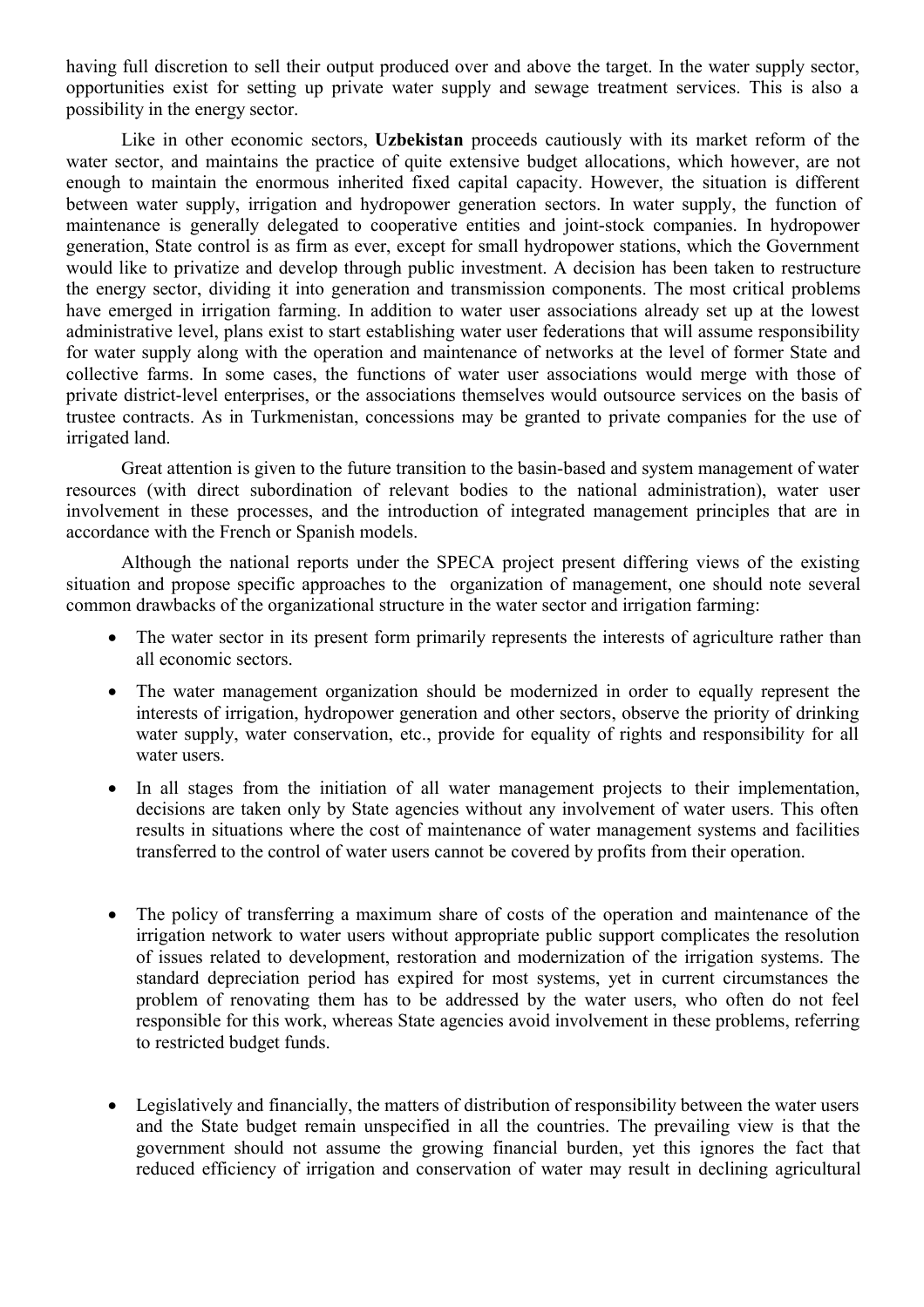having full discretion to sell their output produced over and above the target. In the water supply sector, opportunities exist for setting up private water supply and sewage treatment services. This is also a possibility in the energy sector.

Like in other economic sectors, **Uzbekistan** proceeds cautiously with its market reform of the water sector, and maintains the practice of quite extensive budget allocations, which however, are not enough to maintain the enormous inherited fixed capital capacity. However, the situation is different between water supply, irrigation and hydropower generation sectors. In water supply, the function of maintenance is generally delegated to cooperative entities and joint-stock companies. In hydropower generation, State control is as firm as ever, except for small hydropower stations, which the Government would like to privatize and develop through public investment. A decision has been taken to restructure the energy sector, dividing it into generation and transmission components. The most critical problems have emerged in irrigation farming. In addition to water user associations already set up at the lowest administrative level, plans exist to start establishing water user federations that will assume responsibility for water supply along with the operation and maintenance of networks at the level of former State and collective farms. In some cases, the functions of water user associations would merge with those of private district-level enterprises, or the associations themselves would outsource services on the basis of trustee contracts. As in Turkmenistan, concessions may be granted to private companies for the use of irrigated land.

Great attention is given to the future transition to the basin-based and system management of water resources (with direct subordination of relevant bodies to the national administration), water user involvement in these processes, and the introduction of integrated management principles that are in accordance with the French or Spanish models.

Although the national reports under the SPECA project present differing views of the existing situation and propose specific approaches to the organization of management, one should note several common drawbacks of the organizational structure in the water sector and irrigation farming:

- The water sector in its present form primarily represents the interests of agriculture rather than all economic sectors.
- The water management organization should be modernized in order to equally represent the interests of irrigation, hydropower generation and other sectors, observe the priority of drinking water supply, water conservation, etc., provide for equality of rights and responsibility for all water users.
- In all stages from the initiation of all water management projects to their implementation, decisions are taken only by State agencies without any involvement of water users. This often results in situations where the cost of maintenance of water management systems and facilities transferred to the control of water users cannot be covered by profits from their operation.
- The policy of transferring a maximum share of costs of the operation and maintenance of the irrigation network to water users without appropriate public support complicates the resolution of issues related to development, restoration and modernization of the irrigation systems. The standard depreciation period has expired for most systems, yet in current circumstances the problem of renovating them has to be addressed by the water users, who often do not feel responsible for this work, whereas State agencies avoid involvement in these problems, referring to restricted budget funds.
- Legislatively and financially, the matters of distribution of responsibility between the water users and the State budget remain unspecified in all the countries. The prevailing view is that the government should not assume the growing financial burden, yet this ignores the fact that reduced efficiency of irrigation and conservation of water may result in declining agricultural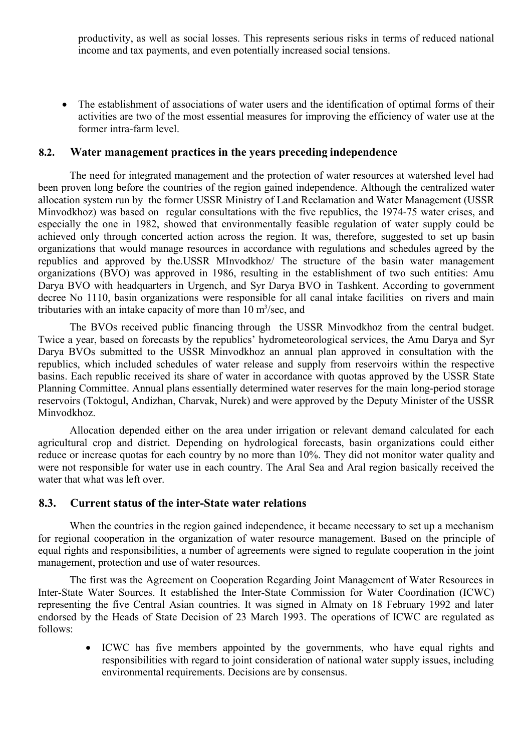productivity, as well as social losses. This represents serious risks in terms of reduced national income and tax payments, and even potentially increased social tensions.

- The establishment of associations of water users and the identification of optimal forms of their activities are two of the most essential measures for improving the efficiency of water use at the former intra-farm level.

## 8.2. Water management practices in the years preceding independence

The need for integrated management and the protection of water resources at watershed level had been proven long before the countries of the region gained independence. Although the centralized water allocation system run by the former USSR Ministry of Land Reclamation and Water Management (USSR Minvodkhoz) was based on regular consultations with the five republics, the 1974-75 water crises, and especially the one in 1982, showed that environmentally feasible regulation of water supply could be achieved only through concerted action across the region. It was, therefore, suggested to set up basin organizations that would manage resources in accordance with regulations and schedules agreed by the republics and approved by the.USSR MInvodkhoz/ The structure of the basin water management organizations (BVO) was approved in 1986, resulting in the establishment of two such entities: Amu Darya BVO with headquarters in Urgench, and Syr Darya BVO in Tashkent. According to government decree No 1110, basin organizations were responsible for all canal intake facilities on rivers and main tributaries with an intake capacity of more than 10 $m^3$/sec, and

The BVOs received public financing through the USSR Minvodkhoz from the central budget. Twice a year, based on forecasts by the republics' hydrometeorological services, the Amu Darya and Syr Darya BVOs submitted to the USSR Minvodkhoz an annual plan approved in consultation with the republics, which included schedules of water release and supply from reservoirs within the respective basins. Each republic received its share of water in accordance with quotas approved by the USSR State Planning Committee. Annual plans essentially determined water reserves for the main long-period storage reservoirs (Toktogul, Andizhan, Charvak, Nurek) and were approved by the Deputy Minister of the USSR Minvodkhoz.

Allocation depended either on the area under irrigation or relevant demand calculated for each agricultural crop and district. Depending on hydrological forecasts, basin organizations could either reduce or increase quotas for each country by no more than 10%. They did not monitor water quality and were not responsible for water use in each country. The Aral Sea and Aral region basically received the water that what was left over.

## 8.3. Current status of the inter-State water relations

When the countries in the region gained independence, it became necessary to set up a mechanism for regional cooperation in the organization of water resource management. Based on the principle of equal rights and responsibilities, a number of agreements were signed to regulate cooperation in the joint management, protection and use of water resources.

The first was the Agreement on Cooperation Regarding Joint Management of Water Resources in Inter-State Water Sources. It established the Inter-State Commission for Water Coordination (ICWC) representing the five Central Asian countries. It was signed in Almaty on 18 February 1992 and later endorsed by the Heads of State Decision of 23 March 1993. The operations of ICWC are regulated as follows:

- ICWC has five members appointed by the governments, who have equal rights and responsibilities with regard to joint consideration of national water supply issues, including environmental requirements. Decisions are by consensus.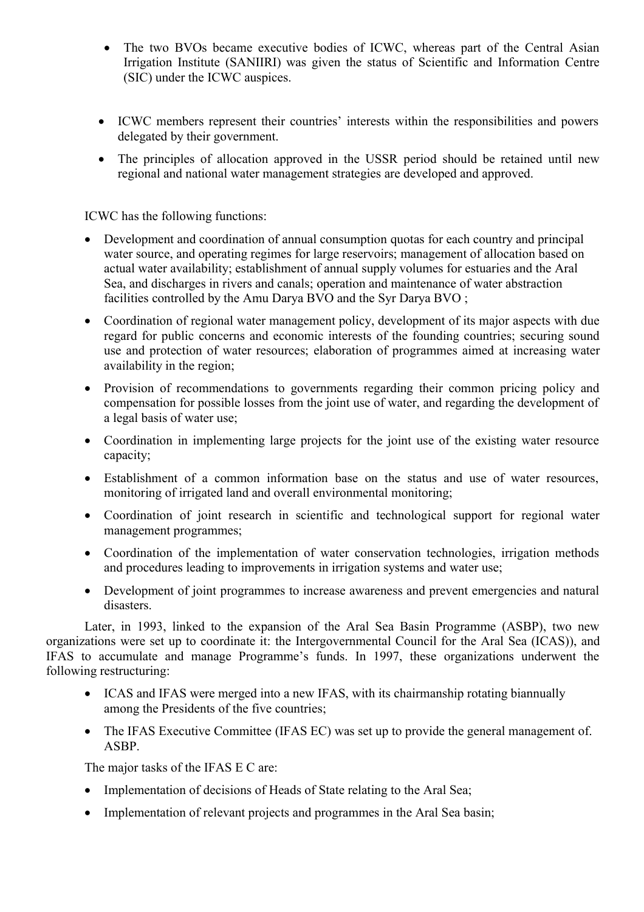- The two BVOs became executive bodies of ICWC, whereas part of the Central Asian Irrigation Institute (SANIIRI) was given the status of Scientific and Information Centre (SIC) under the ICWC auspices.
- ICWC members represent their countries' interests within the responsibilities and powers delegated by their government.
- The principles of allocation approved in the USSR period should be retained until new regional and national water management strategies are developed and approved.

ICWC has the following functions:

- Development and coordination of annual consumption quotas for each country and principal water source, and operating regimes for large reservoirs; management of allocation based on actual water availability; establishment of annual supply volumes for estuaries and the Aral Sea, and discharges in rivers and canals; operation and maintenance of water abstraction facilities controlled by the Amu Darya BVO and the Syr Darya BVO ;
- Coordination of regional water management policy, development of its major aspects with due regard for public concerns and economic interests of the founding countries; securing sound use and protection of water resources; elaboration of programmes aimed at increasing water availability in the region;
- Provision of recommendations to governments regarding their common pricing policy and compensation for possible losses from the joint use of water, and regarding the development of a legal basis of water use;
- Coordination in implementing large projects for the joint use of the existing water resource capacity;
- Establishment of a common information base on the status and use of water resources, monitoring of irrigated land and overall environmental monitoring;
- Coordination of joint research in scientific and technological support for regional water management programmes;
- Coordination of the implementation of water conservation technologies, irrigation methods and procedures leading to improvements in irrigation systems and water use;
- Development of joint programmes to increase awareness and prevent emergencies and natural disasters.

Later, in 1993, linked to the expansion of the Aral Sea Basin Programme (ASBP), two new organizations were set up to coordinate it: the Intergovernmental Council for the Aral Sea (ICAS)), and IFAS to accumulate and manage Programme's funds. In 1997, these organizations underwent the following restructuring:

- ICAS and IFAS were merged into a new IFAS, with its chairmanship rotating biannually among the Presidents of the five countries;
- The IFAS Executive Committee (IFAS EC) was set up to provide the general management of. ASBP.

The major tasks of the IFAS E C are:

- Implementation of decisions of Heads of State relating to the Aral Sea;
- Implementation of relevant projects and programmes in the Aral Sea basin;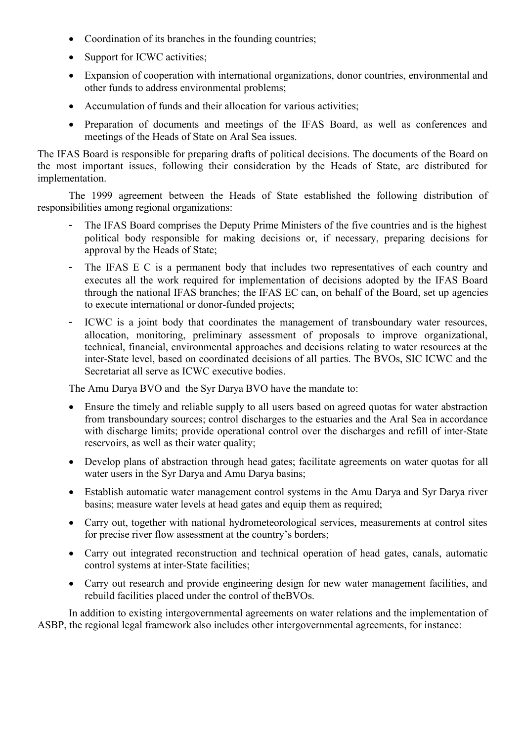- Coordination of its branches in the founding countries;
- Support for ICWC activities;
- Expansion of cooperation with international organizations, donor countries, environmental and other funds to address environmental problems;
- Accumulation of funds and their allocation for various activities;
- Preparation of documents and meetings of the IFAS Board, as well as conferences and meetings of the Heads of State on Aral Sea issues.

The IFAS Board is responsible for preparing drafts of political decisions. The documents of the Board on the most important issues, following their consideration by the Heads of State, are distributed for implementation.

The 1999 agreement between the Heads of State established the following distribution of responsibilities among regional organizations:

- The IFAS Board comprises the Deputy Prime Ministers of the five countries and is the highest political body responsible for making decisions or, if necessary, preparing decisions for approval by the Heads of State;
- The IFAS E C is a permanent body that includes two representatives of each country and executes all the work required for implementation of decisions adopted by the IFAS Board through the national IFAS branches; the IFAS EC can, on behalf of the Board, set up agencies to execute international or donor-funded projects;
- ICWC is a joint body that coordinates the management of transboundary water resources, allocation, monitoring, preliminary assessment of proposals to improve organizational, technical, financial, environmental approaches and decisions relating to water resources at the inter-State level, based on coordinated decisions of all parties. The BVOs, SIC ICWC and the Secretariat all serve as ICWC executive bodies.

The Amu Darya BVO and the Syr Darya BVO have the mandate to:

- Ensure the timely and reliable supply to all users based on agreed quotas for water abstraction from transboundary sources; control discharges to the estuaries and the Aral Sea in accordance with discharge limits; provide operational control over the discharges and refill of inter-State reservoirs, as well as their water quality;
- Develop plans of abstraction through head gates; facilitate agreements on water quotas for all water users in the Syr Darya and Amu Darya basins;
- Establish automatic water management control systems in the Amu Darya and Syr Darya river basins; measure water levels at head gates and equip them as required;
- Carry out, together with national hydrometeorological services, measurements at control sites for precise river flow assessment at the country's borders;
- Carry out integrated reconstruction and technical operation of head gates, canals, automatic control systems at inter-State facilities;
- Carry out research and provide engineering design for new water management facilities, and rebuild facilities placed under the control of theBVOs.

In addition to existing intergovernmental agreements on water relations and the implementation of ASBP, the regional legal framework also includes other intergovernmental agreements, for instance: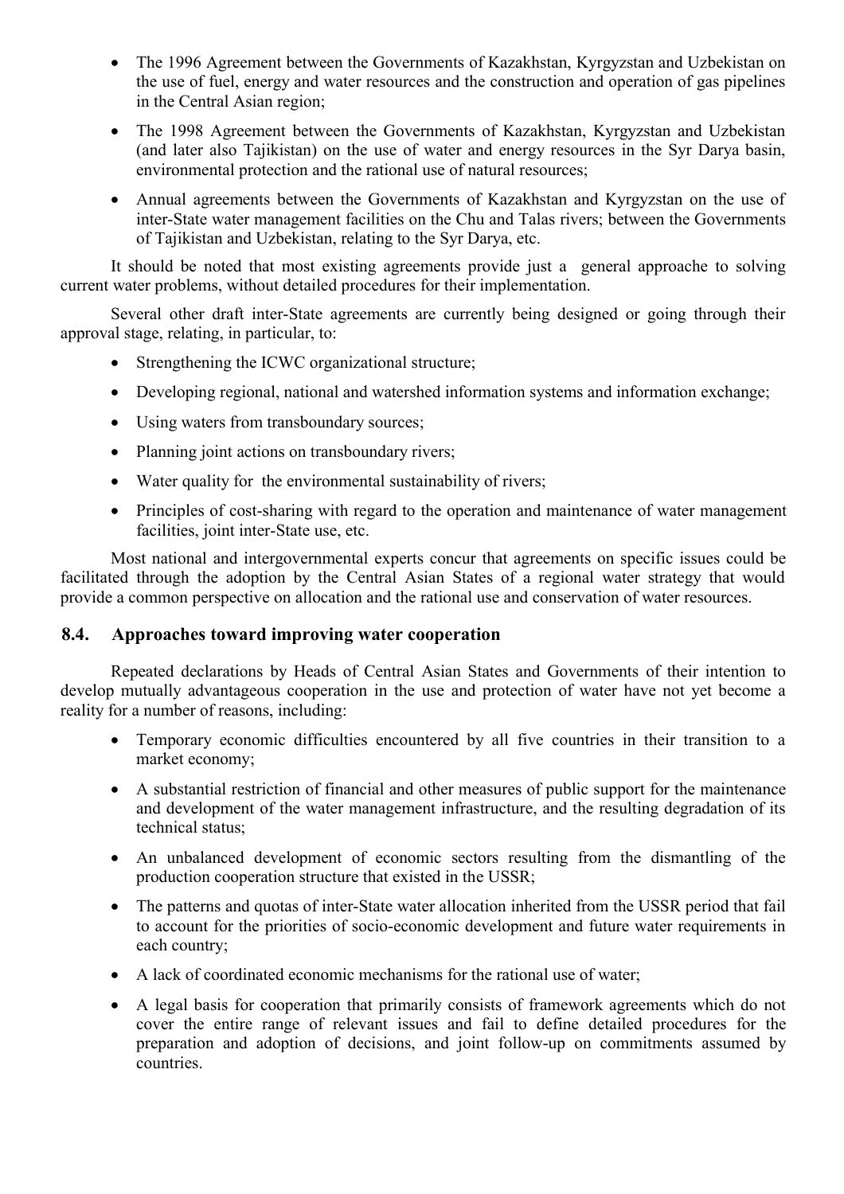- The 1996 Agreement between the Governments of Kazakhstan, Kyrgyzstan and Uzbekistan on the use of fuel, energy and water resources and the construction and operation of gas pipelines in the Central Asian region;
- The 1998 Agreement between the Governments of Kazakhstan, Kyrgyzstan and Uzbekistan (and later also Tajikistan) on the use of water and energy resources in the Syr Darya basin, environmental protection and the rational use of natural resources;
- Annual agreements between the Governments of Kazakhstan and Kyrgyzstan on the use of inter-State water management facilities on the Chu and Talas rivers; between the Governments of Tajikistan and Uzbekistan, relating to the Syr Darya, etc.

It should be noted that most existing agreements provide just a general approache to solving current water problems, without detailed procedures for their implementation.

Several other draft inter-State agreements are currently being designed or going through their approval stage, relating, in particular, to:

- Strengthening the ICWC organizational structure;
- Developing regional, national and watershed information systems and information exchange;
- Using waters from transboundary sources;
- Planning joint actions on transboundary rivers;
- Water quality for the environmental sustainability of rivers;
- Principles of cost-sharing with regard to the operation and maintenance of water management facilities, joint inter-State use, etc.

Most national and intergovernmental experts concur that agreements on specific issues could be facilitated through the adoption by the Central Asian States of a regional water strategy that would provide a common perspective on allocation and the rational use and conservation of water resources.

## 8.4. Approaches toward improving water cooperation

Repeated declarations by Heads of Central Asian States and Governments of their intention to develop mutually advantageous cooperation in the use and protection of water have not yet become a reality for a number of reasons, including:

- Temporary economic difficulties encountered by all five countries in their transition to a market economy;
- A substantial restriction of financial and other measures of public support for the maintenance and development of the water management infrastructure, and the resulting degradation of its technical status;
- An unbalanced development of economic sectors resulting from the dismantling of the production cooperation structure that existed in the USSR;
- The patterns and quotas of inter-State water allocation inherited from the USSR period that fail to account for the priorities of socio-economic development and future water requirements in each country;
- A lack of coordinated economic mechanisms for the rational use of water;
- A legal basis for cooperation that primarily consists of framework agreements which do not cover the entire range of relevant issues and fail to define detailed procedures for the preparation and adoption of decisions, and joint follow-up on commitments assumed by countries.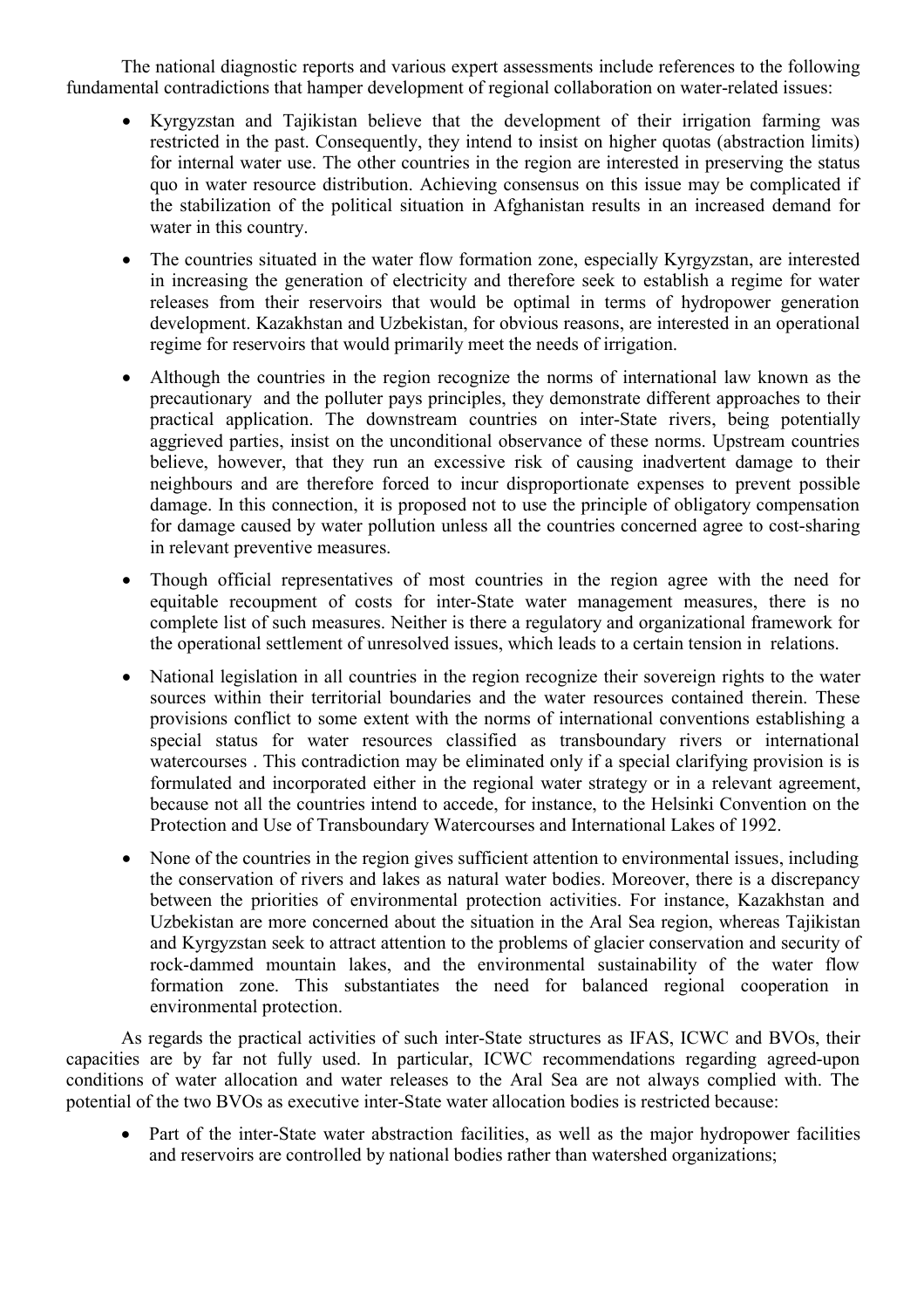The national diagnostic reports and various expert assessments include references to the following fundamental contradictions that hamper development of regional collaboration on water-related issues:

- Kyrgyzstan and Tajikistan believe that the development of their irrigation farming was restricted in the past. Consequently, they intend to insist on higher quotas (abstraction limits) for internal water use. The other countries in the region are interested in preserving the status quo in water resource distribution. Achieving consensus on this issue may be complicated if the stabilization of the political situation in Afghanistan results in an increased demand for water in this country.

- The countries situated in the water flow formation zone, especially Kyrgyzstan, are interested in increasing the generation of electricity and therefore seek to establish a regime for water releases from their reservoirs that would be optimal in terms of hydropower generation development. Kazakhstan and Uzbekistan, for obvious reasons, are interested in an operational regime for reservoirs that would primarily meet the needs of irrigation.

- Although the countries in the region recognize the norms of international law known as the precautionary and the polluter pays principles, they demonstrate different approaches to their practical application. The downstream countries on inter-State rivers, being potentially aggrieved parties, insist on the unconditional observance of these norms. Upstream countries believe, however, that they run an excessive risk of causing inadvertent damage to their neighbours and are therefore forced to incur disproportionate expenses to prevent possible damage. In this connection, it is proposed not to use the principle of obligatory compensation for damage caused by water pollution unless all the countries concerned agree to cost-sharing in relevant preventive measures.

- Though official representatives of most countries in the region agree with the need for equitable recoupment of costs for inter-State water management measures, there is no complete list of such measures. Neither is there a regulatory and organizational framework for the operational settlement of unresolved issues, which leads to a certain tension in relations.

- National legislation in all countries in the region recognize their sovereign rights to the water sources within their territorial boundaries and the water resources contained therein. These provisions conflict to some extent with the norms of international conventions establishing a special status for water resources classified as transboundary rivers or international watercourses . This contradiction may be eliminated only if a special clarifying provision is is formulated and incorporated either in the regional water strategy or in a relevant agreement, because not all the countries intend to accede, for instance, to the Helsinki Convention on the Protection and Use of Transboundary Watercourses and International Lakes of 1992.

- None of the countries in the region gives sufficient attention to environmental issues, including the conservation of rivers and lakes as natural water bodies. Moreover, there is a discrepancy between the priorities of environmental protection activities. For instance, Kazakhstan and Uzbekistan are more concerned about the situation in the Aral Sea region, whereas Tajikistan and Kyrgyzstan seek to attract attention to the problems of glacier conservation and security of rock-dammed mountain lakes, and the environmental sustainability of the water flow formation zone. This substantiates the need for balanced regional cooperation in environmental protection.

As regards the practical activities of such inter-State structures as IFAS, ICWC and BVOs, their capacities are by far not fully used. In particular, ICWC recommendations regarding agreed-upon conditions of water allocation and water releases to the Aral Sea are not always complied with. The potential of the two BVOs as executive inter-State water allocation bodies is restricted because:

- Part of the inter-State water abstraction facilities, as well as the major hydropower facilities and reservoirs are controlled by national bodies rather than watershed organizations;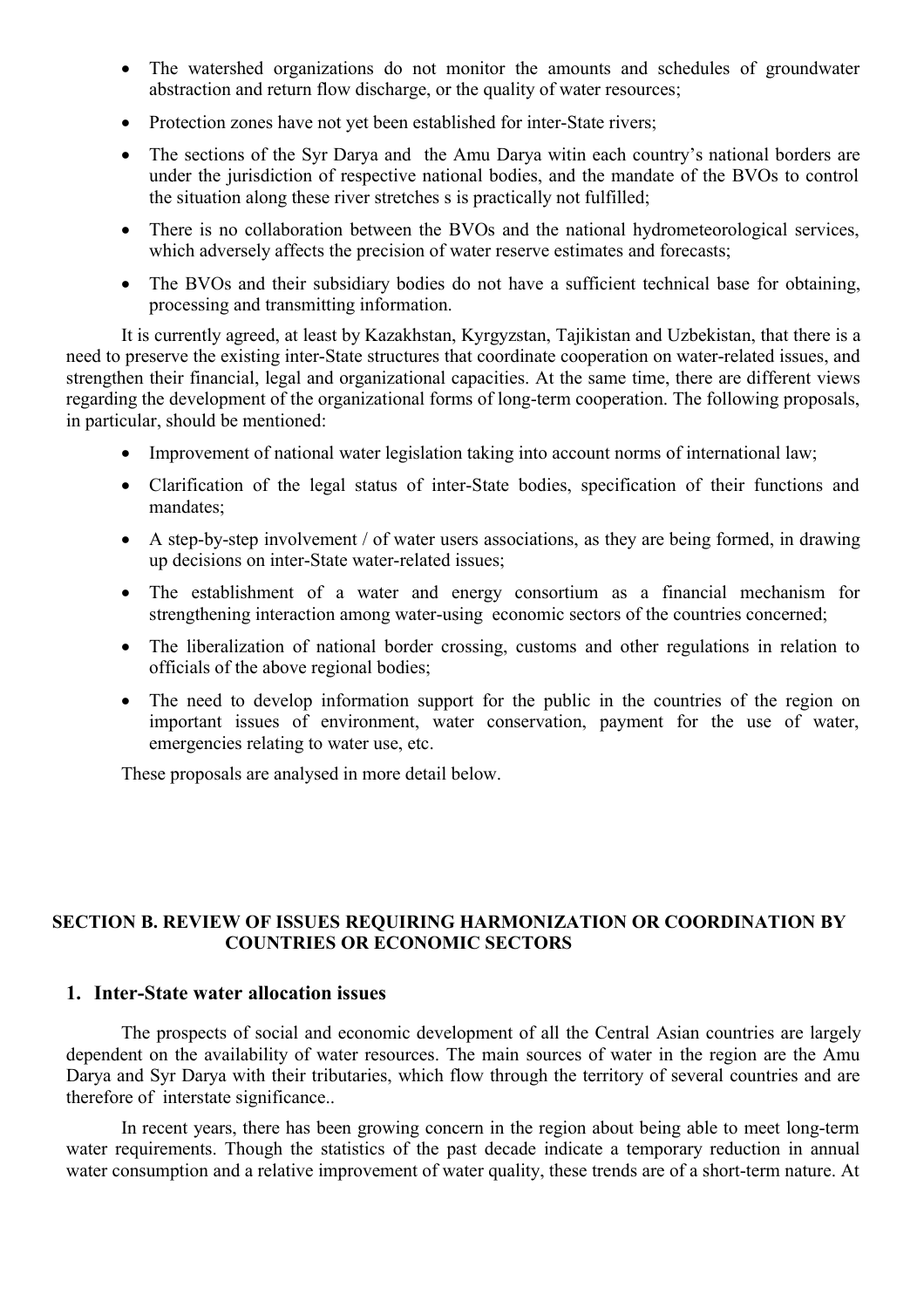- The watershed organizations do not monitor the amounts and schedules of groundwater abstraction and return flow discharge, or the quality of water resources;
- Protection zones have not yet been established for inter-State rivers;
- The sections of the Syr Darya and the Amu Darya witin each country's national borders are under the jurisdiction of respective national bodies, and the mandate of the BVOs to control the situation along these river stretches s is practically not fulfilled;
- There is no collaboration between the BVOs and the national hydrometeorological services, which adversely affects the precision of water reserve estimates and forecasts;
- The BVOs and their subsidiary bodies do not have a sufficient technical base for obtaining, processing and transmitting information.

It is currently agreed, at least by Kazakhstan, Kyrgyzstan, Tajikistan and Uzbekistan, that there is a need to preserve the existing inter-State structures that coordinate cooperation on water-related issues, and strengthen their financial, legal and organizational capacities. At the same time, there are different views regarding the development of the organizational forms of long-term cooperation. The following proposals, in particular, should be mentioned:

- Improvement of national water legislation taking into account norms of international law;
- Clarification of the legal status of inter-State bodies, specification of their functions and mandates;
- A step-by-step involvement / of water users associations, as they are being formed, in drawing up decisions on inter-State water-related issues;
- The establishment of a water and energy consortium as a financial mechanism for strengthening interaction among water-using economic sectors of the countries concerned;
- The liberalization of national border crossing, customs and other regulations in relation to officials of the above regional bodies;
- The need to develop information support for the public in the countries of the region on important issues of environment, water conservation, payment for the use of water, emergencies relating to water use, etc.

These proposals are analysed in more detail below.

## SECTION B. REVIEW OF ISSUES REQUIRING HARMONIZATION OR COORDINATION BY COUNTRIES OR ECONOMIC SECTORS

### 1. Inter-State water allocation issues

The prospects of social and economic development of all the Central Asian countries are largely dependent on the availability of water resources. The main sources of water in the region are the Amu Darya and Syr Darya with their tributaries, which flow through the territory of several countries and are therefore of interstate significance..

In recent years, there has been growing concern in the region about being able to meet long-term water requirements. Though the statistics of the past decade indicate a temporary reduction in annual water consumption and a relative improvement of water quality, these trends are of a short-term nature. At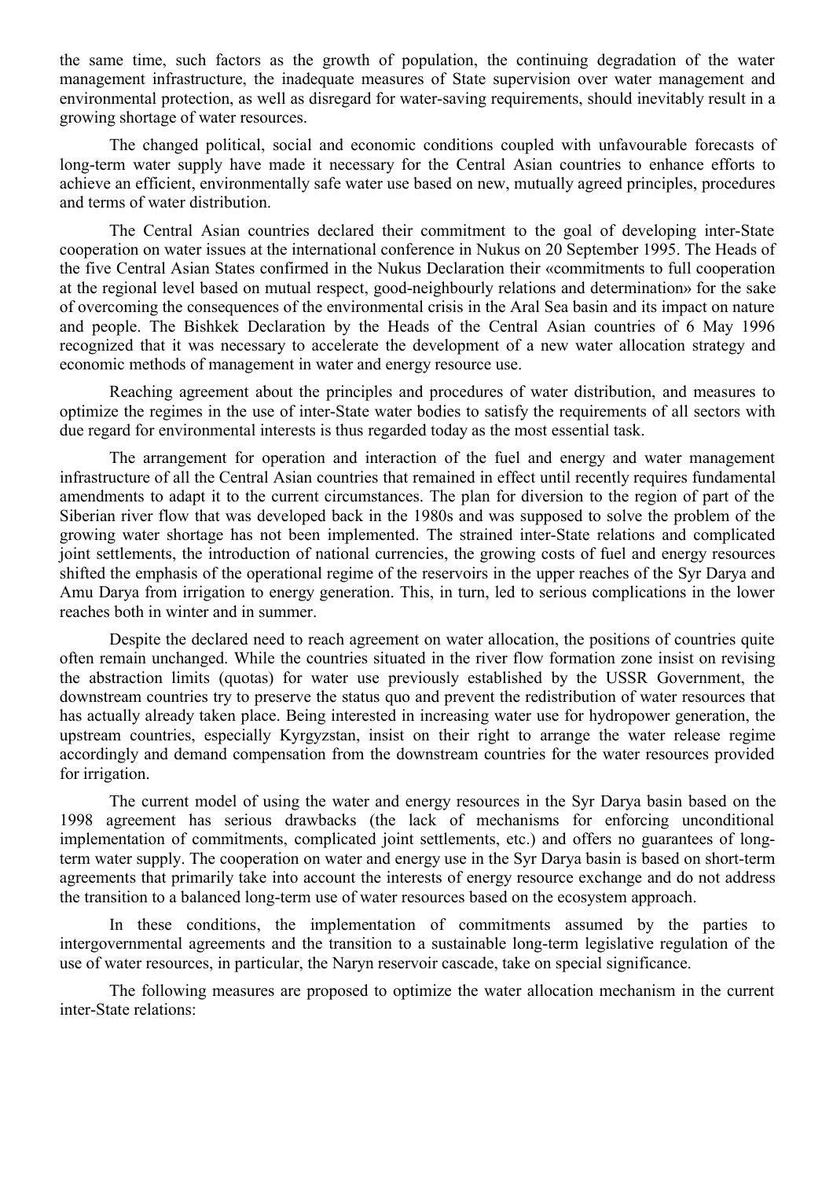the same time, such factors as the growth of population, the continuing degradation of the water management infrastructure, the inadequate measures of State supervision over water management and environmental protection, as well as disregard for water-saving requirements, should inevitably result in a growing shortage of water resources.

The changed political, social and economic conditions coupled with unfavourable forecasts of long-term water supply have made it necessary for the Central Asian countries to enhance efforts to achieve an efficient, environmentally safe water use based on new, mutually agreed principles, procedures and terms of water distribution.

The Central Asian countries declared their commitment to the goal of developing inter-State cooperation on water issues at the international conference in Nukus on 20 September 1995. The Heads of the five Central Asian States confirmed in the Nukus Declaration their «commitments to full cooperation at the regional level based on mutual respect, good-neighbourly relations and determination» for the sake of overcoming the consequences of the environmental crisis in the Aral Sea basin and its impact on nature and people. The Bishkek Declaration by the Heads of the Central Asian countries of 6 May 1996 recognized that it was necessary to accelerate the development of a new water allocation strategy and economic methods of management in water and energy resource use.

Reaching agreement about the principles and procedures of water distribution, and measures to optimize the regimes in the use of inter-State water bodies to satisfy the requirements of all sectors with due regard for environmental interests is thus regarded today as the most essential task.

The arrangement for operation and interaction of the fuel and energy and water management infrastructure of all the Central Asian countries that remained in effect until recently requires fundamental amendments to adapt it to the current circumstances. The plan for diversion to the region of part of the Siberian river flow that was developed back in the 1980s and was supposed to solve the problem of the growing water shortage has not been implemented. The strained inter-State relations and complicated joint settlements, the introduction of national currencies, the growing costs of fuel and energy resources shifted the emphasis of the operational regime of the reservoirs in the upper reaches of the Syr Darya and Amu Darya from irrigation to energy generation. This, in turn, led to serious complications in the lower reaches both in winter and in summer.

Despite the declared need to reach agreement on water allocation, the positions of countries quite often remain unchanged. While the countries situated in the river flow formation zone insist on revising the abstraction limits (quotas) for water use previously established by the USSR Government, the downstream countries try to preserve the status quo and prevent the redistribution of water resources that has actually already taken place. Being interested in increasing water use for hydropower generation, the upstream countries, especially Kyrgyzstan, insist on their right to arrange the water release regime accordingly and demand compensation from the downstream countries for the water resources provided for irrigation.

The current model of using the water and energy resources in the Syr Darya basin based on the 1998 agreement has serious drawbacks (the lack of mechanisms for enforcing unconditional implementation of commitments, complicated joint settlements, etc.) and offers no guarantees of long-term water supply. The cooperation on water and energy use in the Syr Darya basin is based on short-term agreements that primarily take into account the interests of energy resource exchange and do not address the transition to a balanced long-term use of water resources based on the ecosystem approach.

In these conditions, the implementation of commitments assumed by the parties to intergovernmental agreements and the transition to a sustainable long-term legislative regulation of the use of water resources, in particular, the Naryn reservoir cascade, take on special significance.

The following measures are proposed to optimize the water allocation mechanism in the current inter-State relations: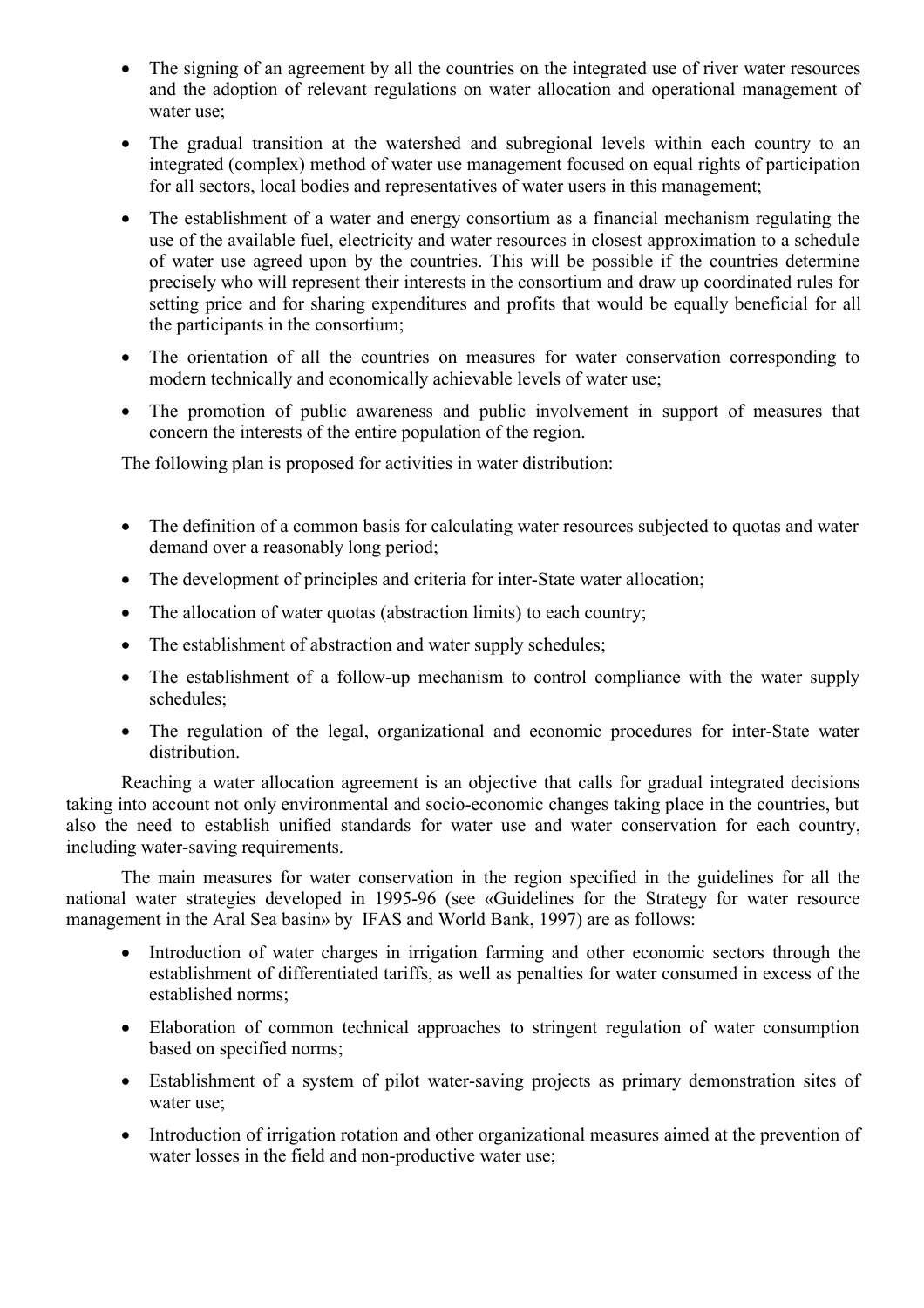- The signing of an agreement by all the countries on the integrated use of river water resources and the adoption of relevant regulations on water allocation and operational management of water use;
- The gradual transition at the watershed and subregional levels within each country to an integrated (complex) method of water use management focused on equal rights of participation for all sectors, local bodies and representatives of water users in this management;
- The establishment of a water and energy consortium as a financial mechanism regulating the use of the available fuel, electricity and water resources in closest approximation to a schedule of water use agreed upon by the countries. This will be possible if the countries determine precisely who will represent their interests in the consortium and draw up coordinated rules for setting price and for sharing expenditures and profits that would be equally beneficial for all the participants in the consortium;
- The orientation of all the countries on measures for water conservation corresponding to modern technically and economically achievable levels of water use;
- The promotion of public awareness and public involvement in support of measures that concern the interests of the entire population of the region.

The following plan is proposed for activities in water distribution:

- The definition of a common basis for calculating water resources subjected to quotas and water demand over a reasonably long period;
- The development of principles and criteria for inter-State water allocation;
- The allocation of water quotas (abstraction limits) to each country;
- The establishment of abstraction and water supply schedules;
- The establishment of a follow-up mechanism to control compliance with the water supply schedules;
- The regulation of the legal, organizational and economic procedures for inter-State water distribution.

Reaching a water allocation agreement is an objective that calls for gradual integrated decisions taking into account not only environmental and socio-economic changes taking place in the countries, but also the need to establish unified standards for water use and water conservation for each country, including water-saving requirements.

The main measures for water conservation in the region specified in the guidelines for all the national water strategies developed in 1995-96 (see «Guidelines for the Strategy for water resource management in the Aral Sea basin» by IFAS and World Bank, 1997) are as follows:

- Introduction of water charges in irrigation farming and other economic sectors through the establishment of differentiated tariffs, as well as penalties for water consumed in excess of the established norms;
- Elaboration of common technical approaches to stringent regulation of water consumption based on specified norms;
- Establishment of a system of pilot water-saving projects as primary demonstration sites of water use;
- Introduction of irrigation rotation and other organizational measures aimed at the prevention of water losses in the field and non-productive water use;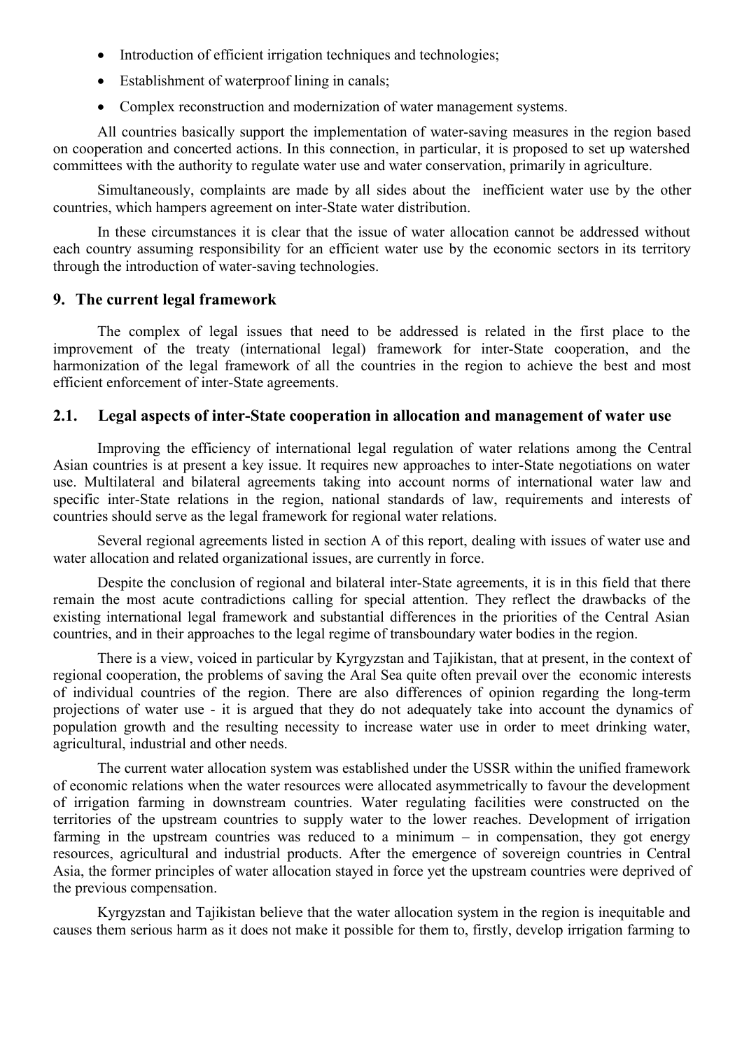- Introduction of efficient irrigation techniques and technologies;
- Establishment of waterproof lining in canals;
- Complex reconstruction and modernization of water management systems.

All countries basically support the implementation of water-saving measures in the region based on cooperation and concerted actions. In this connection, in particular, it is proposed to set up watershed committees with the authority to regulate water use and water conservation, primarily in agriculture.

Simultaneously, complaints are made by all sides about the inefficient water use by the other countries, which hampers agreement on inter-State water distribution.

In these circumstances it is clear that the issue of water allocation cannot be addressed without each country assuming responsibility for an efficient water use by the economic sectors in its territory through the introduction of water-saving technologies.

## 9. The current legal framework

The complex of legal issues that need to be addressed is related in the first place to the improvement of the treaty (international legal) framework for inter-State cooperation, and the harmonization of the legal framework of all the countries in the region to achieve the best and most efficient enforcement of inter-State agreements.

### 2.1. Legal aspects of inter-State cooperation in allocation and management of water use

Improving the efficiency of international legal regulation of water relations among the Central Asian countries is at present a key issue. It requires new approaches to inter-State negotiations on water use. Multilateral and bilateral agreements taking into account norms of international water law and specific inter-State relations in the region, national standards of law, requirements and interests of countries should serve as the legal framework for regional water relations.

Several regional agreements listed in section A of this report, dealing with issues of water use and water allocation and related organizational issues, are currently in force.

Despite the conclusion of regional and bilateral inter-State agreements, it is in this field that there remain the most acute contradictions calling for special attention. They reflect the drawbacks of the existing international legal framework and substantial differences in the priorities of the Central Asian countries, and in their approaches to the legal regime of transboundary water bodies in the region.

There is a view, voiced in particular by Kyrgyzstan and Tajikistan, that at present, in the context of regional cooperation, the problems of saving the Aral Sea quite often prevail over the economic interests of individual countries of the region. There are also differences of opinion regarding the long-term projections of water use - it is argued that they do not adequately take into account the dynamics of population growth and the resulting necessity to increase water use in order to meet drinking water, agricultural, industrial and other needs.

The current water allocation system was established under the USSR within the unified framework of economic relations when the water resources were allocated asymmetrically to favour the development of irrigation farming in downstream countries. Water regulating facilities were constructed on the territories of the upstream countries to supply water to the lower reaches. Development of irrigation farming in the upstream countries was reduced to a minimum – in compensation, they got energy resources, agricultural and industrial products. After the emergence of sovereign countries in Central Asia, the former principles of water allocation stayed in force yet the upstream countries were deprived of the previous compensation.

Kyrgyzstan and Tajikistan believe that the water allocation system in the region is inequitable and causes them serious harm as it does not make it possible for them to, firstly, develop irrigation farming to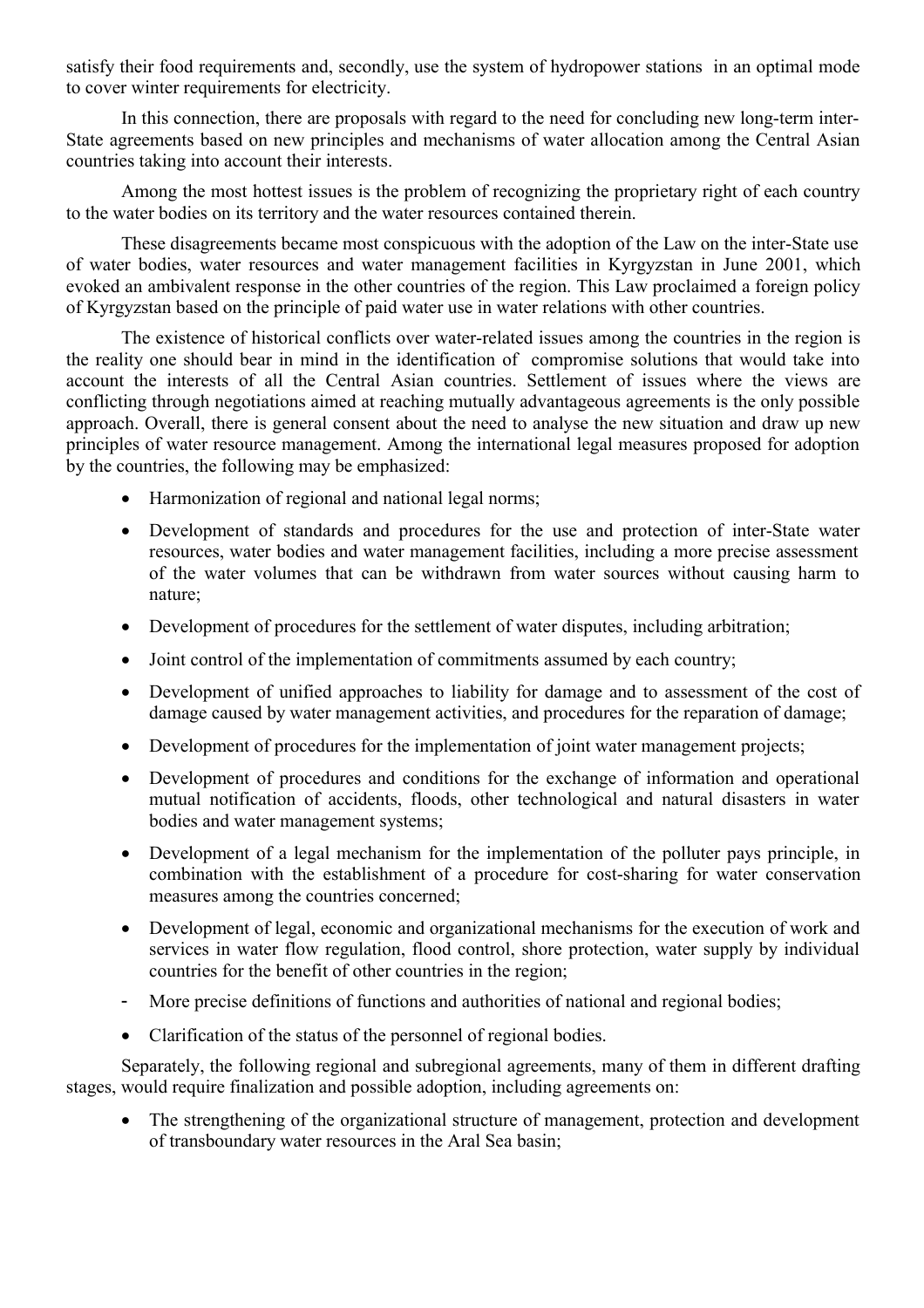satisfy their food requirements and, secondly, use the system of hydropower stations in an optimal mode to cover winter requirements for electricity.

In this connection, there are proposals with regard to the need for concluding new long-term inter-State agreements based on new principles and mechanisms of water allocation among the Central Asian countries taking into account their interests.

Among the most hottest issues is the problem of recognizing the proprietary right of each country to the water bodies on its territory and the water resources contained therein.

These disagreements became most conspicuous with the adoption of the Law on the inter-State use of water bodies, water resources and water management facilities in Kyrgyzstan in June 2001, which evoked an ambivalent response in the other countries of the region. This Law proclaimed a foreign policy of Kyrgyzstan based on the principle of paid water use in water relations with other countries.

The existence of historical conflicts over water-related issues among the countries in the region is the reality one should bear in mind in the identification of compromise solutions that would take into account the interests of all the Central Asian countries. Settlement of issues where the views are conflicting through negotiations aimed at reaching mutually advantageous agreements is the only possible approach. Overall, there is general consent about the need to analyse the new situation and draw up new principles of water resource management. Among the international legal measures proposed for adoption by the countries, the following may be emphasized:

- Harmonization of regional and national legal norms;
- Development of standards and procedures for the use and protection of inter-State water resources, water bodies and water management facilities, including a more precise assessment of the water volumes that can be withdrawn from water sources without causing harm to nature;
- Development of procedures for the settlement of water disputes, including arbitration;
- Joint control of the implementation of commitments assumed by each country;
- Development of unified approaches to liability for damage and to assessment of the cost of damage caused by water management activities, and procedures for the reparation of damage;
- Development of procedures for the implementation of joint water management projects;
- Development of procedures and conditions for the exchange of information and operational mutual notification of accidents, floods, other technological and natural disasters in water bodies and water management systems;
- Development of a legal mechanism for the implementation of the polluter pays principle, in combination with the establishment of a procedure for cost-sharing for water conservation measures among the countries concerned;
- Development of legal, economic and organizational mechanisms for the execution of work and services in water flow regulation, flood control, shore protection, water supply by individual countries for the benefit of other countries in the region;
- More precise definitions of functions and authorities of national and regional bodies;
- Clarification of the status of the personnel of regional bodies.

Separately, the following regional and subregional agreements, many of them in different drafting stages, would require finalization and possible adoption, including agreements on:

- The strengthening of the organizational structure of management, protection and development of transboundary water resources in the Aral Sea basin;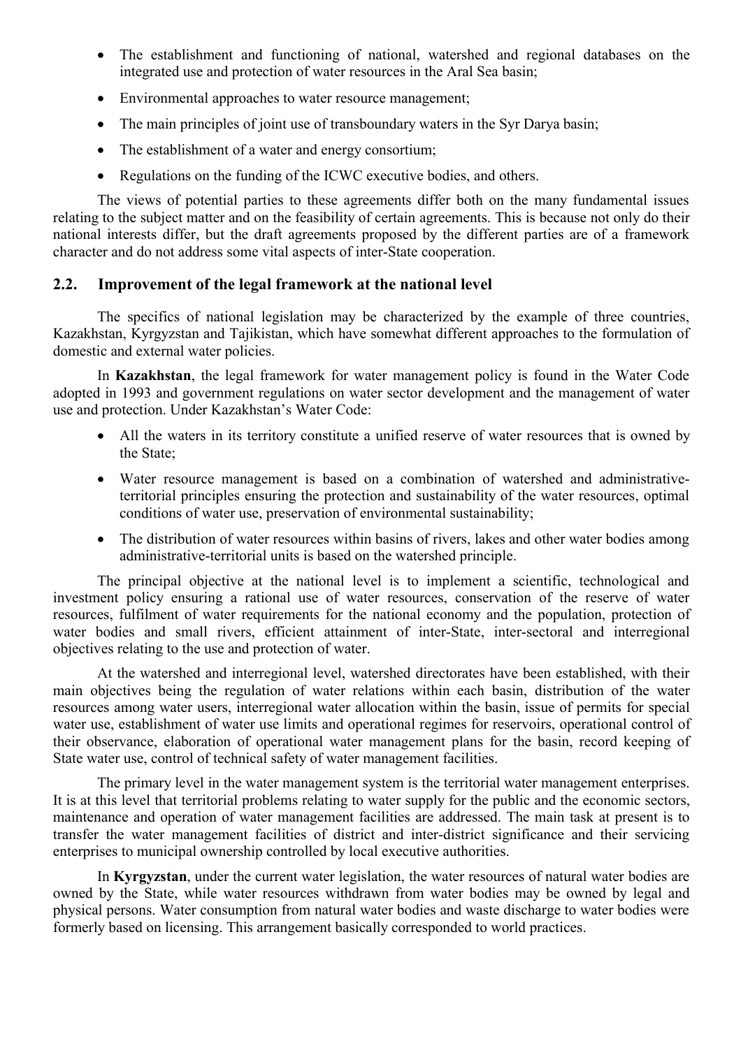- The establishment and functioning of national, watershed and regional databases on the integrated use and protection of water resources in the Aral Sea basin;
- Environmental approaches to water resource management;
- The main principles of joint use of transboundary waters in the Syr Darya basin;
- The establishment of a water and energy consortium;
- Regulations on the funding of the ICWC executive bodies, and others.

The views of potential parties to these agreements differ both on the many fundamental issues relating to the subject matter and on the feasibility of certain agreements. This is because not only do their national interests differ, but the draft agreements proposed by the different parties are of a framework character and do not address some vital aspects of inter-State cooperation.

## 2.2. Improvement of the legal framework at the national level

The specifics of national legislation may be characterized by the example of three countries, Kazakhstan, Kyrgyzstan and Tajikistan, which have somewhat different approaches to the formulation of domestic and external water policies.

In **Kazakhstan**, the legal framework for water management policy is found in the Water Code adopted in 1993 and government regulations on water sector development and the management of water use and protection. Under Kazakhstan's Water Code:

- All the waters in its territory constitute a unified reserve of water resources that is owned by the State;
- Water resource management is based on a combination of watershed and administrative-territorial principles ensuring the protection and sustainability of the water resources, optimal conditions of water use, preservation of environmental sustainability;
- The distribution of water resources within basins of rivers, lakes and other water bodies among administrative-territorial units is based on the watershed principle.

The principal objective at the national level is to implement a scientific, technological and investment policy ensuring a rational use of water resources, conservation of the reserve of water resources, fulfilment of water requirements for the national economy and the population, protection of water bodies and small rivers, efficient attainment of inter-State, inter-sectoral and interregional objectives relating to the use and protection of water.

At the watershed and interregional level, watershed directorates have been established, with their main objectives being the regulation of water relations within each basin, distribution of the water resources among water users, interregional water allocation within the basin, issue of permits for special water use, establishment of water use limits and operational regimes for reservoirs, operational control of their observance, elaboration of operational water management plans for the basin, record keeping of State water use, control of technical safety of water management facilities.

The primary level in the water management system is the territorial water management enterprises. It is at this level that territorial problems relating to water supply for the public and the economic sectors, maintenance and operation of water management facilities are addressed. The main task at present is to transfer the water management facilities of district and inter-district significance and their servicing enterprises to municipal ownership controlled by local executive authorities.

In **Kyrgyzstan**, under the current water legislation, the water resources of natural water bodies are owned by the State, while water resources withdrawn from water bodies may be owned by legal and physical persons. Water consumption from natural water bodies and waste discharge to water bodies were formerly based on licensing. This arrangement basically corresponded to world practices.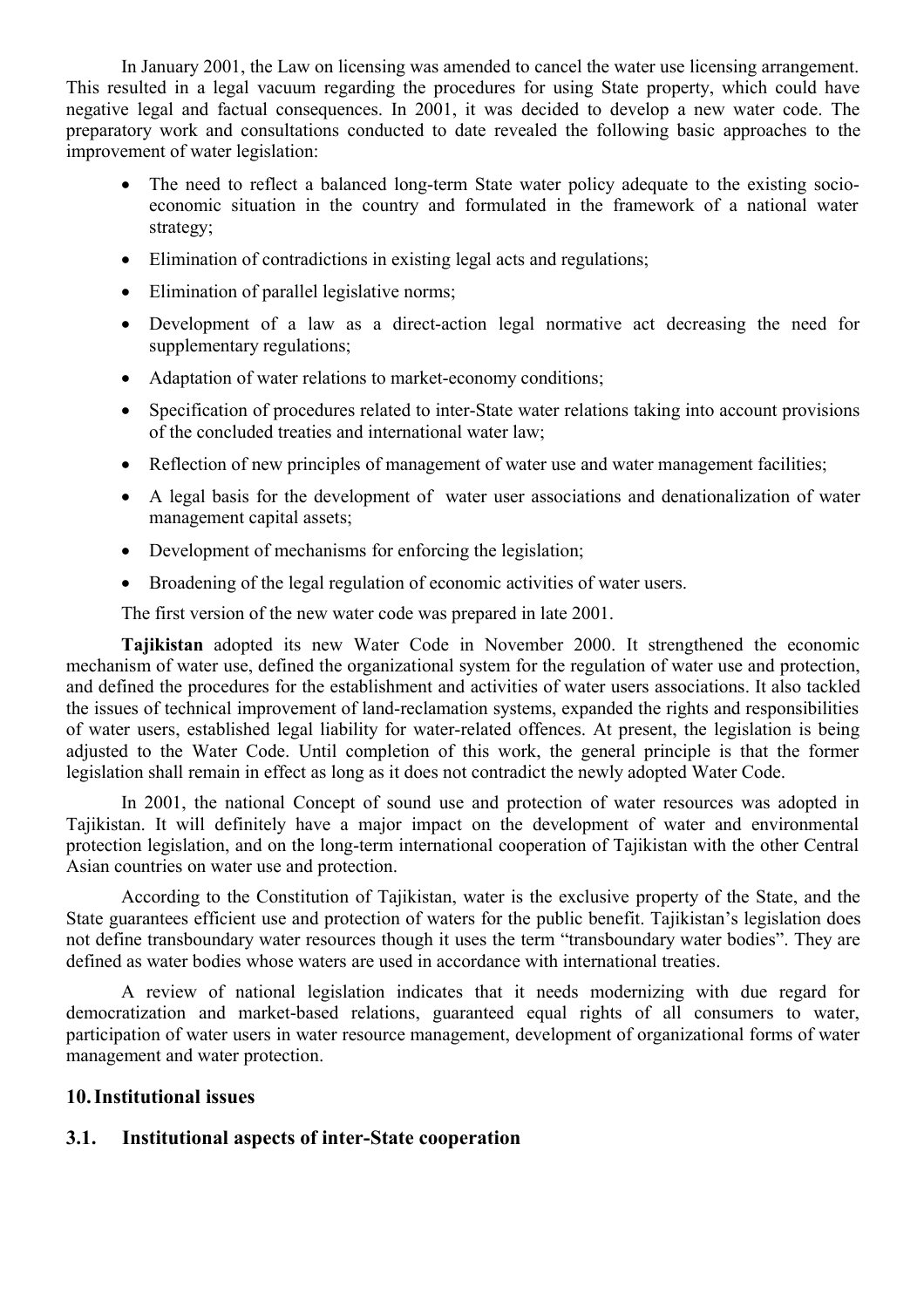In January 2001, the Law on licensing was amended to cancel the water use licensing arrangement. This resulted in a legal vacuum regarding the procedures for using State property, which could have negative legal and factual consequences. In 2001, it was decided to develop a new water code. The preparatory work and consultations conducted to date revealed the following basic approaches to the improvement of water legislation:

- The need to reflect a balanced long-term State water policy adequate to the existing socio-economic situation in the country and formulated in the framework of a national water strategy;
- Elimination of contradictions in existing legal acts and regulations;
- Elimination of parallel legislative norms;
- Development of a law as a direct-action legal normative act decreasing the need for supplementary regulations;
- Adaptation of water relations to market-economy conditions;
- Specification of procedures related to inter-State water relations taking into account provisions of the concluded treaties and international water law;
- Reflection of new principles of management of water use and water management facilities;
- A legal basis for the development of water user associations and denationalization of water management capital assets;
- Development of mechanisms for enforcing the legislation;
- Broadening of the legal regulation of economic activities of water users.

The first version of the new water code was prepared in late 2001.

**Tajikistan** adopted its new Water Code in November 2000. It strengthened the economic mechanism of water use, defined the organizational system for the regulation of water use and protection, and defined the procedures for the establishment and activities of water users associations. It also tackled the issues of technical improvement of land-reclamation systems, expanded the rights and responsibilities of water users, established legal liability for water-related offences. At present, the legislation is being adjusted to the Water Code. Until completion of this work, the general principle is that the former legislation shall remain in effect as long as it does not contradict the newly adopted Water Code.

In 2001, the national Concept of sound use and protection of water resources was adopted in Tajikistan. It will definitely have a major impact on the development of water and environmental protection legislation, and on the long-term international cooperation of Tajikistan with the other Central Asian countries on water use and protection.

According to the Constitution of Tajikistan, water is the exclusive property of the State, and the State guarantees efficient use and protection of waters for the public benefit. Tajikistan's legislation does not define transboundary water resources though it uses the term "transboundary water bodies". They are defined as water bodies whose waters are used in accordance with international treaties.

A review of national legislation indicates that it needs modernizing with due regard for democratization and market-based relations, guaranteed equal rights of all consumers to water, participation of water users in water resource management, development of organizational forms of water management and water protection.

## 10. Institutional issues

### 3.1. Institutional aspects of inter-State cooperation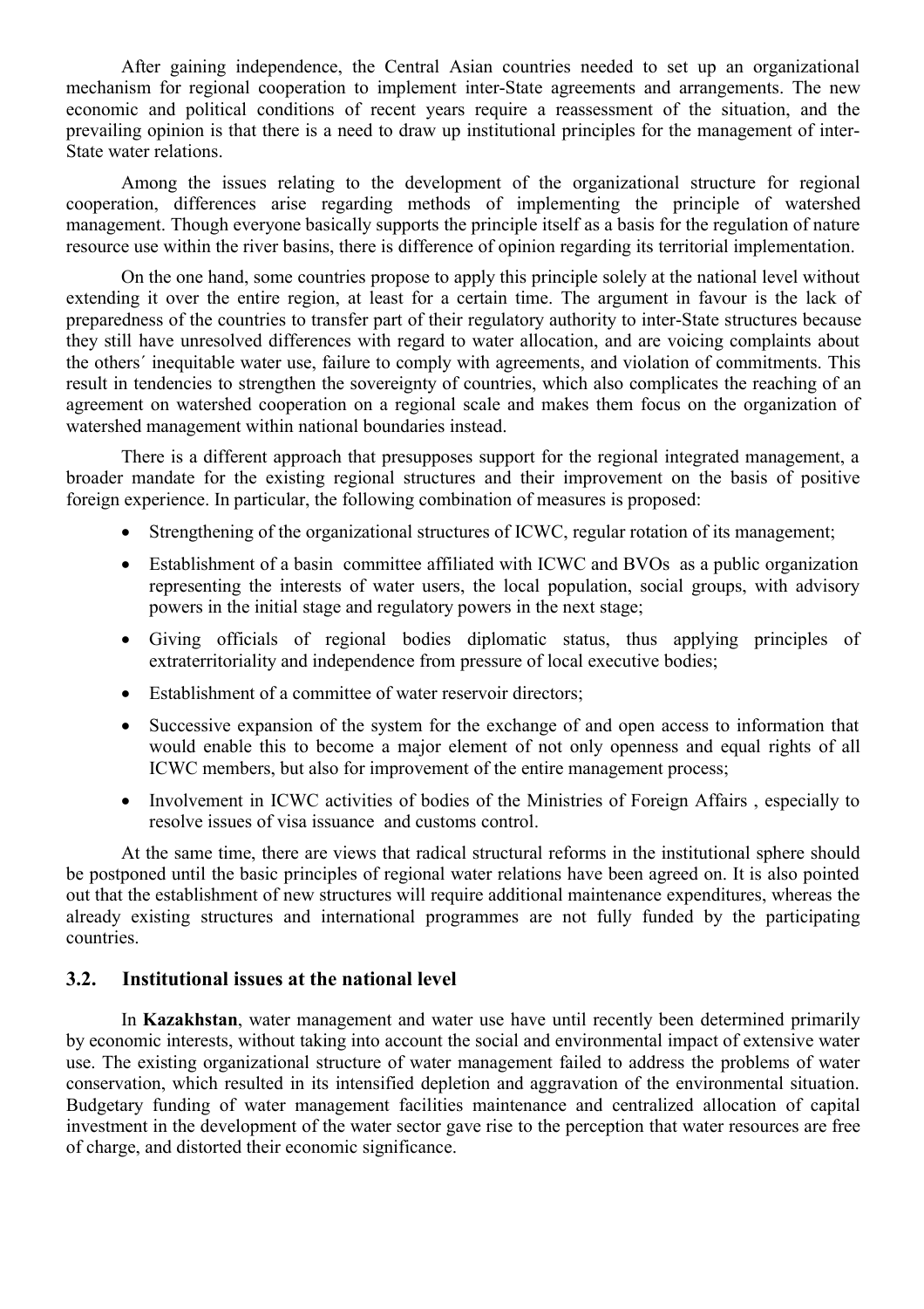After gaining independence, the Central Asian countries needed to set up an organizational mechanism for regional cooperation to implement inter-State agreements and arrangements. The new economic and political conditions of recent years require a reassessment of the situation, and the prevailing opinion is that there is a need to draw up institutional principles for the management of inter-State water relations.

Among the issues relating to the development of the organizational structure for regional cooperation, differences arise regarding methods of implementing the principle of watershed management. Though everyone basically supports the principle itself as a basis for the regulation of nature resource use within the river basins, there is difference of opinion regarding its territorial implementation.

On the one hand, some countries propose to apply this principle solely at the national level without extending it over the entire region, at least for a certain time. The argument in favour is the lack of preparedness of the countries to transfer part of their regulatory authority to inter-State structures because they still have unresolved differences with regard to water allocation, and are voicing complaints about the others´ inequitable water use, failure to comply with agreements, and violation of commitments. This result in tendencies to strengthen the sovereignty of countries, which also complicates the reaching of an agreement on watershed cooperation on a regional scale and makes them focus on the organization of watershed management within national boundaries instead.

There is a different approach that presupposes support for the regional integrated management, a broader mandate for the existing regional structures and their improvement on the basis of positive foreign experience. In particular, the following combination of measures is proposed:

- Strengthening of the organizational structures of ICWC, regular rotation of its management;
- Establishment of a basin committee affiliated with ICWC and BVOs as a public organization representing the interests of water users, the local population, social groups, with advisory powers in the initial stage and regulatory powers in the next stage;
- Giving officials of regional bodies diplomatic status, thus applying principles of extraterritoriality and independence from pressure of local executive bodies;
- Establishment of a committee of water reservoir directors;
- Successive expansion of the system for the exchange of and open access to information that would enable this to become a major element of not only openness and equal rights of all ICWC members, but also for improvement of the entire management process;
- Involvement in ICWC activities of bodies of the Ministries of Foreign Affairs , especially to resolve issues of visa issuance and customs control.

At the same time, there are views that radical structural reforms in the institutional sphere should be postponed until the basic principles of regional water relations have been agreed on. It is also pointed out that the establishment of new structures will require additional maintenance expenditures, whereas the already existing structures and international programmes are not fully funded by the participating countries.

## 3.2. Institutional issues at the national level

In **Kazakhstan**, water management and water use have until recently been determined primarily by economic interests, without taking into account the social and environmental impact of extensive water use. The existing organizational structure of water management failed to address the problems of water conservation, which resulted in its intensified depletion and aggravation of the environmental situation. Budgetary funding of water management facilities maintenance and centralized allocation of capital investment in the development of the water sector gave rise to the perception that water resources are free of charge, and distorted their economic significance.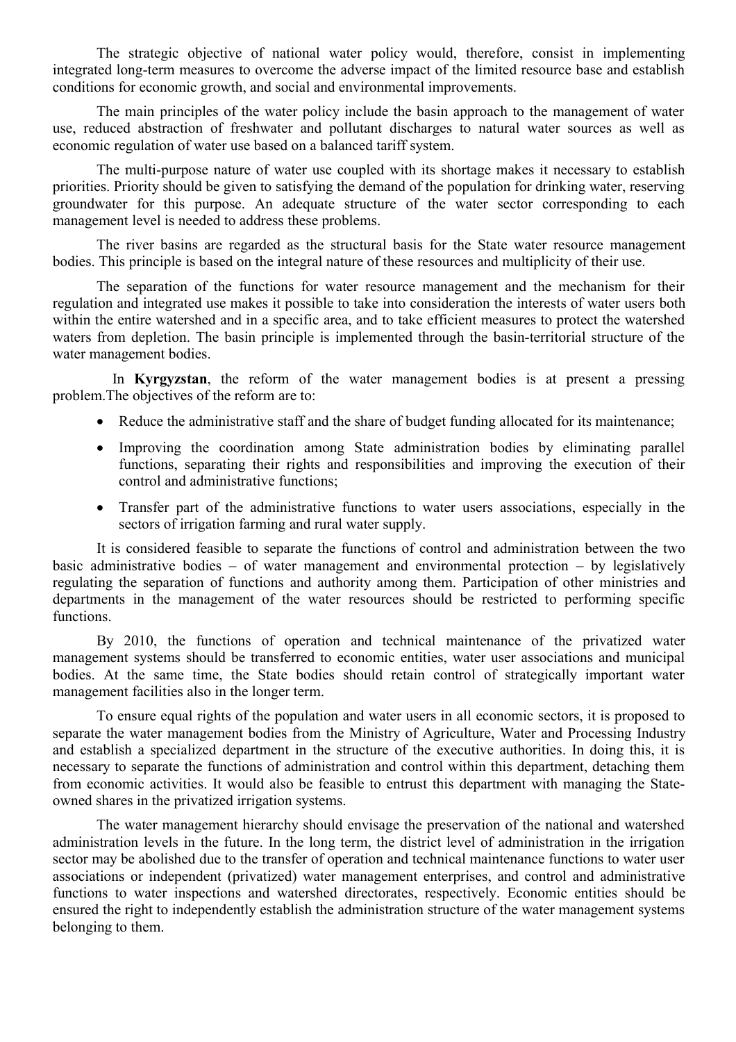The strategic objective of national water policy would, therefore, consist in implementing integrated long-term measures to overcome the adverse impact of the limited resource base and establish conditions for economic growth, and social and environmental improvements.

The main principles of the water policy include the basin approach to the management of water use, reduced abstraction of freshwater and pollutant discharges to natural water sources as well as economic regulation of water use based on a balanced tariff system.

The multi-purpose nature of water use coupled with its shortage makes it necessary to establish priorities. Priority should be given to satisfying the demand of the population for drinking water, reserving groundwater for this purpose. An adequate structure of the water sector corresponding to each management level is needed to address these problems.

The river basins are regarded as the structural basis for the State water resource management bodies. This principle is based on the integral nature of these resources and multiplicity of their use.

The separation of the functions for water resource management and the mechanism for their regulation and integrated use makes it possible to take into consideration the interests of water users both within the entire watershed and in a specific area, and to take efficient measures to protect the watershed waters from depletion. The basin principle is implemented through the basin-territorial structure of the water management bodies.

In **Kyrgyzstan**, the reform of the water management bodies is at present a pressing problem.The objectives of the reform are to:

- Reduce the administrative staff and the share of budget funding allocated for its maintenance;
- Improving the coordination among State administration bodies by eliminating parallel functions, separating their rights and responsibilities and improving the execution of their control and administrative functions;
- Transfer part of the administrative functions to water users associations, especially in the sectors of irrigation farming and rural water supply.

It is considered feasible to separate the functions of control and administration between the two basic administrative bodies – of water management and environmental protection – by legislatively regulating the separation of functions and authority among them. Participation of other ministries and departments in the management of the water resources should be restricted to performing specific functions.

By 2010, the functions of operation and technical maintenance of the privatized water management systems should be transferred to economic entities, water user associations and municipal bodies. At the same time, the State bodies should retain control of strategically important water management facilities also in the longer term.

To ensure equal rights of the population and water users in all economic sectors, it is proposed to separate the water management bodies from the Ministry of Agriculture, Water and Processing Industry and establish a specialized department in the structure of the executive authorities. In doing this, it is necessary to separate the functions of administration and control within this department, detaching them from economic activities. It would also be feasible to entrust this department with managing the State-owned shares in the privatized irrigation systems.

The water management hierarchy should envisage the preservation of the national and watershed administration levels in the future. In the long term, the district level of administration in the irrigation sector may be abolished due to the transfer of operation and technical maintenance functions to water user associations or independent (privatized) water management enterprises, and control and administrative functions to water inspections and watershed directorates, respectively. Economic entities should be ensured the right to independently establish the administration structure of the water management systems belonging to them.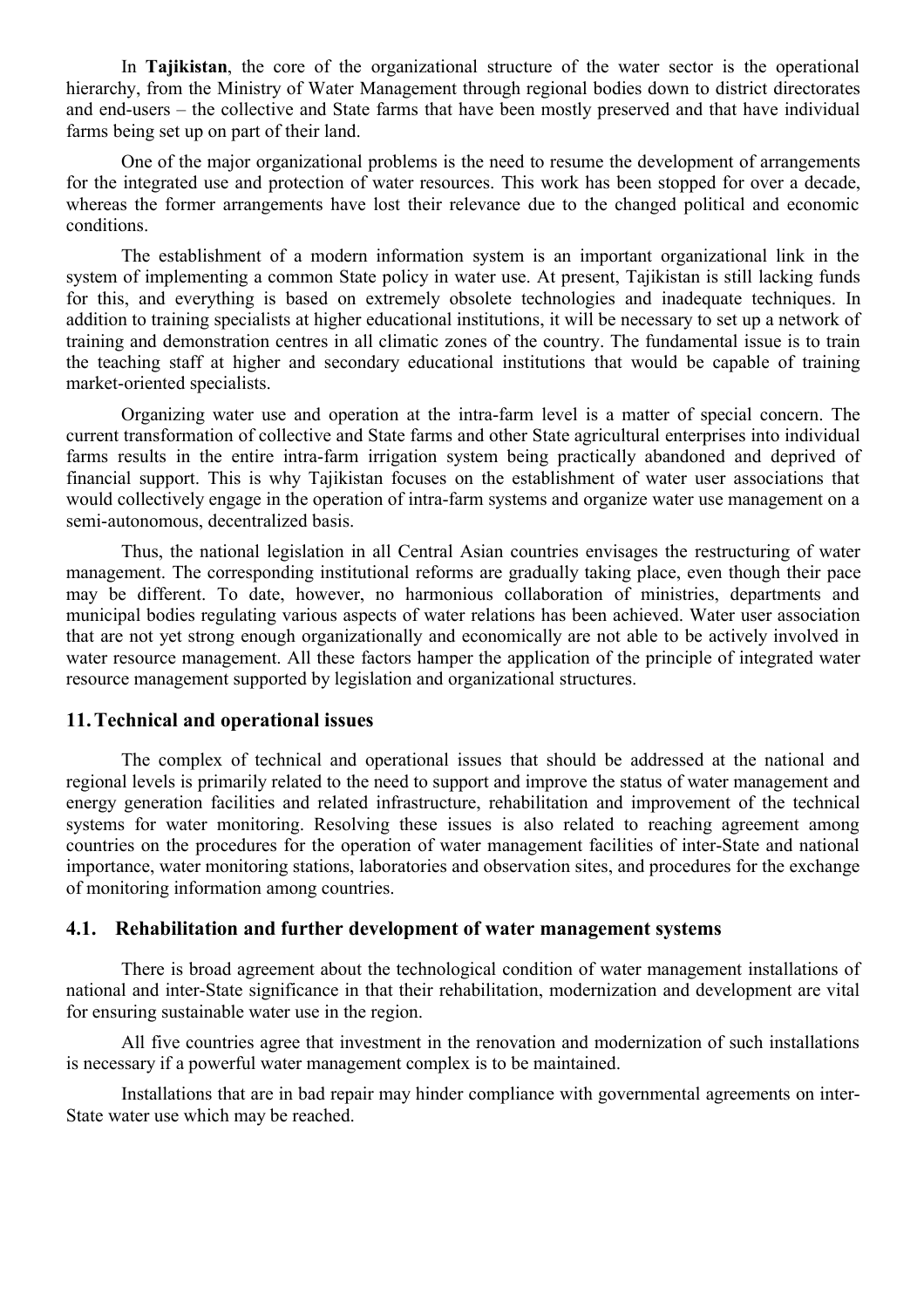In **Tajikistan**, the core of the organizational structure of the water sector is the operational hierarchy, from the Ministry of Water Management through regional bodies down to district directorates and end-users – the collective and State farms that have been mostly preserved and that have individual farms being set up on part of their land.

One of the major organizational problems is the need to resume the development of arrangements for the integrated use and protection of water resources. This work has been stopped for over a decade, whereas the former arrangements have lost their relevance due to the changed political and economic conditions.

The establishment of a modern information system is an important organizational link in the system of implementing a common State policy in water use. At present, Tajikistan is still lacking funds for this, and everything is based on extremely obsolete technologies and inadequate techniques. In addition to training specialists at higher educational institutions, it will be necessary to set up a network of training and demonstration centres in all climatic zones of the country. The fundamental issue is to train the teaching staff at higher and secondary educational institutions that would be capable of training market-oriented specialists.

Organizing water use and operation at the intra-farm level is a matter of special concern. The current transformation of collective and State farms and other State agricultural enterprises into individual farms results in the entire intra-farm irrigation system being practically abandoned and deprived of financial support. This is why Tajikistan focuses on the establishment of water user associations that would collectively engage in the operation of intra-farm systems and organize water use management on a semi-autonomous, decentralized basis.

Thus, the national legislation in all Central Asian countries envisages the restructuring of water management. The corresponding institutional reforms are gradually taking place, even though their pace may be different. To date, however, no harmonious collaboration of ministries, departments and municipal bodies regulating various aspects of water relations has been achieved. Water user association that are not yet strong enough organizationally and economically are not able to be actively involved in water resource management. All these factors hamper the application of the principle of integrated water resource management supported by legislation and organizational structures.

## 11. Technical and operational issues

The complex of technical and operational issues that should be addressed at the national and regional levels is primarily related to the need to support and improve the status of water management and energy generation facilities and related infrastructure, rehabilitation and improvement of the technical systems for water monitoring. Resolving these issues is also related to reaching agreement among countries on the procedures for the operation of water management facilities of inter-State and national importance, water monitoring stations, laboratories and observation sites, and procedures for the exchange of monitoring information among countries.

### 4.1. Rehabilitation and further development of water management systems

There is broad agreement about the technological condition of water management installations of national and inter-State significance in that their rehabilitation, modernization and development are vital for ensuring sustainable water use in the region.

All five countries agree that investment in the renovation and modernization of such installations is necessary if a powerful water management complex is to be maintained.

Installations that are in bad repair may hinder compliance with governmental agreements on inter-State water use which may be reached.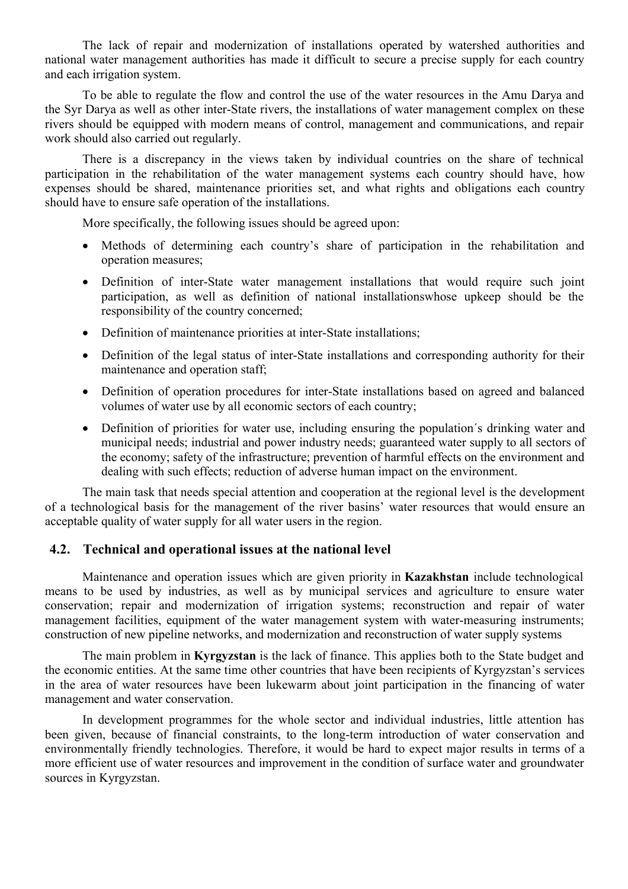The lack of repair and modernization of installations operated by watershed authorities and national water management authorities has made it difficult to secure a precise supply for each country and each irrigation system.

To be able to regulate the flow and control the use of the water resources in the Amu Darya and the Syr Darya as well as other inter-State rivers, the installations of water management complex on these rivers should be equipped with modern means of control, management and communications, and repair work should also carried out regularly.

There is a discrepancy in the views taken by individual countries on the share of technical participation in the rehabilitation of the water management systems each country should have, how expenses should be shared, maintenance priorities set, and what rights and obligations each country should have to ensure safe operation of the installations.

More specifically, the following issues should be agreed upon:

- Methods of determining each country's share of participation in the rehabilitation and operation measures;
- Definition of inter-State water management installations that would require such joint participation, as well as definition of national installationswhose upkeep should be the responsibility of the country concerned;
- Definition of maintenance priorities at inter-State installations;
- Definition of the legal status of inter-State installations and corresponding authority for their maintenance and operation staff;
- Definition of operation procedures for inter-State installations based on agreed and balanced volumes of water use by all economic sectors of each country;
- Definition of priorities for water use, including ensuring the population´s drinking water and municipal needs; industrial and power industry needs; guaranteed water supply to all sectors of the economy; safety of the infrastructure; prevention of harmful effects on the environment and dealing with such effects; reduction of adverse human impact on the environment.

The main task that needs special attention and cooperation at the regional level is the development of a technological basis for the management of the river basins' water resources that would ensure an acceptable quality of water supply for all water users in the region.

## 4.2. Technical and operational issues at the national level

Maintenance and operation issues which are given priority in **Kazakhstan** include technological means to be used by industries, as well as by municipal services and agriculture to ensure water conservation; repair and modernization of irrigation systems; reconstruction and repair of water management facilities, equipment of the water management system with water-measuring instruments; construction of new pipeline networks, and modernization and reconstruction of water supply systems

The main problem in **Kyrgyzstan** is the lack of finance. This applies both to the State budget and the economic entities. At the same time other countries that have been recipients of Kyrgyzstan's services in the area of water resources have been lukewarm about joint participation in the financing of water management and water conservation.

In development programmes for the whole sector and individual industries, little attention has been given, because of financial constraints, to the long-term introduction of water conservation and environmentally friendly technologies. Therefore, it would be hard to expect major results in terms of a more efficient use of water resources and improvement in the condition of surface water and groundwater sources in Kyrgyzstan.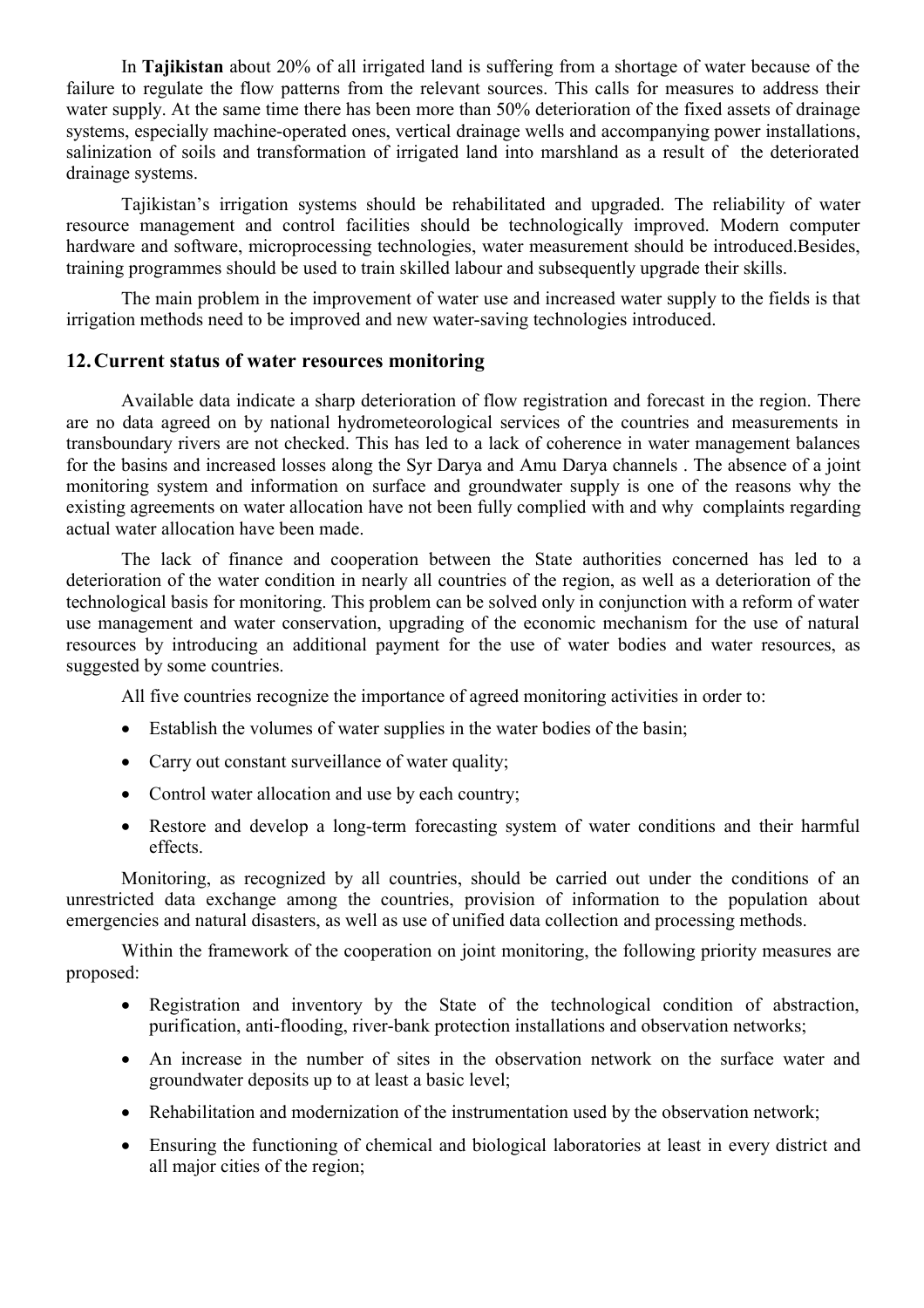In **Tajikistan** about 20% of all irrigated land is suffering from a shortage of water because of the failure to regulate the flow patterns from the relevant sources. This calls for measures to address their water supply. At the same time there has been more than 50% deterioration of the fixed assets of drainage systems, especially machine-operated ones, vertical drainage wells and accompanying power installations, salinization of soils and transformation of irrigated land into marshland as a result of the deteriorated drainage systems.

Tajikistan's irrigation systems should be rehabilitated and upgraded. The reliability of water resource management and control facilities should be technologically improved. Modern computer hardware and software, microprocessing technologies, water measurement should be introduced.Besides, training programmes should be used to train skilled labour and subsequently upgrade their skills.

The main problem in the improvement of water use and increased water supply to the fields is that irrigation methods need to be improved and new water-saving technologies introduced.

## 12. Current status of water resources monitoring

Available data indicate a sharp deterioration of flow registration and forecast in the region. There are no data agreed on by national hydrometeorological services of the countries and measurements in transboundary rivers are not checked. This has led to a lack of coherence in water management balances for the basins and increased losses along the Syr Darya and Amu Darya channels . The absence of a joint monitoring system and information on surface and groundwater supply is one of the reasons why the existing agreements on water allocation have not been fully complied with and why complaints regarding actual water allocation have been made.

The lack of finance and cooperation between the State authorities concerned has led to a deterioration of the water condition in nearly all countries of the region, as well as a deterioration of the technological basis for monitoring. This problem can be solved only in conjunction with a reform of water use management and water conservation, upgrading of the economic mechanism for the use of natural resources by introducing an additional payment for the use of water bodies and water resources, as suggested by some countries.

All five countries recognize the importance of agreed monitoring activities in order to:

- Establish the volumes of water supplies in the water bodies of the basin;
- Carry out constant surveillance of water quality;
- Control water allocation and use by each country;
- Restore and develop a long-term forecasting system of water conditions and their harmful effects.

Monitoring, as recognized by all countries, should be carried out under the conditions of an unrestricted data exchange among the countries, provision of information to the population about emergencies and natural disasters, as well as use of unified data collection and processing methods.

Within the framework of the cooperation on joint monitoring, the following priority measures are proposed:

- Registration and inventory by the State of the technological condition of abstraction, purification, anti-flooding, river-bank protection installations and observation networks;
- An increase in the number of sites in the observation network on the surface water and groundwater deposits up to at least a basic level;
- Rehabilitation and modernization of the instrumentation used by the observation network;
- Ensuring the functioning of chemical and biological laboratories at least in every district and all major cities of the region;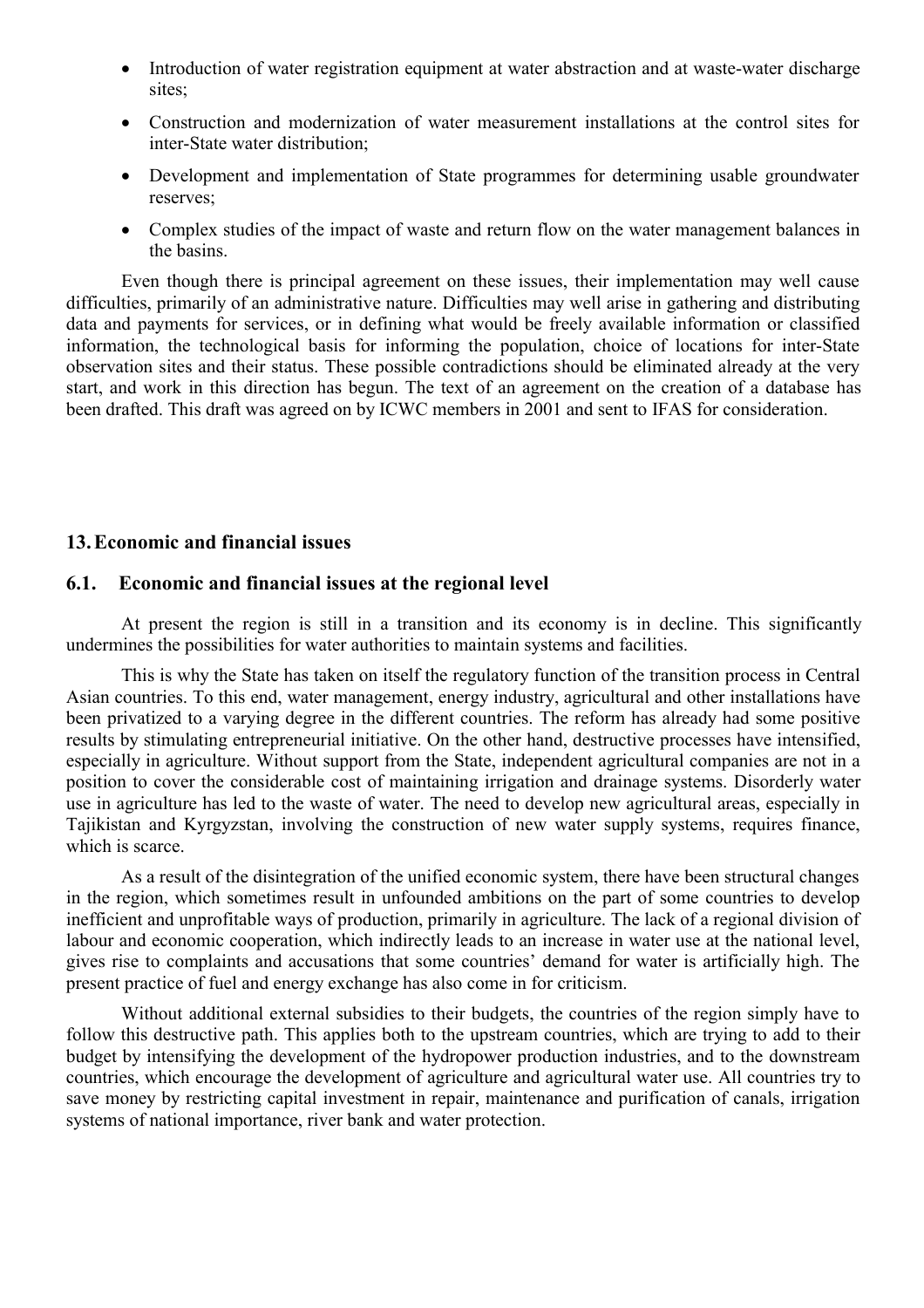- Introduction of water registration equipment at water abstraction and at waste-water discharge sites;
- Construction and modernization of water measurement installations at the control sites for inter-State water distribution;
- Development and implementation of State programmes for determining usable groundwater reserves;
- Complex studies of the impact of waste and return flow on the water management balances in the basins.

Even though there is principal agreement on these issues, their implementation may well cause difficulties, primarily of an administrative nature. Difficulties may well arise in gathering and distributing data and payments for services, or in defining what would be freely available information or classified information, the technological basis for informing the population, choice of locations for inter-State observation sites and their status. These possible contradictions should be eliminated already at the very start, and work in this direction has begun. The text of an agreement on the creation of a database has been drafted. This draft was agreed on by ICWC members in 2001 and sent to IFAS for consideration.

## 13. Economic and financial issues

### 6.1. Economic and financial issues at the regional level

At present the region is still in a transition and its economy is in decline. This significantly undermines the possibilities for water authorities to maintain systems and facilities.

This is why the State has taken on itself the regulatory function of the transition process in Central Asian countries. To this end, water management, energy industry, agricultural and other installations have been privatized to a varying degree in the different countries. The reform has already had some positive results by stimulating entrepreneurial initiative. On the other hand, destructive processes have intensified, especially in agriculture. Without support from the State, independent agricultural companies are not in a position to cover the considerable cost of maintaining irrigation and drainage systems. Disorderly water use in agriculture has led to the waste of water. The need to develop new agricultural areas, especially in Tajikistan and Kyrgyzstan, involving the construction of new water supply systems, requires finance, which is scarce.

As a result of the disintegration of the unified economic system, there have been structural changes in the region, which sometimes result in unfounded ambitions on the part of some countries to develop inefficient and unprofitable ways of production, primarily in agriculture. The lack of a regional division of labour and economic cooperation, which indirectly leads to an increase in water use at the national level, gives rise to complaints and accusations that some countries' demand for water is artificially high. The present practice of fuel and energy exchange has also come in for criticism.

Without additional external subsidies to their budgets, the countries of the region simply have to follow this destructive path. This applies both to the upstream countries, which are trying to add to their budget by intensifying the development of the hydropower production industries, and to the downstream countries, which encourage the development of agriculture and agricultural water use. All countries try to save money by restricting capital investment in repair, maintenance and purification of canals, irrigation systems of national importance, river bank and water protection.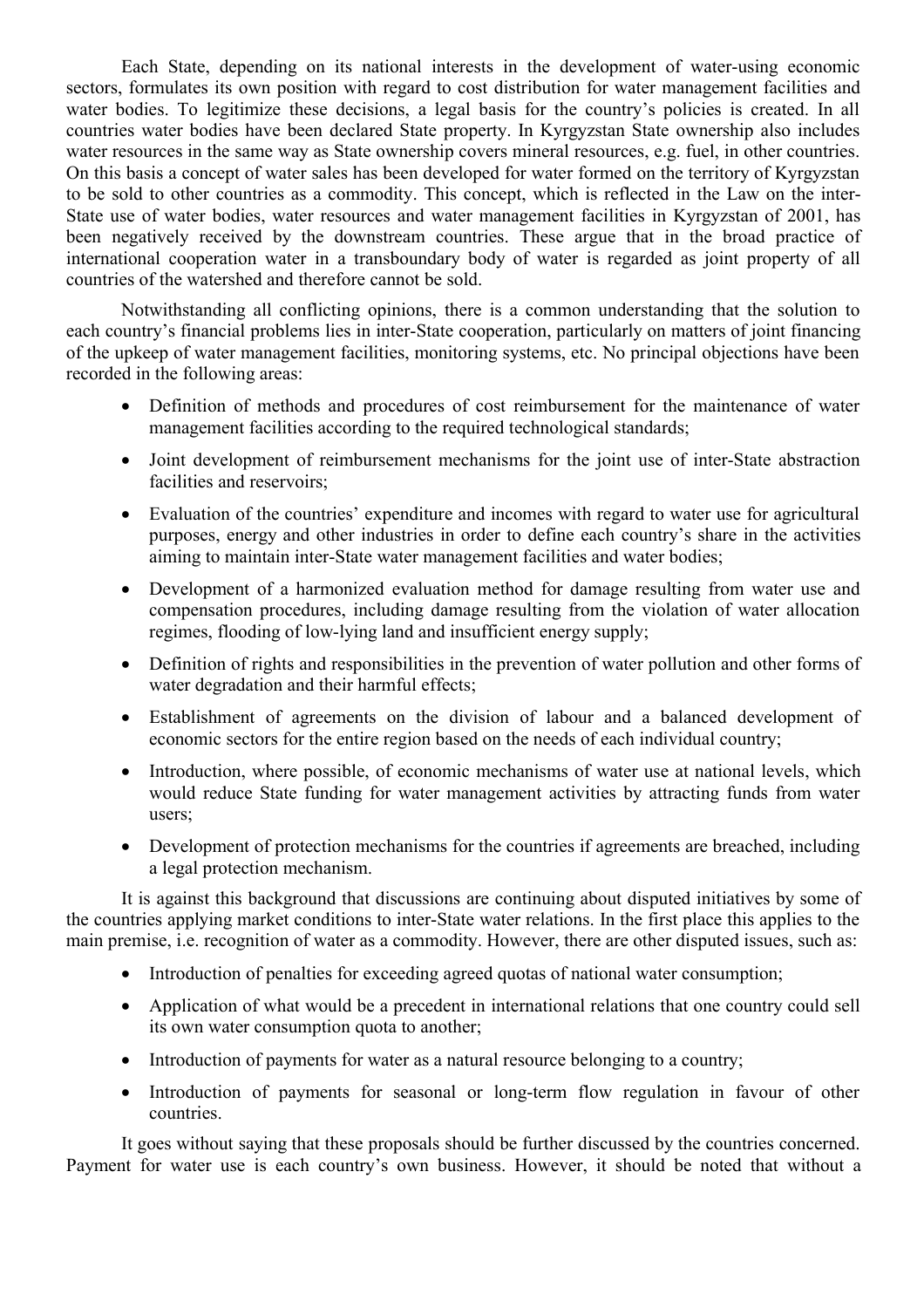Each State, depending on its national interests in the development of water-using economic sectors, formulates its own position with regard to cost distribution for water management facilities and water bodies. To legitimize these decisions, a legal basis for the country's policies is created. In all countries water bodies have been declared State property. In Kyrgyzstan State ownership also includes water resources in the same way as State ownership covers mineral resources, e.g. fuel, in other countries. On this basis a concept of water sales has been developed for water formed on the territory of Kyrgyzstan to be sold to other countries as a commodity. This concept, which is reflected in the Law on the inter-State use of water bodies, water resources and water management facilities in Kyrgyzstan of 2001, has been negatively received by the downstream countries. These argue that in the broad practice of international cooperation water in a transboundary body of water is regarded as joint property of all countries of the watershed and therefore cannot be sold.

Notwithstanding all conflicting opinions, there is a common understanding that the solution to each country's financial problems lies in inter-State cooperation, particularly on matters of joint financing of the upkeep of water management facilities, monitoring systems, etc. No principal objections have been recorded in the following areas:

- Definition of methods and procedures of cost reimbursement for the maintenance of water management facilities according to the required technological standards;
- Joint development of reimbursement mechanisms for the joint use of inter-State abstraction facilities and reservoirs;
- Evaluation of the countries' expenditure and incomes with regard to water use for agricultural purposes, energy and other industries in order to define each country's share in the activities aiming to maintain inter-State water management facilities and water bodies;
- Development of a harmonized evaluation method for damage resulting from water use and compensation procedures, including damage resulting from the violation of water allocation regimes, flooding of low-lying land and insufficient energy supply;
- Definition of rights and responsibilities in the prevention of water pollution and other forms of water degradation and their harmful effects;
- Establishment of agreements on the division of labour and a balanced development of economic sectors for the entire region based on the needs of each individual country;
- Introduction, where possible, of economic mechanisms of water use at national levels, which would reduce State funding for water management activities by attracting funds from water users;
- Development of protection mechanisms for the countries if agreements are breached, including a legal protection mechanism.

It is against this background that discussions are continuing about disputed initiatives by some of the countries applying market conditions to inter-State water relations. In the first place this applies to the main premise, i.e. recognition of water as a commodity. However, there are other disputed issues, such as:

- Introduction of penalties for exceeding agreed quotas of national water consumption;
- Application of what would be a precedent in international relations that one country could sell its own water consumption quota to another;
- Introduction of payments for water as a natural resource belonging to a country;
- Introduction of payments for seasonal or long-term flow regulation in favour of other countries.

It goes without saying that these proposals should be further discussed by the countries concerned. Payment for water use is each country's own business. However, it should be noted that without a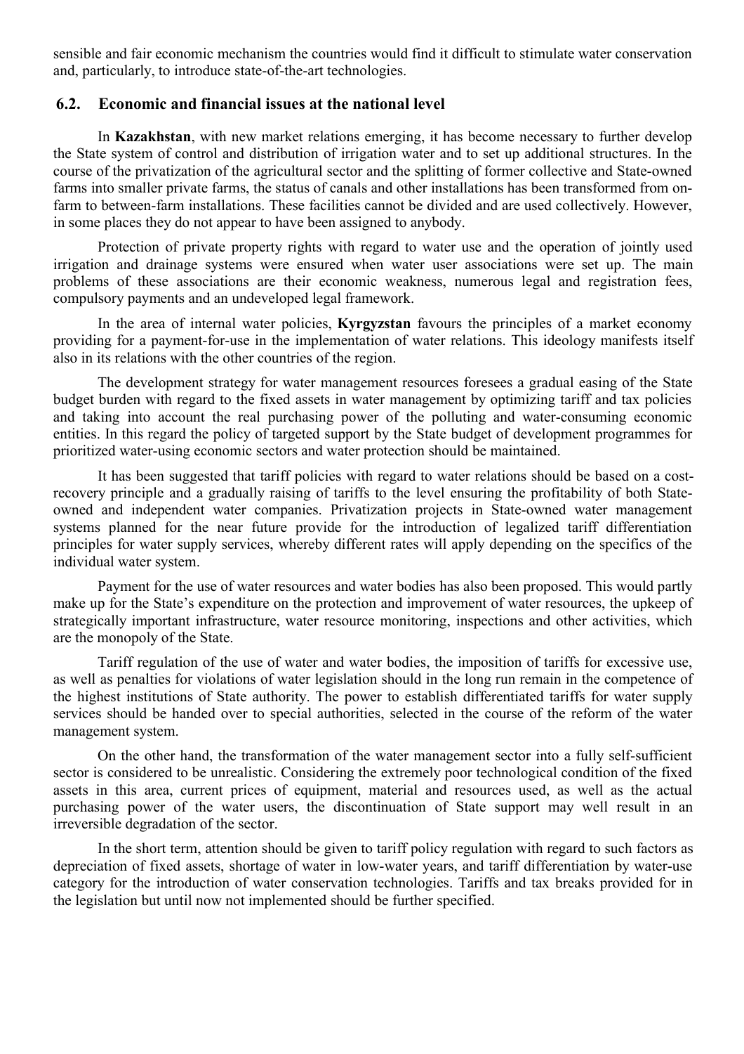sensible and fair economic mechanism the countries would find it difficult to stimulate water conservation and, particularly, to introduce state-of-the-art technologies.

## 6.2. Economic and financial issues at the national level

In **Kazakhstan**, with new market relations emerging, it has become necessary to further develop the State system of control and distribution of irrigation water and to set up additional structures. In the course of the privatization of the agricultural sector and the splitting of former collective and State-owned farms into smaller private farms, the status of canals and other installations has been transformed from on-farm to between-farm installations. These facilities cannot be divided and are used collectively. However, in some places they do not appear to have been assigned to anybody.

Protection of private property rights with regard to water use and the operation of jointly used irrigation and drainage systems were ensured when water user associations were set up. The main problems of these associations are their economic weakness, numerous legal and registration fees, compulsory payments and an undeveloped legal framework.

In the area of internal water policies, **Kyrgyzstan** favours the principles of a market economy providing for a payment-for-use in the implementation of water relations. This ideology manifests itself also in its relations with the other countries of the region.

The development strategy for water management resources foresees a gradual easing of the State budget burden with regard to the fixed assets in water management by optimizing tariff and tax policies and taking into account the real purchasing power of the polluting and water-consuming economic entities. In this regard the policy of targeted support by the State budget of development programmes for prioritized water-using economic sectors and water protection should be maintained.

It has been suggested that tariff policies with regard to water relations should be based on a cost-recovery principle and a gradually raising of tariffs to the level ensuring the profitability of both State-owned and independent water companies. Privatization projects in State-owned water management systems planned for the near future provide for the introduction of legalized tariff differentiation principles for water supply services, whereby different rates will apply depending on the specifics of the individual water system.

Payment for the use of water resources and water bodies has also been proposed. This would partly make up for the State's expenditure on the protection and improvement of water resources, the upkeep of strategically important infrastructure, water resource monitoring, inspections and other activities, which are the monopoly of the State.

Tariff regulation of the use of water and water bodies, the imposition of tariffs for excessive use, as well as penalties for violations of water legislation should in the long run remain in the competence of the highest institutions of State authority. The power to establish differentiated tariffs for water supply services should be handed over to special authorities, selected in the course of the reform of the water management system.

On the other hand, the transformation of the water management sector into a fully self-sufficient sector is considered to be unrealistic. Considering the extremely poor technological condition of the fixed assets in this area, current prices of equipment, material and resources used, as well as the actual purchasing power of the water users, the discontinuation of State support may well result in an irreversible degradation of the sector.

In the short term, attention should be given to tariff policy regulation with regard to such factors as depreciation of fixed assets, shortage of water in low-water years, and tariff differentiation by water-use category for the introduction of water conservation technologies. Tariffs and tax breaks provided for in the legislation but until now not implemented should be further specified.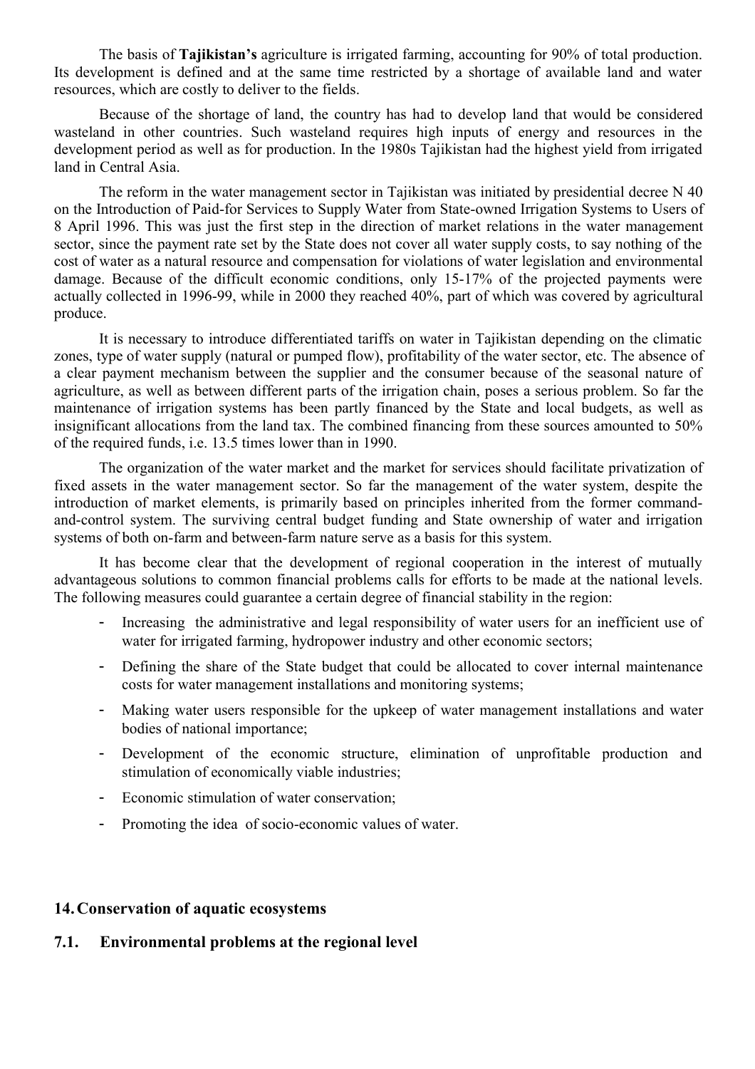The basis of **Tajikistan's** agriculture is irrigated farming, accounting for 90% of total production. Its development is defined and at the same time restricted by a shortage of available land and water resources, which are costly to deliver to the fields.

Because of the shortage of land, the country has had to develop land that would be considered wasteland in other countries. Such wasteland requires high inputs of energy and resources in the development period as well as for production. In the 1980s Tajikistan had the highest yield from irrigated land in Central Asia.

The reform in the water management sector in Tajikistan was initiated by presidential decree N 40 on the Introduction of Paid-for Services to Supply Water from State-owned Irrigation Systems to Users of 8 April 1996. This was just the first step in the direction of market relations in the water management sector, since the payment rate set by the State does not cover all water supply costs, to say nothing of the cost of water as a natural resource and compensation for violations of water legislation and environmental damage. Because of the difficult economic conditions, only 15-17% of the projected payments were actually collected in 1996-99, while in 2000 they reached 40%, part of which was covered by agricultural produce.

It is necessary to introduce differentiated tariffs on water in Tajikistan depending on the climatic zones, type of water supply (natural or pumped flow), profitability of the water sector, etc. The absence of a clear payment mechanism between the supplier and the consumer because of the seasonal nature of agriculture, as well as between different parts of the irrigation chain, poses a serious problem. So far the maintenance of irrigation systems has been partly financed by the State and local budgets, as well as insignificant allocations from the land tax. The combined financing from these sources amounted to 50% of the required funds, i.e. 13.5 times lower than in 1990.

The organization of the water market and the market for services should facilitate privatization of fixed assets in the water management sector. So far the management of the water system, despite the introduction of market elements, is primarily based on principles inherited from the former command-and-control system. The surviving central budget funding and State ownership of water and irrigation systems of both on-farm and between-farm nature serve as a basis for this system.

It has become clear that the development of regional cooperation in the interest of mutually advantageous solutions to common financial problems calls for efforts to be made at the national levels. The following measures could guarantee a certain degree of financial stability in the region:

- Increasing the administrative and legal responsibility of water users for an inefficient use of water for irrigated farming, hydropower industry and other economic sectors;
- Defining the share of the State budget that could be allocated to cover internal maintenance costs for water management installations and monitoring systems;
- Making water users responsible for the upkeep of water management installations and water bodies of national importance;
- Development of the economic structure, elimination of unprofitable production and stimulation of economically viable industries;
- Economic stimulation of water conservation;
- Promoting the idea of socio-economic values of water.

## 14. Conservation of aquatic ecosystems

### 7.1. Environmental problems at the regional level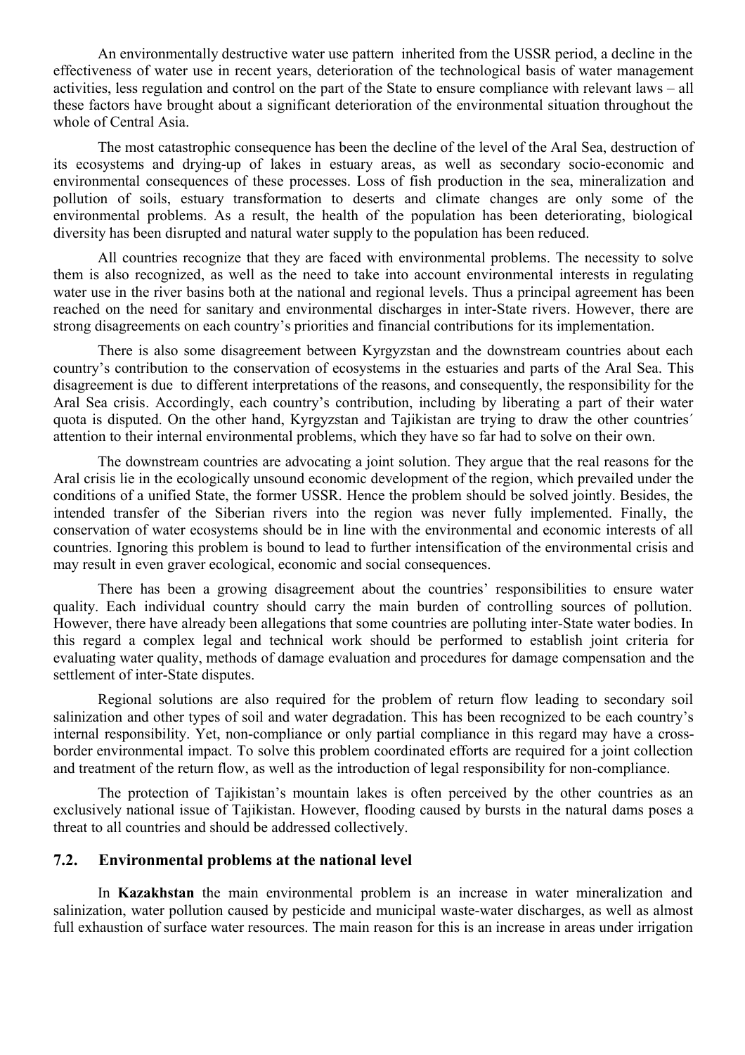An environmentally destructive water use pattern inherited from the USSR period, a decline in the effectiveness of water use in recent years, deterioration of the technological basis of water management activities, less regulation and control on the part of the State to ensure compliance with relevant laws – all these factors have brought about a significant deterioration of the environmental situation throughout the whole of Central Asia.

The most catastrophic consequence has been the decline of the level of the Aral Sea, destruction of its ecosystems and drying-up of lakes in estuary areas, as well as secondary socio-economic and environmental consequences of these processes. Loss of fish production in the sea, mineralization and pollution of soils, estuary transformation to deserts and climate changes are only some of the environmental problems. As a result, the health of the population has been deteriorating, biological diversity has been disrupted and natural water supply to the population has been reduced.

All countries recognize that they are faced with environmental problems. The necessity to solve them is also recognized, as well as the need to take into account environmental interests in regulating water use in the river basins both at the national and regional levels. Thus a principal agreement has been reached on the need for sanitary and environmental discharges in inter-State rivers. However, there are strong disagreements on each country's priorities and financial contributions for its implementation.

There is also some disagreement between Kyrgyzstan and the downstream countries about each country's contribution to the conservation of ecosystems in the estuaries and parts of the Aral Sea. This disagreement is due to different interpretations of the reasons, and consequently, the responsibility for the Aral Sea crisis. Accordingly, each country's contribution, including by liberating a part of their water quota is disputed. On the other hand, Kyrgyzstan and Tajikistan are trying to draw the other countries´ attention to their internal environmental problems, which they have so far had to solve on their own.

The downstream countries are advocating a joint solution. They argue that the real reasons for the Aral crisis lie in the ecologically unsound economic development of the region, which prevailed under the conditions of a unified State, the former USSR. Hence the problem should be solved jointly. Besides, the intended transfer of the Siberian rivers into the region was never fully implemented. Finally, the conservation of water ecosystems should be in line with the environmental and economic interests of all countries. Ignoring this problem is bound to lead to further intensification of the environmental crisis and may result in even graver ecological, economic and social consequences.

There has been a growing disagreement about the countries' responsibilities to ensure water quality. Each individual country should carry the main burden of controlling sources of pollution. However, there have already been allegations that some countries are polluting inter-State water bodies. In this regard a complex legal and technical work should be performed to establish joint criteria for evaluating water quality, methods of damage evaluation and procedures for damage compensation and the settlement of inter-State disputes.

Regional solutions are also required for the problem of return flow leading to secondary soil salinization and other types of soil and water degradation. This has been recognized to be each country's internal responsibility. Yet, non-compliance or only partial compliance in this regard may have a cross-border environmental impact. To solve this problem coordinated efforts are required for a joint collection and treatment of the return flow, as well as the introduction of legal responsibility for non-compliance.

The protection of Tajikistan's mountain lakes is often perceived by the other countries as an exclusively national issue of Tajikistan. However, flooding caused by bursts in the natural dams poses a threat to all countries and should be addressed collectively.

## 7.2. Environmental problems at the national level

In **Kazakhstan** the main environmental problem is an increase in water mineralization and salinization, water pollution caused by pesticide and municipal waste-water discharges, as well as almost full exhaustion of surface water resources. The main reason for this is an increase in areas under irrigation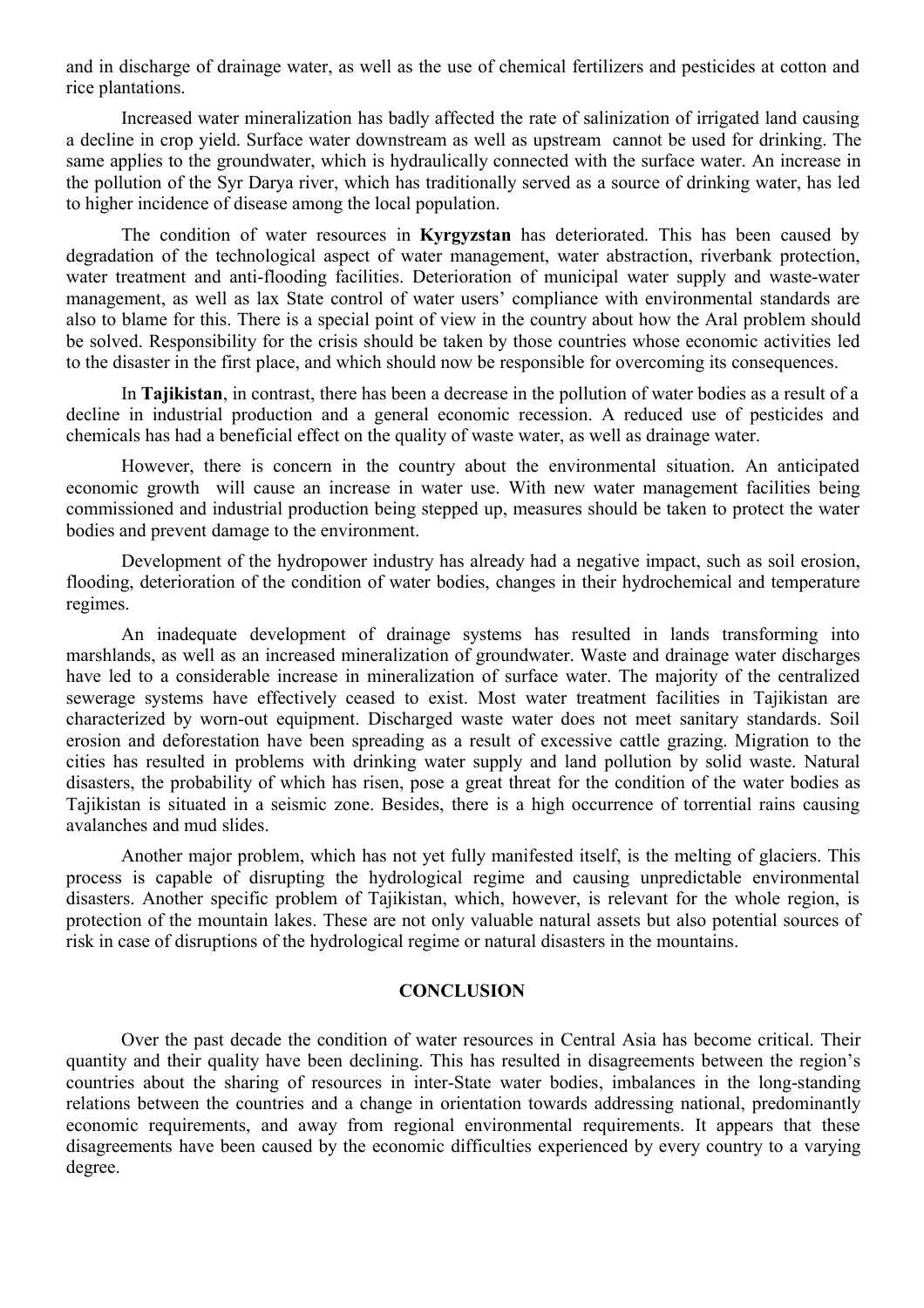and in discharge of drainage water, as well as the use of chemical fertilizers and pesticides at cotton and rice plantations.

Increased water mineralization has badly affected the rate of salinization of irrigated land causing a decline in crop yield. Surface water downstream as well as upstream cannot be used for drinking. The same applies to the groundwater, which is hydraulically connected with the surface water. An increase in the pollution of the Syr Darya river, which has traditionally served as a source of drinking water, has led to higher incidence of disease among the local population.

The condition of water resources in **Kyrgyzstan** has deteriorated. This has been caused by degradation of the technological aspect of water management, water abstraction, riverbank protection, water treatment and anti-flooding facilities. Deterioration of municipal water supply and waste-water management, as well as lax State control of water users' compliance with environmental standards are also to blame for this. There is a special point of view in the country about how the Aral problem should be solved. Responsibility for the crisis should be taken by those countries whose economic activities led to the disaster in the first place, and which should now be responsible for overcoming its consequences.

In **Tajikistan**, in contrast, there has been a decrease in the pollution of water bodies as a result of a decline in industrial production and a general economic recession. A reduced use of pesticides and chemicals has had a beneficial effect on the quality of waste water, as well as drainage water.

However, there is concern in the country about the environmental situation. An anticipated economic growth will cause an increase in water use. With new water management facilities being commissioned and industrial production being stepped up, measures should be taken to protect the water bodies and prevent damage to the environment.

Development of the hydropower industry has already had a negative impact, such as soil erosion, flooding, deterioration of the condition of water bodies, changes in their hydrochemical and temperature regimes.

An inadequate development of drainage systems has resulted in lands transforming into marshlands, as well as an increased mineralization of groundwater. Waste and drainage water discharges have led to a considerable increase in mineralization of surface water. The majority of the centralized sewerage systems have effectively ceased to exist. Most water treatment facilities in Tajikistan are characterized by worn-out equipment. Discharged waste water does not meet sanitary standards. Soil erosion and deforestation have been spreading as a result of excessive cattle grazing. Migration to the cities has resulted in problems with drinking water supply and land pollution by solid waste. Natural disasters, the probability of which has risen, pose a great threat for the condition of the water bodies as Tajikistan is situated in a seismic zone. Besides, there is a high occurrence of torrential rains causing avalanches and mud slides.

Another major problem, which has not yet fully manifested itself, is the melting of glaciers. This process is capable of disrupting the hydrological regime and causing unpredictable environmental disasters. Another specific problem of Tajikistan, which, however, is relevant for the whole region, is protection of the mountain lakes. These are not only valuable natural assets but also potential sources of risk in case of disruptions of the hydrological regime or natural disasters in the mountains.

## CONCLUSION

Over the past decade the condition of water resources in Central Asia has become critical. Their quantity and their quality have been declining. This has resulted in disagreements between the region's countries about the sharing of resources in inter-State water bodies, imbalances in the long-standing relations between the countries and a change in orientation towards addressing national, predominantly economic requirements, and away from regional environmental requirements. It appears that these disagreements have been caused by the economic difficulties experienced by every country to a varying degree.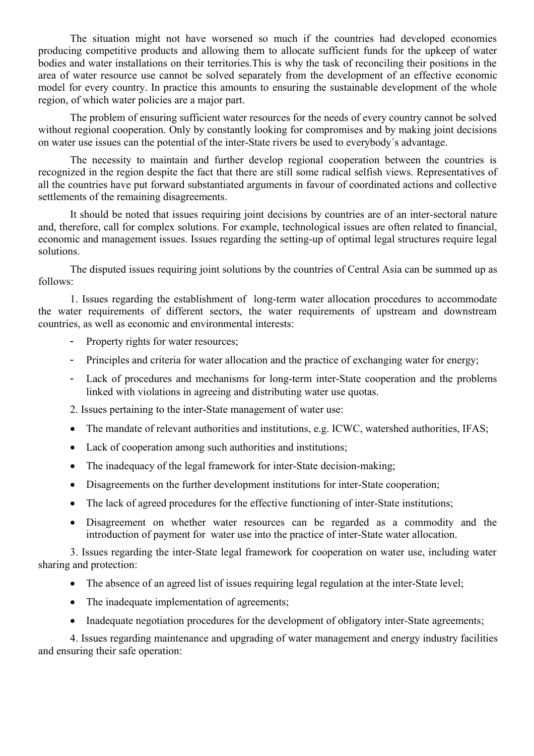The situation might not have worsened so much if the countries had developed economies producing competitive products and allowing them to allocate sufficient funds for the upkeep of water bodies and water installations on their territories.This is why the task of reconciling their positions in the area of water resource use cannot be solved separately from the development of an effective economic model for every country. In practice this amounts to ensuring the sustainable development of the whole region, of which water policies are a major part.

The problem of ensuring sufficient water resources for the needs of every country cannot be solved without regional cooperation. Only by constantly looking for compromises and by making joint decisions on water use issues can the potential of the inter-State rivers be used to everybody´s advantage.

The necessity to maintain and further develop regional cooperation between the countries is recognized in the region despite the fact that there are still some radical selfish views. Representatives of all the countries have put forward substantiated arguments in favour of coordinated actions and collective settlements of the remaining disagreements.

It should be noted that issues requiring joint decisions by countries are of an inter-sectoral nature and, therefore, call for complex solutions. For example, technological issues are often related to financial, economic and management issues. Issues regarding the setting-up of optimal legal structures require legal solutions.

The disputed issues requiring joint solutions by the countries of Central Asia can be summed up as follows:

1. Issues regarding the establishment of long-term water allocation procedures to accommodate the water requirements of different sectors, the water requirements of upstream and downstream countries, as well as economic and environmental interests:

- Property rights for water resources;
- Principles and criteria for water allocation and the practice of exchanging water for energy;
- Lack of procedures and mechanisms for long-term inter-State cooperation and the problems linked with violations in agreeing and distributing water use quotas.

2. Issues pertaining to the inter-State management of water use:

- The mandate of relevant authorities and institutions, e.g. ICWC, watershed authorities, IFAS;
- Lack of cooperation among such authorities and institutions;
- The inadequacy of the legal framework for inter-State decision-making;
- Disagreements on the further development institutions for inter-State cooperation;
- The lack of agreed procedures for the effective functioning of inter-State institutions;
- Disagreement on whether water resources can be regarded as a commodity and the introduction of payment for water use into the practice of inter-State water allocation.

3. Issues regarding the inter-State legal framework for cooperation on water use, including water sharing and protection:

- The absence of an agreed list of issues requiring legal regulation at the inter-State level;
- The inadequate implementation of agreements;
- Inadequate negotiation procedures for the development of obligatory inter-State agreements;

4. Issues regarding maintenance and upgrading of water management and energy industry facilities and ensuring their safe operation: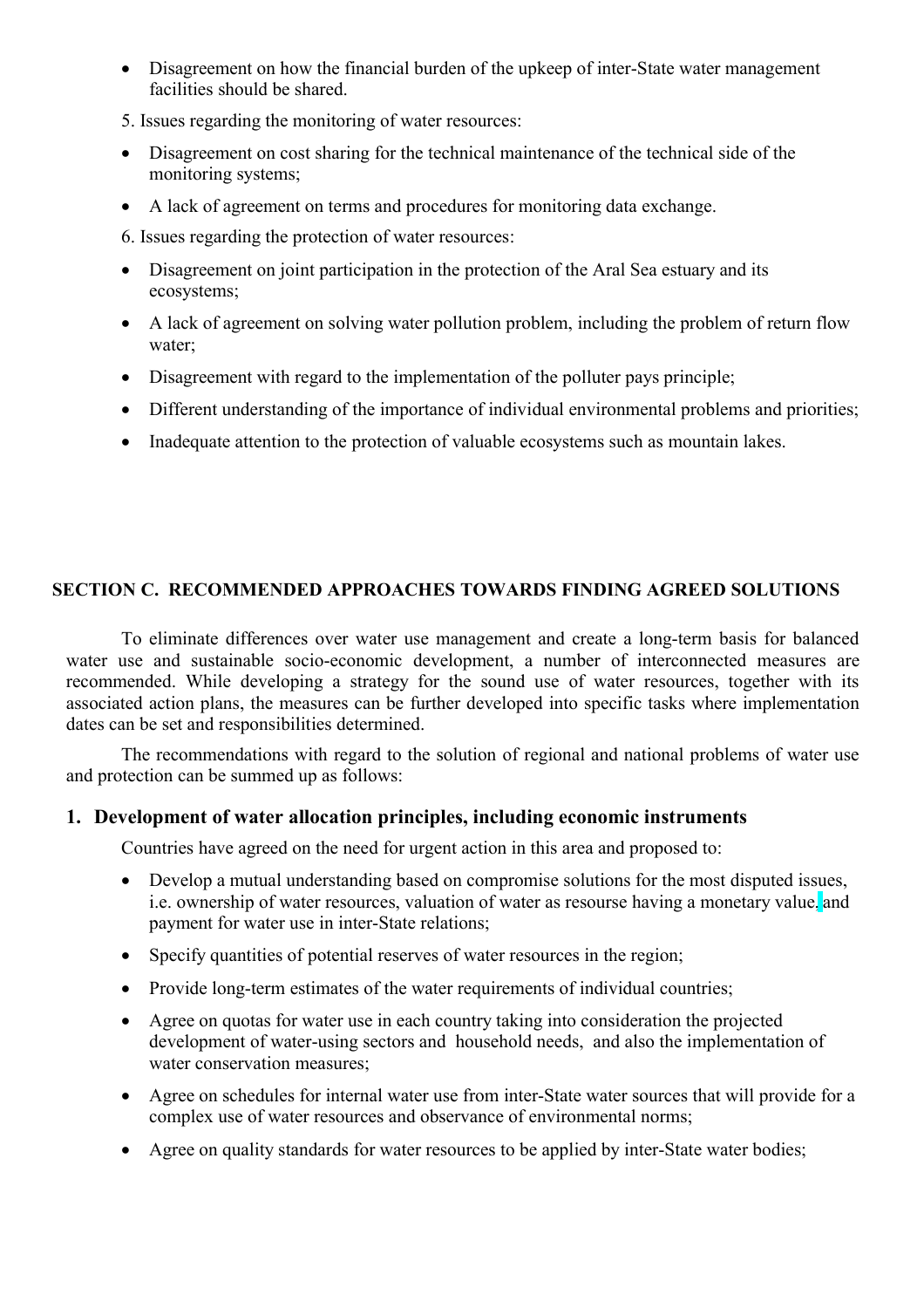- Disagreement on how the financial burden of the upkeep of inter-State water management facilities should be shared.

5. Issues regarding the monitoring of water resources:

- Disagreement on cost sharing for the technical maintenance of the technical side of the monitoring systems;
- A lack of agreement on terms and procedures for monitoring data exchange.

6. Issues regarding the protection of water resources:

- Disagreement on joint participation in the protection of the Aral Sea estuary and its ecosystems;
- A lack of agreement on solving water pollution problem, including the problem of return flow water;
- Disagreement with regard to the implementation of the polluter pays principle;
- Different understanding of the importance of individual environmental problems and priorities;
- Inadequate attention to the protection of valuable ecosystems such as mountain lakes.

## SECTION C. RECOMMENDED APPROACHES TOWARDS FINDING AGREED SOLUTIONS

To eliminate differences over water use management and create a long-term basis for balanced water use and sustainable socio-economic development, a number of interconnected measures are recommended. While developing a strategy for the sound use of water resources, together with its associated action plans, the measures can be further developed into specific tasks where implementation dates can be set and responsibilities determined.

The recommendations with regard to the solution of regional and national problems of water use and protection can be summed up as follows:

### 1. Development of water allocation principles, including economic instruments

Countries have agreed on the need for urgent action in this area and proposed to:

- Develop a mutual understanding based on compromise solutions for the most disputed issues, i.e. ownership of water resources, valuation of water as resourse having a monetary value, and payment for water use in inter-State relations;
- Specify quantities of potential reserves of water resources in the region;
- Provide long-term estimates of the water requirements of individual countries;
- Agree on quotas for water use in each country taking into consideration the projected development of water-using sectors and household needs, and also the implementation of water conservation measures;
- Agree on schedules for internal water use from inter-State water sources that will provide for a complex use of water resources and observance of environmental norms;
- Agree on quality standards for water resources to be applied by inter-State water bodies;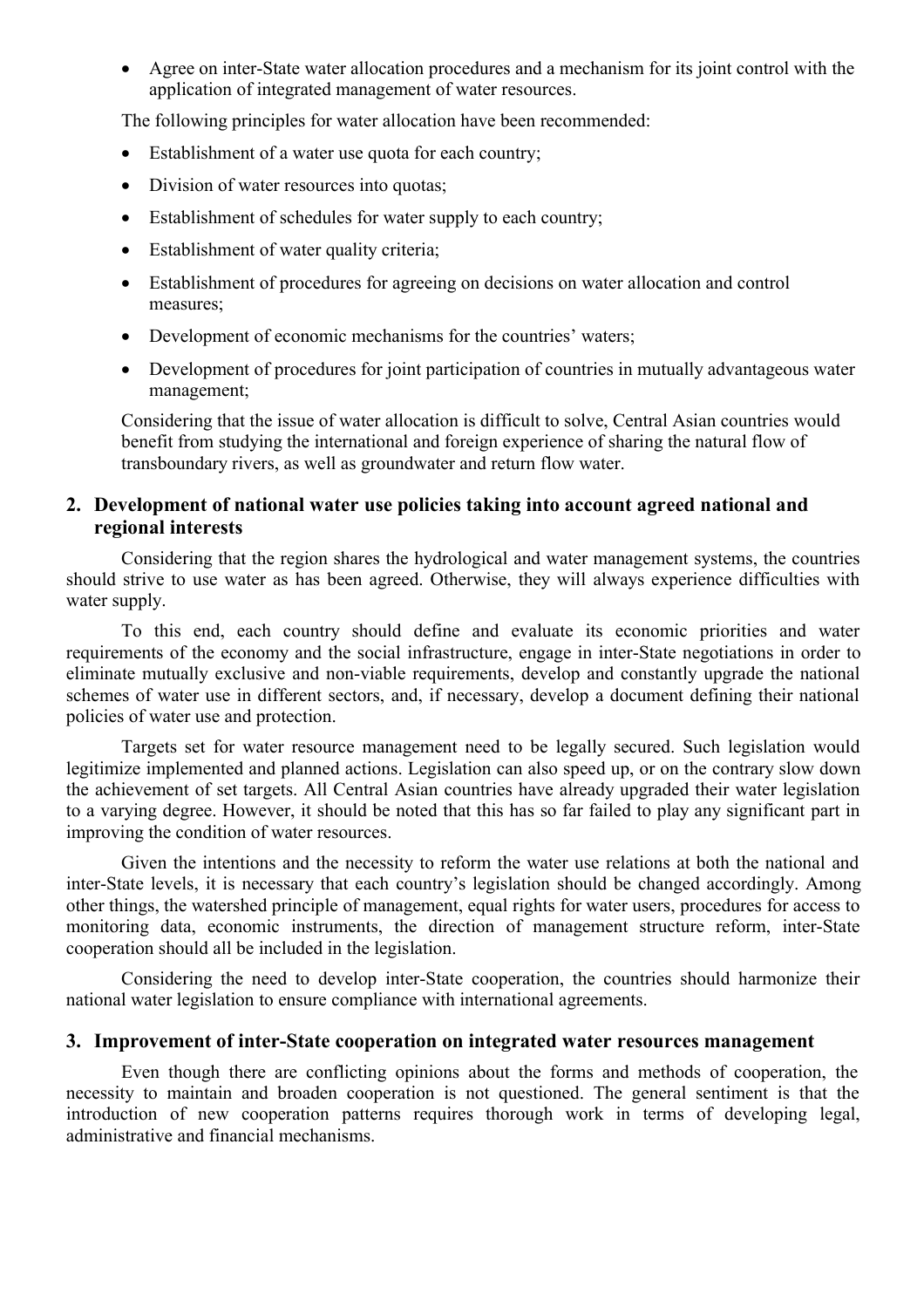- Agree on inter-State water allocation procedures and a mechanism for its joint control with the application of integrated management of water resources.

The following principles for water allocation have been recommended:

- Establishment of a water use quota for each country;
- Division of water resources into quotas;
- Establishment of schedules for water supply to each country;
- Establishment of water quality criteria;
- Establishment of procedures for agreeing on decisions on water allocation and control measures;
- Development of economic mechanisms for the countries' waters;
- Development of procedures for joint participation of countries in mutually advantageous water management;

Considering that the issue of water allocation is difficult to solve, Central Asian countries would benefit from studying the international and foreign experience of sharing the natural flow of transboundary rivers, as well as groundwater and return flow water.

## 2. Development of national water use policies taking into account agreed national and regional interests

Considering that the region shares the hydrological and water management systems, the countries should strive to use water as has been agreed. Otherwise, they will always experience difficulties with water supply.

To this end, each country should define and evaluate its economic priorities and water requirements of the economy and the social infrastructure, engage in inter-State negotiations in order to eliminate mutually exclusive and non-viable requirements, develop and constantly upgrade the national schemes of water use in different sectors, and, if necessary, develop a document defining their national policies of water use and protection.

Targets set for water resource management need to be legally secured. Such legislation would legitimize implemented and planned actions. Legislation can also speed up, or on the contrary slow down the achievement of set targets. All Central Asian countries have already upgraded their water legislation to a varying degree. However, it should be noted that this has so far failed to play any significant part in improving the condition of water resources.

Given the intentions and the necessity to reform the water use relations at both the national and inter-State levels, it is necessary that each country's legislation should be changed accordingly. Among other things, the watershed principle of management, equal rights for water users, procedures for access to monitoring data, economic instruments, the direction of management structure reform, inter-State cooperation should all be included in the legislation.

Considering the need to develop inter-State cooperation, the countries should harmonize their national water legislation to ensure compliance with international agreements.

## 3. Improvement of inter-State cooperation on integrated water resources management

Even though there are conflicting opinions about the forms and methods of cooperation, the necessity to maintain and broaden cooperation is not questioned. The general sentiment is that the introduction of new cooperation patterns requires thorough work in terms of developing legal, administrative and financial mechanisms.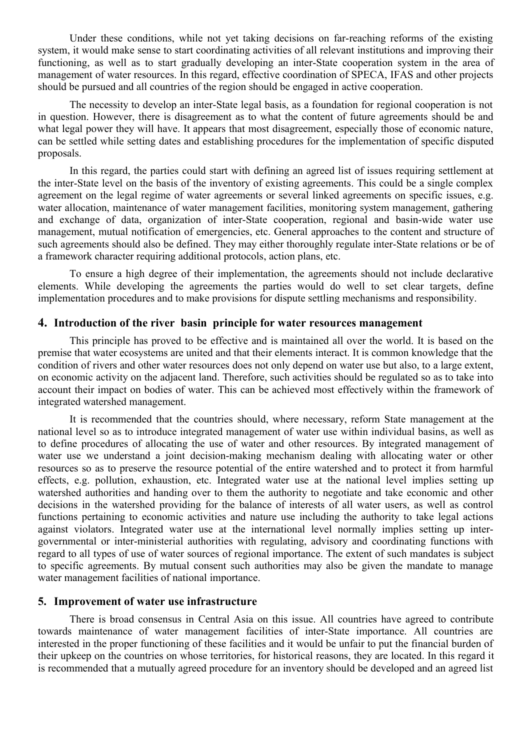Under these conditions, while not yet taking decisions on far-reaching reforms of the existing system, it would make sense to start coordinating activities of all relevant institutions and improving their functioning, as well as to start gradually developing an inter-State cooperation system in the area of management of water resources. In this regard, effective coordination of SPECA, IFAS and other projects should be pursued and all countries of the region should be engaged in active cooperation.

The necessity to develop an inter-State legal basis, as a foundation for regional cooperation is not in question. However, there is disagreement as to what the content of future agreements should be and what legal power they will have. It appears that most disagreement, especially those of economic nature, can be settled while setting dates and establishing procedures for the implementation of specific disputed proposals.

In this regard, the parties could start with defining an agreed list of issues requiring settlement at the inter-State level on the basis of the inventory of existing agreements. This could be a single complex agreement on the legal regime of water agreements or several linked agreements on specific issues, e.g. water allocation, maintenance of water management facilities, monitoring system management, gathering and exchange of data, organization of inter-State cooperation, regional and basin-wide water use management, mutual notification of emergencies, etc. General approaches to the content and structure of such agreements should also be defined. They may either thoroughly regulate inter-State relations or be of a framework character requiring additional protocols, action plans, etc.

To ensure a high degree of their implementation, the agreements should not include declarative elements. While developing the agreements the parties would do well to set clear targets, define implementation procedures and to make provisions for dispute settling mechanisms and responsibility.

## 4. Introduction of the river basin principle for water resources management

This principle has proved to be effective and is maintained all over the world. It is based on the premise that water ecosystems are united and that their elements interact. It is common knowledge that the condition of rivers and other water resources does not only depend on water use but also, to a large extent, on economic activity on the adjacent land. Therefore, such activities should be regulated so as to take into account their impact on bodies of water. This can be achieved most effectively within the framework of integrated watershed management.

It is recommended that the countries should, where necessary, reform State management at the national level so as to introduce integrated management of water use within individual basins, as well as to define procedures of allocating the use of water and other resources. By integrated management of water use we understand a joint decision-making mechanism dealing with allocating water or other resources so as to preserve the resource potential of the entire watershed and to protect it from harmful effects, e.g. pollution, exhaustion, etc. Integrated water use at the national level implies setting up watershed authorities and handing over to them the authority to negotiate and take economic and other decisions in the watershed providing for the balance of interests of all water users, as well as control functions pertaining to economic activities and nature use including the authority to take legal actions against violators. Integrated water use at the international level normally implies setting up inter-governmental or inter-ministerial authorities with regulating, advisory and coordinating functions with regard to all types of use of water sources of regional importance. The extent of such mandates is subject to specific agreements. By mutual consent such authorities may also be given the mandate to manage water management facilities of national importance.

## 5. Improvement of water use infrastructure

There is broad consensus in Central Asia on this issue. All countries have agreed to contribute towards maintenance of water management facilities of inter-State importance. All countries are interested in the proper functioning of these facilities and it would be unfair to put the financial burden of their upkeep on the countries on whose territories, for historical reasons, they are located. In this regard it is recommended that a mutually agreed procedure for an inventory should be developed and an agreed list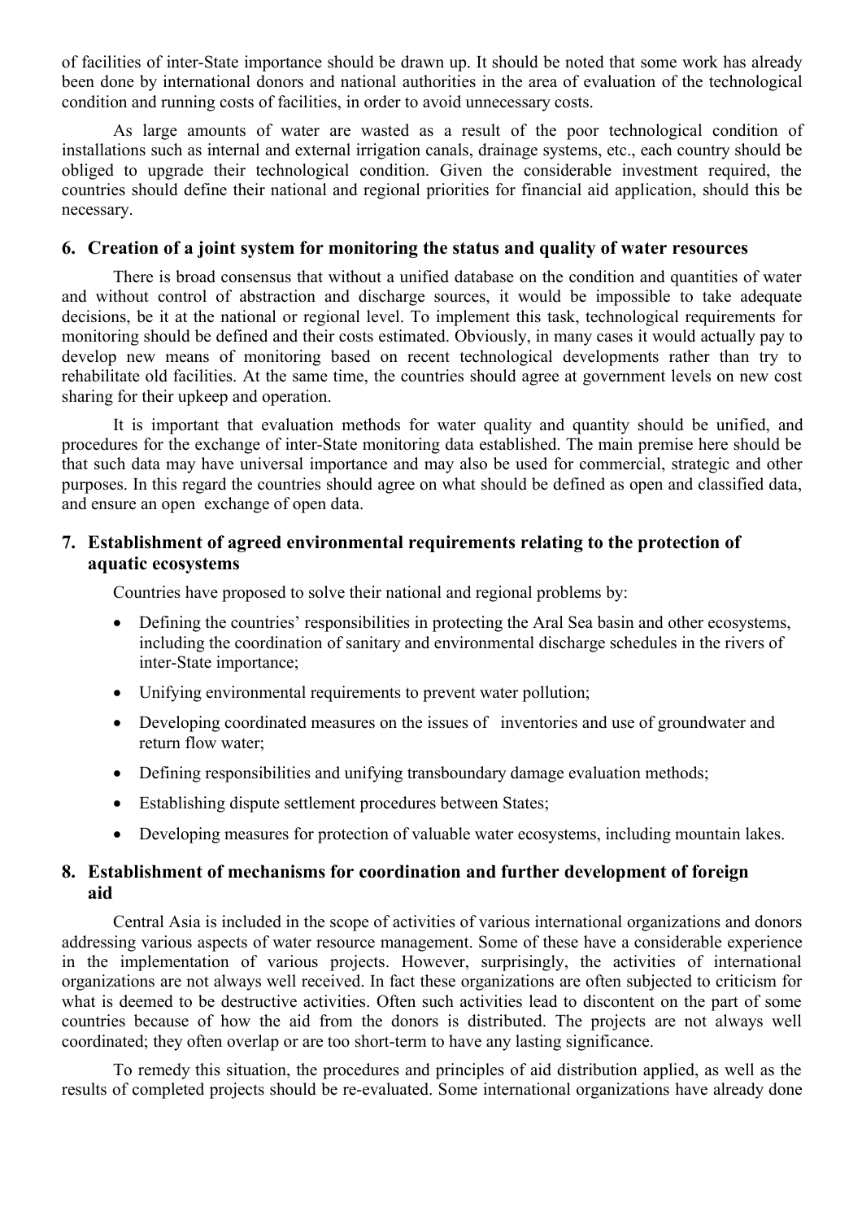of facilities of inter-State importance should be drawn up. It should be noted that some work has already been done by international donors and national authorities in the area of evaluation of the technological condition and running costs of facilities, in order to avoid unnecessary costs.

As large amounts of water are wasted as a result of the poor technological condition of installations such as internal and external irrigation canals, drainage systems, etc., each country should be obliged to upgrade their technological condition. Given the considerable investment required, the countries should define their national and regional priorities for financial aid application, should this be necessary.

## 6. Creation of a joint system for monitoring the status and quality of water resources

There is broad consensus that without a unified database on the condition and quantities of water and without control of abstraction and discharge sources, it would be impossible to take adequate decisions, be it at the national or regional level. To implement this task, technological requirements for monitoring should be defined and their costs estimated. Obviously, in many cases it would actually pay to develop new means of monitoring based on recent technological developments rather than try to rehabilitate old facilities. At the same time, the countries should agree at government levels on new cost sharing for their upkeep and operation.

It is important that evaluation methods for water quality and quantity should be unified, and procedures for the exchange of inter-State monitoring data established. The main premise here should be that such data may have universal importance and may also be used for commercial, strategic and other purposes. In this regard the countries should agree on what should be defined as open and classified data, and ensure an open exchange of open data.

## 7. Establishment of agreed environmental requirements relating to the protection of aquatic ecosystems

Countries have proposed to solve their national and regional problems by:

- Defining the countries' responsibilities in protecting the Aral Sea basin and other ecosystems, including the coordination of sanitary and environmental discharge schedules in the rivers of inter-State importance;
- Unifying environmental requirements to prevent water pollution;
- Developing coordinated measures on the issues of inventories and use of groundwater and return flow water;
- Defining responsibilities and unifying transboundary damage evaluation methods;
- Establishing dispute settlement procedures between States;
- Developing measures for protection of valuable water ecosystems, including mountain lakes.

## 8. Establishment of mechanisms for coordination and further development of foreign aid

Central Asia is included in the scope of activities of various international organizations and donors addressing various aspects of water resource management. Some of these have a considerable experience in the implementation of various projects. However, surprisingly, the activities of international organizations are not always well received. In fact these organizations are often subjected to criticism for what is deemed to be destructive activities. Often such activities lead to discontent on the part of some countries because of how the aid from the donors is distributed. The projects are not always well coordinated; they often overlap or are too short-term to have any lasting significance.

To remedy this situation, the procedures and principles of aid distribution applied, as well as the results of completed projects should be re-evaluated. Some international organizations have already done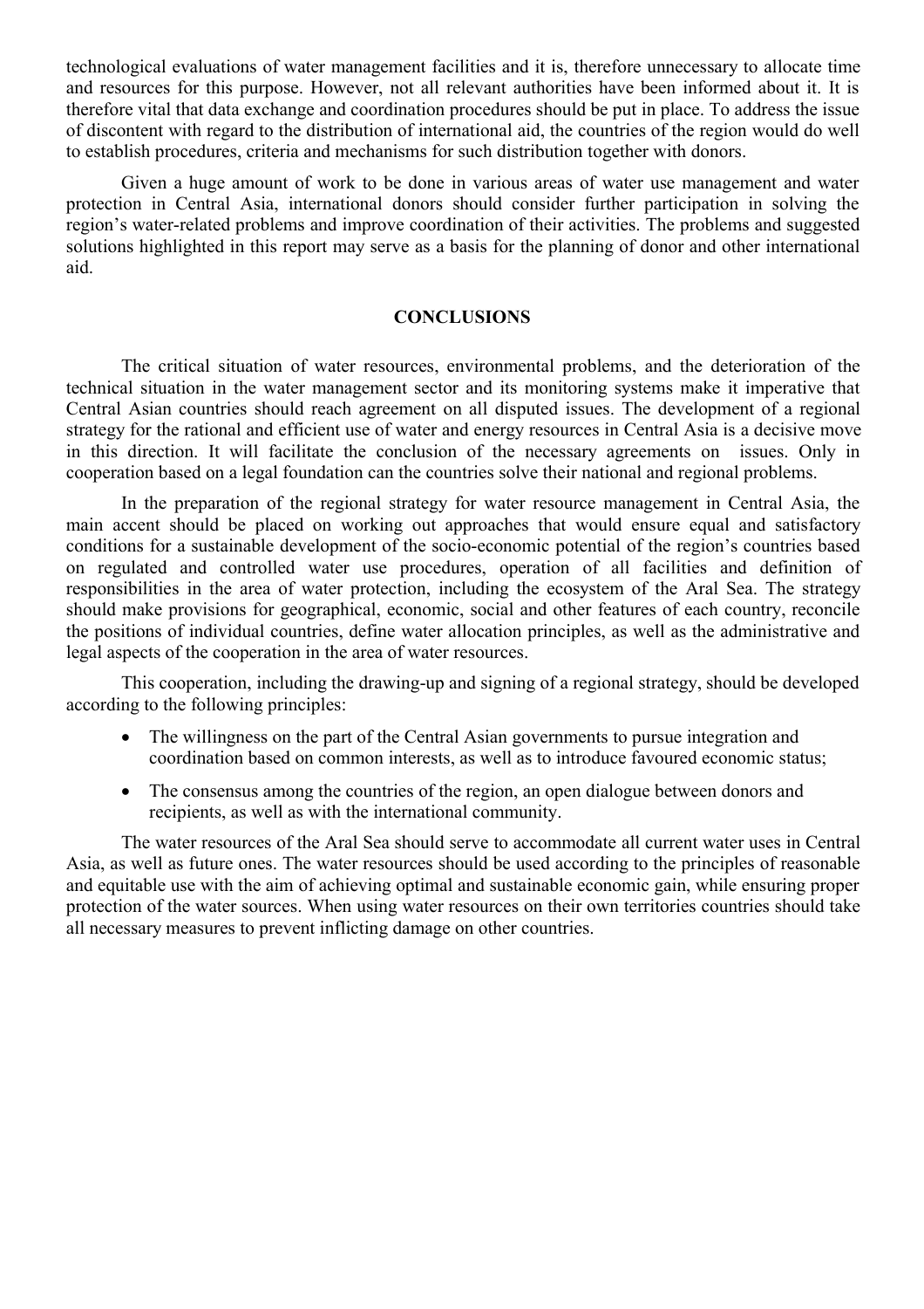technological evaluations of water management facilities and it is, therefore unnecessary to allocate time and resources for this purpose. However, not all relevant authorities have been informed about it. It is therefore vital that data exchange and coordination procedures should be put in place. To address the issue of discontent with regard to the distribution of international aid, the countries of the region would do well to establish procedures, criteria and mechanisms for such distribution together with donors.

Given a huge amount of work to be done in various areas of water use management and water protection in Central Asia, international donors should consider further participation in solving the region's water-related problems and improve coordination of their activities. The problems and suggested solutions highlighted in this report may serve as a basis for the planning of donor and other international aid.

## CONCLUSIONS

The critical situation of water resources, environmental problems, and the deterioration of the technical situation in the water management sector and its monitoring systems make it imperative that Central Asian countries should reach agreement on all disputed issues. The development of a regional strategy for the rational and efficient use of water and energy resources in Central Asia is a decisive move in this direction. It will facilitate the conclusion of the necessary agreements on issues. Only in cooperation based on a legal foundation can the countries solve their national and regional problems.

In the preparation of the regional strategy for water resource management in Central Asia, the main accent should be placed on working out approaches that would ensure equal and satisfactory conditions for a sustainable development of the socio-economic potential of the region's countries based on regulated and controlled water use procedures, operation of all facilities and definition of responsibilities in the area of water protection, including the ecosystem of the Aral Sea. The strategy should make provisions for geographical, economic, social and other features of each country, reconcile the positions of individual countries, define water allocation principles, as well as the administrative and legal aspects of the cooperation in the area of water resources.

This cooperation, including the drawing-up and signing of a regional strategy, should be developed according to the following principles:

- The willingness on the part of the Central Asian governments to pursue integration and coordination based on common interests, as well as to introduce favoured economic status;
- The consensus among the countries of the region, an open dialogue between donors and recipients, as well as with the international community.

The water resources of the Aral Sea should serve to accommodate all current water uses in Central Asia, as well as future ones. The water resources should be used according to the principles of reasonable and equitable use with the aim of achieving optimal and sustainable economic gain, while ensuring proper protection of the water sources. When using water resources on their own territories countries should take all necessary measures to prevent inflicting damage on other countries.